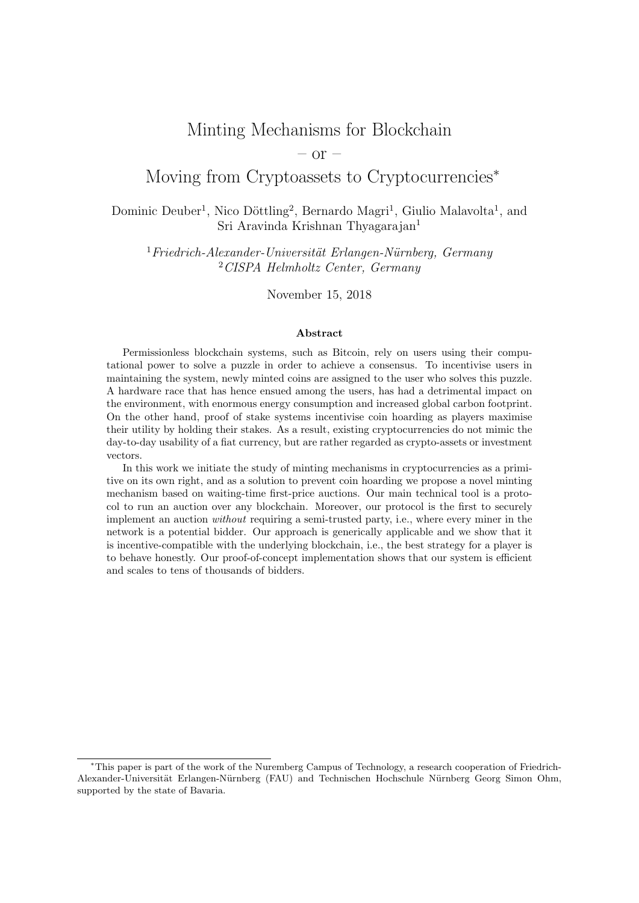# Minting Mechanisms for Blockchain
– or –
# Moving from Cryptoassets to Cryptocurrencies*

Dominic Deuber[1], Nico Döttling[2], Bernardo Magri[1], Giulio Malavolta[1], and Sri Aravinda Krishnan Thyagarajan[1]

[1]*Friedrich-Alexander-Universität Erlangen-Nürnberg, Germany*
[2]*CISPA Helmholtz Center, Germany*

November 15, 2018

### Abstract

Permissionless blockchain systems, such as Bitcoin, rely on users using their computational power to solve a puzzle in order to achieve a consensus. To incentivise users in maintaining the system, newly minted coins are assigned to the user who solves this puzzle. A hardware race that has hence ensued among the users, has had a detrimental impact on the environment, with enormous energy consumption and increased global carbon footprint. On the other hand, proof of stake systems incentivise coin hoarding as players maximise their utility by holding their stakes. As a result, existing cryptocurrencies do not mimic the day-to-day usability of a fiat currency, but are rather regarded as crypto-assets or investment vectors.

In this work we initiate the study of minting mechanisms in cryptocurrencies as a primitive on its own right, and as a solution to prevent coin hoarding we propose a novel minting mechanism based on waiting-time first-price auctions. Our main technical tool is a protocol to run an auction over any blockchain. Moreover, our protocol is the first to securely implement an auction *without* requiring a semi-trusted party, i.e., where every miner in the network is a potential bidder. Our approach is generically applicable and we show that it is incentive-compatible with the underlying blockchain, i.e., the best strategy for a player is to behave honestly. Our proof-of-concept implementation shows that our system is efficient and scales to tens of thousands of bidders.

---

*This paper is part of the work of the Nuremberg Campus of Technology, a research cooperation of Friedrich-Alexander-Universität Erlangen-Nürnberg (FAU) and Technischen Hochschule Nürnberg Georg Simon Ohm, supported by the state of Bavaria.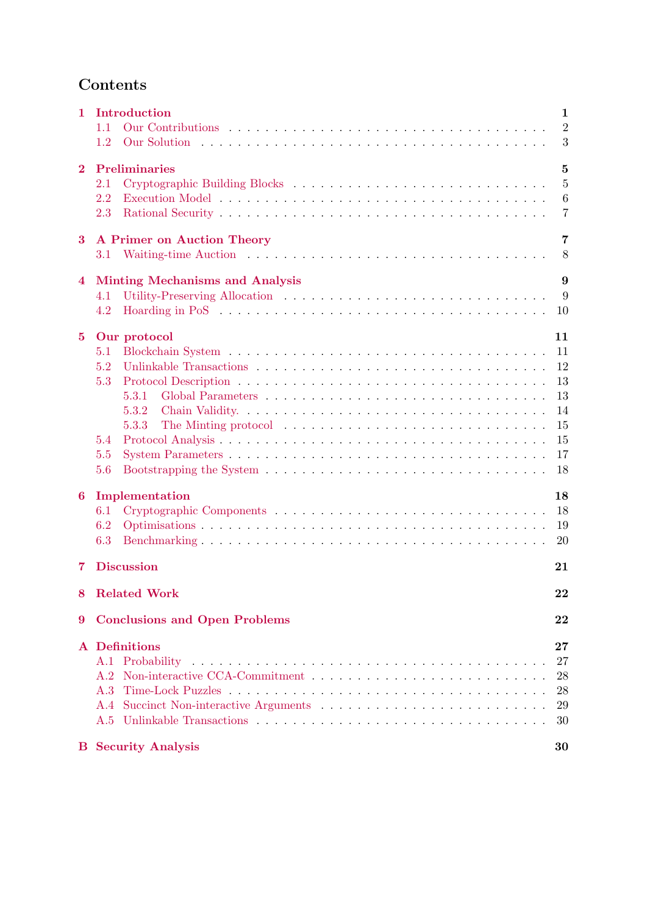# Contents

**1 Introduction** — 1
- 1.1 Our Contributions — 2
- 1.2 Our Solution — 3

**2 Preliminaries** — 5
- 2.1 Cryptographic Building Blocks — 5
- 2.2 Execution Model — 6
- 2.3 Rational Security — 7

**3 A Primer on Auction Theory** — 7
- 3.1 Waiting-time Auction — 8

**4 Minting Mechanisms and Analysis** — 9
- 4.1 Utility-Preserving Allocation — 9
- 4.2 Hoarding in PoS — 10

**5 Our protocol** — 11
- 5.1 Blockchain System — 11
- 5.2 Unlinkable Transactions — 12
- 5.3 Protocol Description — 13
  - 5.3.1 Global Parameters — 13
  - 5.3.2 Chain Validity. — 14
  - 5.3.3 The Minting protocol — 15
- 5.4 Protocol Analysis — 15
- 5.5 System Parameters — 17
- 5.6 Bootstrapping the System — 18

**6 Implementation** — 18
- 6.1 Cryptographic Components — 18
- 6.2 Optimisations — 19
- 6.3 Benchmarking — 20

**7 Discussion** — 21

**8 Related Work** — 22

**9 Conclusions and Open Problems** — 22

**A Definitions** — 27
- A.1 Probability — 27
- A.2 Non-interactive CCA-Commitment — 28
- A.3 Time-Lock Puzzles — 28
- A.4 Succinct Non-interactive Arguments — 29
- A.5 Unlinkable Transactions — 30

**B Security Analysis** — 30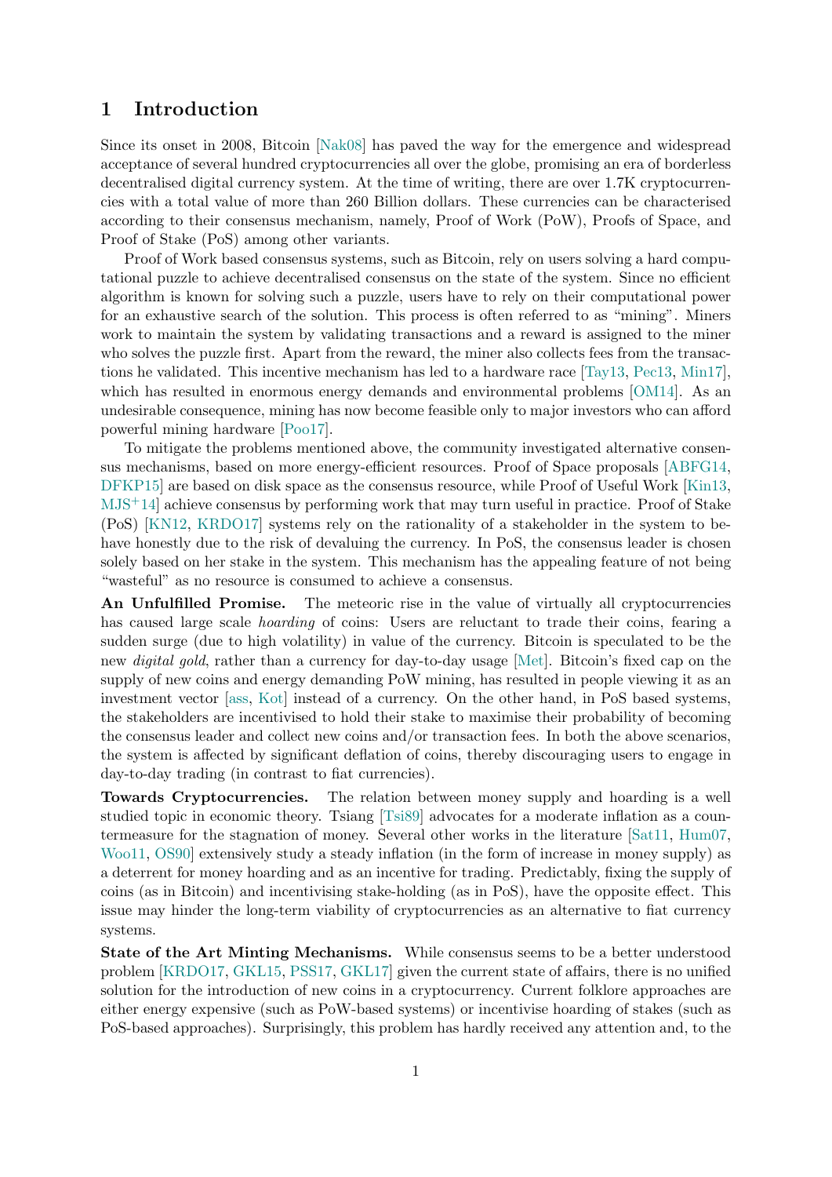# 1 Introduction

Since its onset in 2008, Bitcoin [Nak08] has paved the way for the emergence and widespread acceptance of several hundred cryptocurrencies all over the globe, promising an era of borderless decentralised digital currency system. At the time of writing, there are over 1.7K cryptocurrencies with a total value of more than 260 Billion dollars. These currencies can be characterised according to their consensus mechanism, namely, Proof of Work (PoW), Proofs of Space, and Proof of Stake (PoS) among other variants.

Proof of Work based consensus systems, such as Bitcoin, rely on users solving a hard computational puzzle to achieve decentralised consensus on the state of the system. Since no efficient algorithm is known for solving such a puzzle, users have to rely on their computational power for an exhaustive search of the solution. This process is often referred to as "mining". Miners work to maintain the system by validating transactions and a reward is assigned to the miner who solves the puzzle first. Apart from the reward, the miner also collects fees from the transactions he validated. This incentive mechanism has led to a hardware race [Tay13, Pec13, Min17], which has resulted in enormous energy demands and environmental problems [OM14]. As an undesirable consequence, mining has now become feasible only to major investors who can afford powerful mining hardware [Poo17].

To mitigate the problems mentioned above, the community investigated alternative consensus mechanisms, based on more energy-efficient resources. Proof of Space proposals [ABFG14, DFKP15] are based on disk space as the consensus resource, while Proof of Useful Work [Kin13, MJS+14] achieve consensus by performing work that may turn useful in practice. Proof of Stake (PoS) [KN12, KRDO17] systems rely on the rationality of a stakeholder in the system to behave honestly due to the risk of devaluing the currency. In PoS, the consensus leader is chosen solely based on her stake in the system. This mechanism has the appealing feature of not being "wasteful" as no resource is consumed to achieve a consensus.

**An Unfulfilled Promise.** The meteoric rise in the value of virtually all cryptocurrencies has caused large scale *hoarding* of coins: Users are reluctant to trade their coins, fearing a sudden surge (due to high volatility) in value of the currency. Bitcoin is speculated to be the new *digital gold*, rather than a currency for day-to-day usage [Met]. Bitcoin's fixed cap on the supply of new coins and energy demanding PoW mining, has resulted in people viewing it as an investment vector [ass, Kot] instead of a currency. On the other hand, in PoS based systems, the stakeholders are incentivised to hold their stake to maximise their probability of becoming the consensus leader and collect new coins and/or transaction fees. In both the above scenarios, the system is affected by significant deflation of coins, thereby discouraging users to engage in day-to-day trading (in contrast to fiat currencies).

**Towards Cryptocurrencies.** The relation between money supply and hoarding is a well studied topic in economic theory. Tsiang [Tsi89] advocates for a moderate inflation as a countermeasure for the stagnation of money. Several other works in the literature [Sat11, Hum07, Woo11, OS90] extensively study a steady inflation (in the form of increase in money supply) as a deterrent for money hoarding and as an incentive for trading. Predictably, fixing the supply of coins (as in Bitcoin) and incentivising stake-holding (as in PoS), have the opposite effect. This issue may hinder the long-term viability of cryptocurrencies as an alternative to fiat currency systems.

**State of the Art Minting Mechanisms.** While consensus seems to be a better understood problem [KRDO17, GKL15, PSS17, GKL17] given the current state of affairs, there is no unified solution for the introduction of new coins in a cryptocurrency. Current folklore approaches are either energy expensive (such as PoW-based systems) or incentivise hoarding of stakes (such as PoS-based approaches). Surprisingly, this problem has hardly received any attention and, to the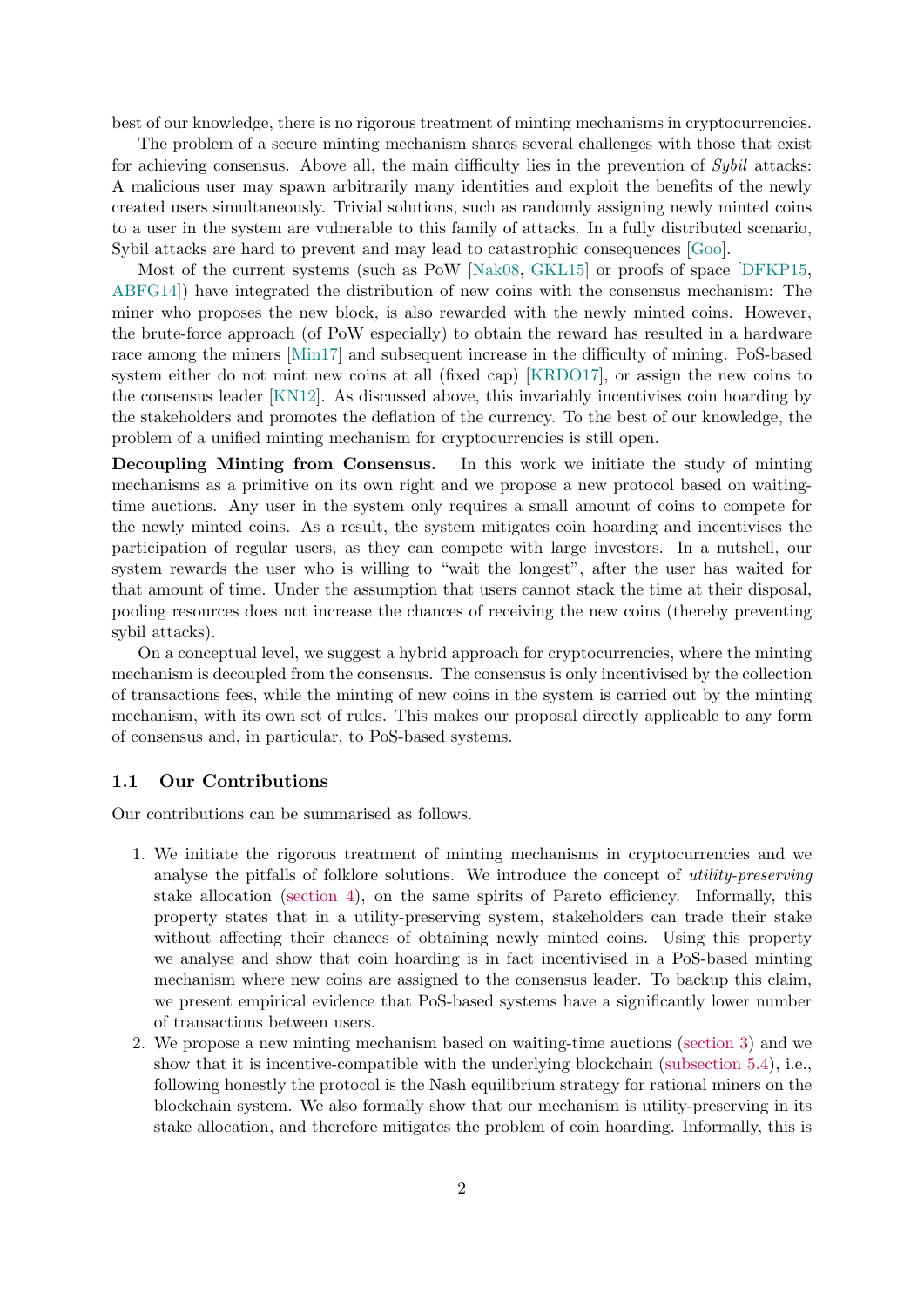best of our knowledge, there is no rigorous treatment of minting mechanisms in cryptocurrencies.

The problem of a secure minting mechanism shares several challenges with those that exist for achieving consensus. Above all, the main difficulty lies in the prevention of *Sybil* attacks: A malicious user may spawn arbitrarily many identities and exploit the benefits of the newly created users simultaneously. Trivial solutions, such as randomly assigning newly minted coins to a user in the system are vulnerable to this family of attacks. In a fully distributed scenario, Sybil attacks are hard to prevent and may lead to catastrophic consequences [Goo].

Most of the current systems (such as PoW [Nak08, GKL15] or proofs of space [DFKP15, ABFG14]) have integrated the distribution of new coins with the consensus mechanism: The miner who proposes the new block, is also rewarded with the newly minted coins. However, the brute-force approach (of PoW especially) to obtain the reward has resulted in a hardware race among the miners [Min17] and subsequent increase in the difficulty of mining. PoS-based system either do not mint new coins at all (fixed cap) [KRDO17], or assign the new coins to the consensus leader [KN12]. As discussed above, this invariably incentivises coin hoarding by the stakeholders and promotes the deflation of the currency. To the best of our knowledge, the problem of a unified minting mechanism for cryptocurrencies is still open.

**Decoupling Minting from Consensus.** In this work we initiate the study of minting mechanisms as a primitive on its own right and we propose a new protocol based on waiting-time auctions. Any user in the system only requires a small amount of coins to compete for the newly minted coins. As a result, the system mitigates coin hoarding and incentivises the participation of regular users, as they can compete with large investors. In a nutshell, our system rewards the user who is willing to "wait the longest", after the user has waited for that amount of time. Under the assumption that users cannot stack the time at their disposal, pooling resources does not increase the chances of receiving the new coins (thereby preventing sybil attacks).

On a conceptual level, we suggest a hybrid approach for cryptocurrencies, where the minting mechanism is decoupled from the consensus. The consensus is only incentivised by the collection of transactions fees, while the minting of new coins in the system is carried out by the minting mechanism, with its own set of rules. This makes our proposal directly applicable to any form of consensus and, in particular, to PoS-based systems.

### 1.1 Our Contributions

Our contributions can be summarised as follows.

1. We initiate the rigorous treatment of minting mechanisms in cryptocurrencies and we analyse the pitfalls of folklore solutions. We introduce the concept of *utility-preserving* stake allocation (section 4), on the same spirits of Pareto efficiency. Informally, this property states that in a utility-preserving system, stakeholders can trade their stake without affecting their chances of obtaining newly minted coins. Using this property we analyse and show that coin hoarding is in fact incentivised in a PoS-based minting mechanism where new coins are assigned to the consensus leader. To backup this claim, we present empirical evidence that PoS-based systems have a significantly lower number of transactions between users.
2. We propose a new minting mechanism based on waiting-time auctions (section 3) and we show that it is incentive-compatible with the underlying blockchain (subsection 5.4), i.e., following honestly the protocol is the Nash equilibrium strategy for rational miners on the blockchain system. We also formally show that our mechanism is utility-preserving in its stake allocation, and therefore mitigates the problem of coin hoarding. Informally, this is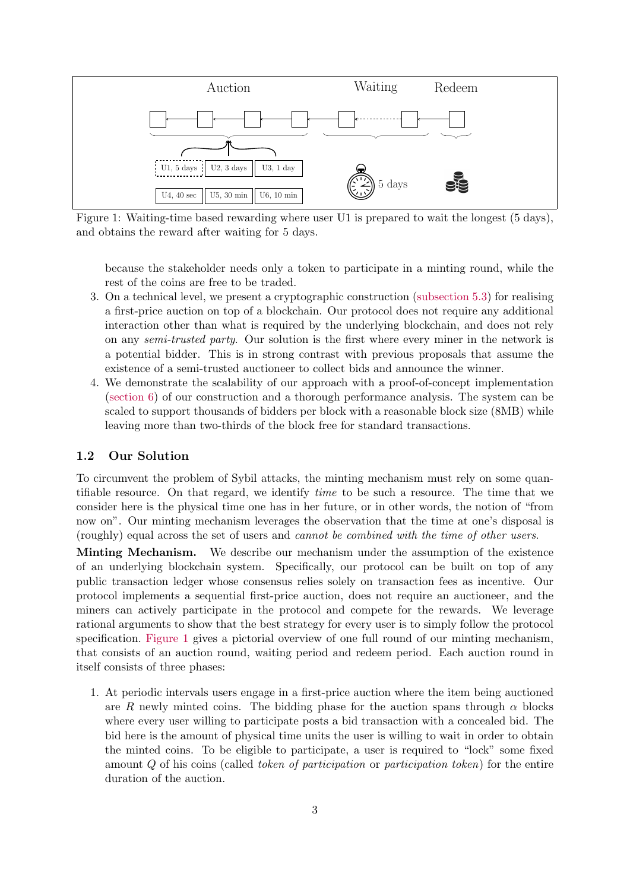Figure 1: Waiting-time based rewarding where user U1 is prepared to wait the longest (5 days), and obtains the reward after waiting for 5 days.

because the stakeholder needs only a token to participate in a minting round, while the rest of the coins are free to be traded.

3. On a technical level, we present a cryptographic construction (subsection 5.3) for realising a first-price auction on top of a blockchain. Our protocol does not require any additional interaction other than what is required by the underlying blockchain, and does not rely on any *semi-trusted party*. Our solution is the first where every miner in the network is a potential bidder. This is in strong contrast with previous proposals that assume the existence of a semi-trusted auctioneer to collect bids and announce the winner.
4. We demonstrate the scalability of our approach with a proof-of-concept implementation (section 6) of our construction and a thorough performance analysis. The system can be scaled to support thousands of bidders per block with a reasonable block size (8MB) while leaving more than two-thirds of the block free for standard transactions.

## 1.2 Our Solution

To circumvent the problem of Sybil attacks, the minting mechanism must rely on some quantifiable resource. On that regard, we identify *time* to be such a resource. The time that we consider here is the physical time one has in her future, or in other words, the notion of "from now on". Our minting mechanism leverages the observation that the time at one's disposal is (roughly) equal across the set of users and *cannot be combined with the time of other users*.

**Minting Mechanism.** We describe our mechanism under the assumption of the existence of an underlying blockchain system. Specifically, our protocol can be built on top of any public transaction ledger whose consensus relies solely on transaction fees as incentive. Our protocol implements a sequential first-price auction, does not require an auctioneer, and the miners can actively participate in the protocol and compete for the rewards. We leverage rational arguments to show that the best strategy for every user is to simply follow the protocol specification. Figure 1 gives a pictorial overview of one full round of our minting mechanism, that consists of an auction round, waiting period and redeem period. Each auction round in itself consists of three phases:

1. At periodic intervals users engage in a first-price auction where the item being auctioned are $R$ newly minted coins. The bidding phase for the auction spans through $\alpha$ blocks where every user willing to participate posts a bid transaction with a concealed bid. The bid here is the amount of physical time units the user is willing to wait in order to obtain the minted coins. To be eligible to participate, a user is required to "lock" some fixed amount $Q$ of his coins (called *token of participation* or *participation token*) for the entire duration of the auction.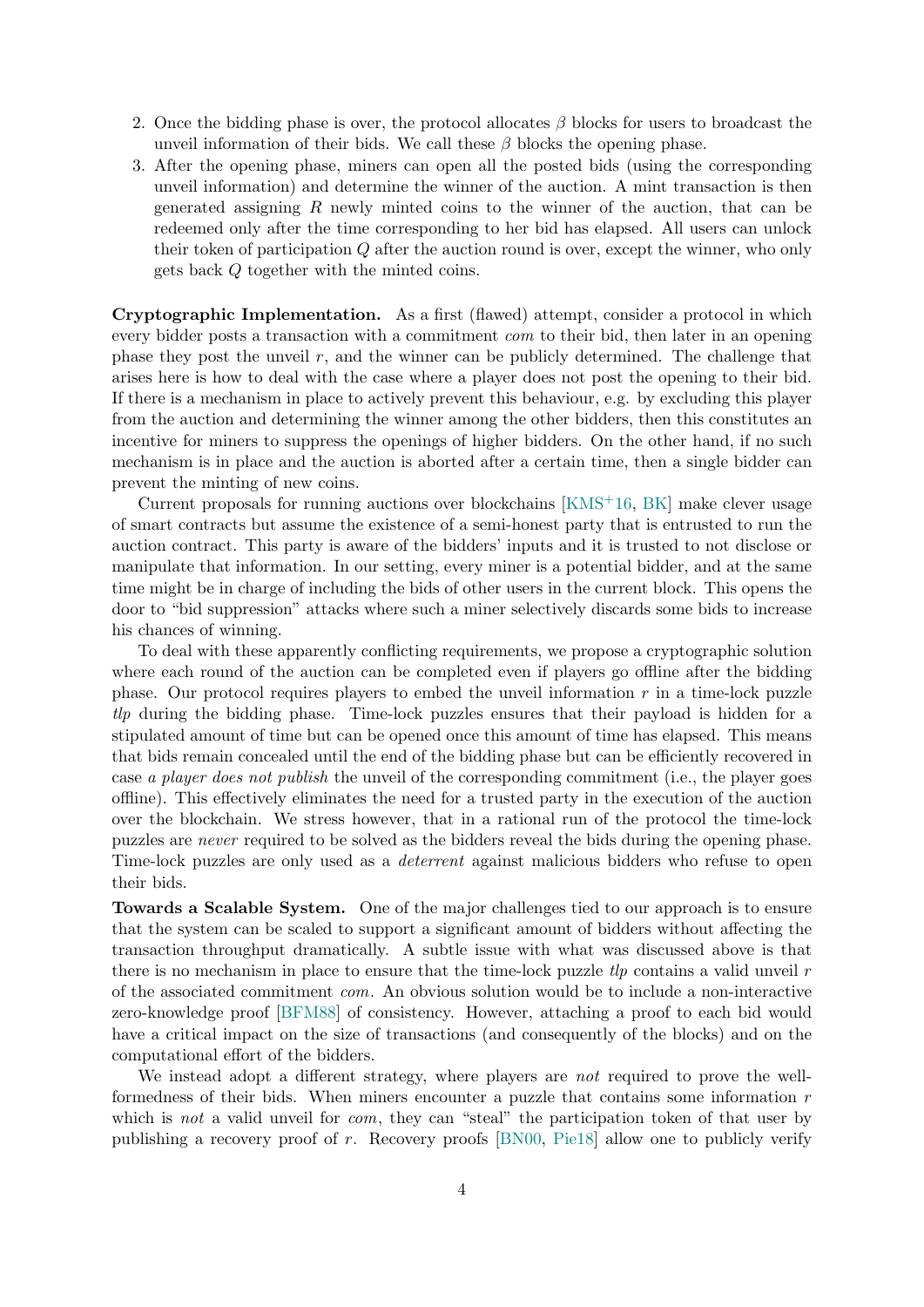2. Once the bidding phase is over, the protocol allocates $\beta$ blocks for users to broadcast the unveil information of their bids. We call these $\beta$ blocks the opening phase.
3. After the opening phase, miners can open all the posted bids (using the corresponding unveil information) and determine the winner of the auction. A mint transaction is then generated assigning $R$ newly minted coins to the winner of the auction, that can be redeemed only after the time corresponding to her bid has elapsed. All users can unlock their token of participation $Q$ after the auction round is over, except the winner, who only gets back $Q$ together with the minted coins.

**Cryptographic Implementation.** As a first (flawed) attempt, consider a protocol in which every bidder posts a transaction with a commitment *com* to their bid, then later in an opening phase they post the unveil $r$, and the winner can be publicly determined. The challenge that arises here is how to deal with the case where a player does not post the opening to their bid. If there is a mechanism in place to actively prevent this behaviour, e.g. by excluding this player from the auction and determining the winner among the other bidders, then this constitutes an incentive for miners to suppress the openings of higher bidders. On the other hand, if no such mechanism is in place and the auction is aborted after a certain time, then a single bidder can prevent the minting of new coins.

Current proposals for running auctions over blockchains [KMS+16, BK] make clever usage of smart contracts but assume the existence of a semi-honest party that is entrusted to run the auction contract. This party is aware of the bidders' inputs and it is trusted to not disclose or manipulate that information. In our setting, every miner is a potential bidder, and at the same time might be in charge of including the bids of other users in the current block. This opens the door to "bid suppression" attacks where such a miner selectively discards some bids to increase his chances of winning.

To deal with these apparently conflicting requirements, we propose a cryptographic solution where each round of the auction can be completed even if players go offline after the bidding phase. Our protocol requires players to embed the unveil information $r$ in a time-lock puzzle *tlp* during the bidding phase. Time-lock puzzles ensures that their payload is hidden for a stipulated amount of time but can be opened once this amount of time has elapsed. This means that bids remain concealed until the end of the bidding phase but can be efficiently recovered in case *a player does not publish* the unveil of the corresponding commitment (i.e., the player goes offline). This effectively eliminates the need for a trusted party in the execution of the auction over the blockchain. We stress however, that in a rational run of the protocol the time-lock puzzles are *never* required to be solved as the bidders reveal the bids during the opening phase. Time-lock puzzles are only used as a *deterrent* against malicious bidders who refuse to open their bids.

**Towards a Scalable System.** One of the major challenges tied to our approach is to ensure that the system can be scaled to support a significant amount of bidders without affecting the transaction throughput dramatically. A subtle issue with what was discussed above is that there is no mechanism in place to ensure that the time-lock puzzle *tlp* contains a valid unveil $r$ of the associated commitment *com*. An obvious solution would be to include a non-interactive zero-knowledge proof [BFM88] of consistency. However, attaching a proof to each bid would have a critical impact on the size of transactions (and consequently of the blocks) and on the computational effort of the bidders.

We instead adopt a different strategy, where players are *not* required to prove the well-formedness of their bids. When miners encounter a puzzle that contains some information $r$ which is *not* a valid unveil for *com*, they can "steal" the participation token of that user by publishing a recovery proof of $r$. Recovery proofs [BN00, Pie18] allow one to publicly verify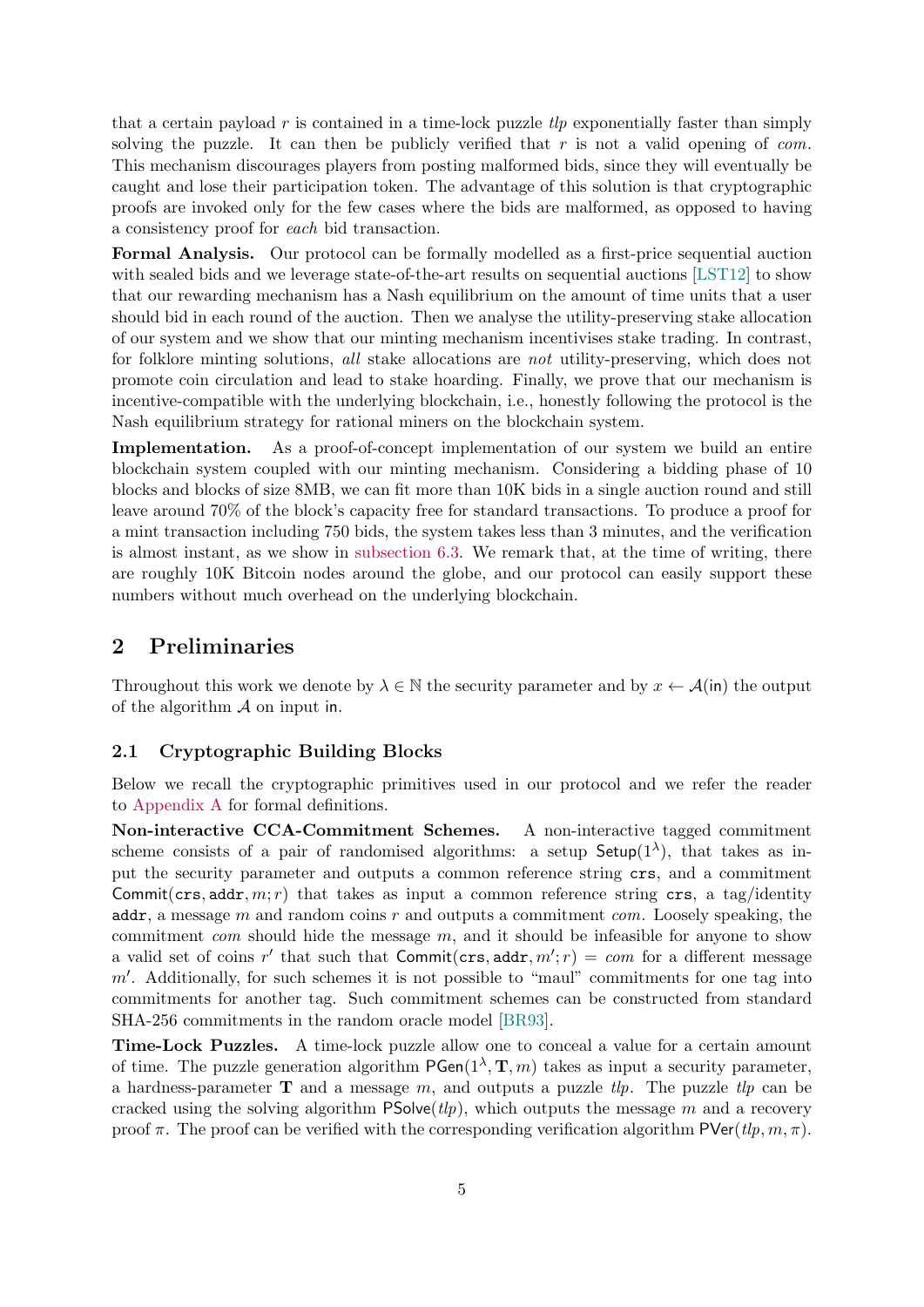that a certain payload $r$ is contained in a time-lock puzzle $tlp$ exponentially faster than simply solving the puzzle. It can then be publicly verified that $r$ is not a valid opening of $com$. This mechanism discourages players from posting malformed bids, since they will eventually be caught and lose their participation token. The advantage of this solution is that cryptographic proofs are invoked only for the few cases where the bids are malformed, as opposed to having a consistency proof for *each* bid transaction.

**Formal Analysis.** Our protocol can be formally modelled as a first-price sequential auction with sealed bids and we leverage state-of-the-art results on sequential auctions [LST12] to show that our rewarding mechanism has a Nash equilibrium on the amount of time units that a user should bid in each round of the auction. Then we analyse the utility-preserving stake allocation of our system and we show that our minting mechanism incentivises stake trading. In contrast, for folklore minting solutions, *all* stake allocations are *not* utility-preserving, which does not promote coin circulation and lead to stake hoarding. Finally, we prove that our mechanism is incentive-compatible with the underlying blockchain, i.e., honestly following the protocol is the Nash equilibrium strategy for rational miners on the blockchain system.

**Implementation.** As a proof-of-concept implementation of our system we build an entire blockchain system coupled with our minting mechanism. Considering a bidding phase of 10 blocks and blocks of size 8MB, we can fit more than 10K bids in a single auction round and still leave around 70% of the block's capacity free for standard transactions. To produce a proof for a mint transaction including 750 bids, the system takes less than 3 minutes, and the verification is almost instant, as we show in subsection 6.3. We remark that, at the time of writing, there are roughly 10K Bitcoin nodes around the globe, and our protocol can easily support these numbers without much overhead on the underlying blockchain.

## 2 Preliminaries

Throughout this work we denote by $\lambda \in \mathbb{N}$ the security parameter and by $x \leftarrow \mathcal{A}(\mathsf{in})$ the output of the algorithm $\mathcal{A}$ on input $\mathsf{in}$.

### 2.1 Cryptographic Building Blocks

Below we recall the cryptographic primitives used in our protocol and we refer the reader to Appendix A for formal definitions.

**Non-interactive CCA-Commitment Schemes.** A non-interactive tagged commitment scheme consists of a pair of randomised algorithms: a setup $\mathsf{Setup}(1^\lambda)$, that takes as input the security parameter and outputs a common reference string $\mathtt{crs}$, and a commitment $\mathsf{Commit}(\mathtt{crs}, \mathtt{addr}, m; r)$ that takes as input a common reference string $\mathtt{crs}$, a tag/identity $\mathtt{addr}$, a message $m$ and random coins $r$ and outputs a commitment $com$. Loosely speaking, the commitment $com$ should hide the message $m$, and it should be infeasible for anyone to show a valid set of coins $r'$ that such that $\mathsf{Commit}(\mathtt{crs}, \mathtt{addr}, m'; r) = com$ for a different message $m'$. Additionally, for such schemes it is not possible to "maul" commitments for one tag into commitments for another tag. Such commitment schemes can be constructed from standard SHA-256 commitments in the random oracle model [BR93].

**Time-Lock Puzzles.** A time-lock puzzle allow one to conceal a value for a certain amount of time. The puzzle generation algorithm $\mathsf{PGen}(1^\lambda, \mathbf{T}, m)$ takes as input a security parameter, a hardness-parameter $\mathbf{T}$ and a message $m$, and outputs a puzzle $tlp$. The puzzle $tlp$ can be cracked using the solving algorithm $\mathsf{PSolve}(tlp)$, which outputs the message $m$ and a recovery proof $\pi$. The proof can be verified with the corresponding verification algorithm $\mathsf{PVer}(tlp, m, \pi)$.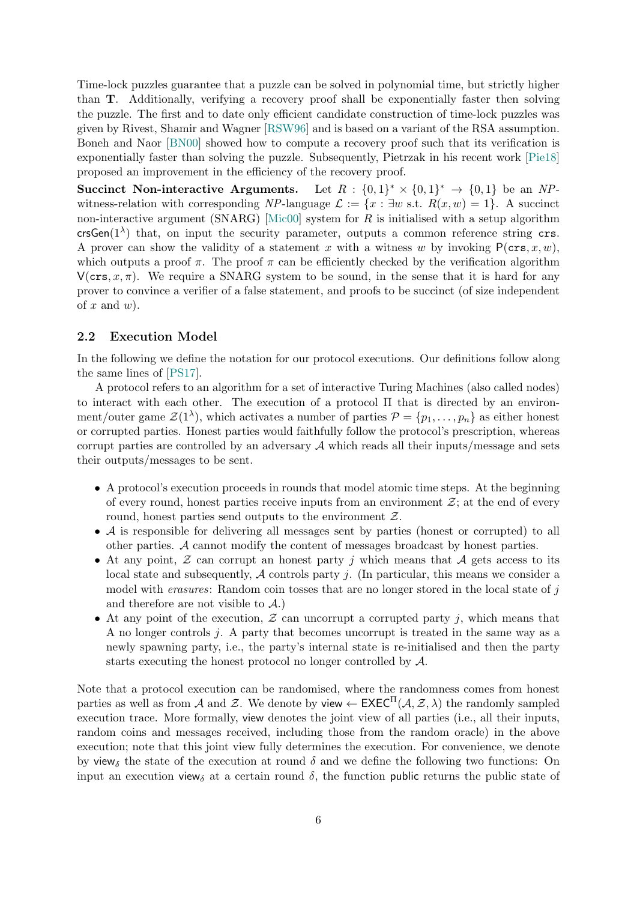Time-lock puzzles guarantee that a puzzle can be solved in polynomial time, but strictly higher than $\mathbf{T}$. Additionally, verifying a recovery proof shall be exponentially faster then solving the puzzle. The first and to date only efficient candidate construction of time-lock puzzles was given by Rivest, Shamir and Wagner [RSW96] and is based on a variant of the RSA assumption. Boneh and Naor [BN00] showed how to compute a recovery proof such that its verification is exponentially faster than solving the puzzle. Subsequently, Pietrzak in his recent work [Pie18] proposed an improvement in the efficiency of the recovery proof.

**Succinct Non-interactive Arguments.** Let $R : \{0,1\}^* \times \{0,1\}^* \to \{0,1\}$ be an *NP*-witness-relation with corresponding *NP*-language $\mathcal{L} := \{x : \exists w \text{ s.t. } R(x,w) = 1\}$. A succinct non-interactive argument (SNARG) [Mic00] system for $R$ is initialised with a setup algorithm $\mathsf{crsGen}(1^\lambda)$ that, on input the security parameter, outputs a common reference string $\mathtt{crs}$. A prover can show the validity of a statement $x$ with a witness $w$ by invoking $\mathsf{P}(\mathtt{crs}, x, w)$, which outputs a proof $\pi$. The proof $\pi$ can be efficiently checked by the verification algorithm $\mathsf{V}(\mathtt{crs}, x, \pi)$. We require a SNARG system to be sound, in the sense that it is hard for any prover to convince a verifier of a false statement, and proofs to be succinct (of size independent of $x$ and $w$).

## 2.2 Execution Model

In the following we define the notation for our protocol executions. Our definitions follow along the same lines of [PS17].

A protocol refers to an algorithm for a set of interactive Turing Machines (also called nodes) to interact with each other. The execution of a protocol $\Pi$ that is directed by an environment/outer game $\mathcal{Z}(1^\lambda)$, which activates a number of parties $\mathcal{P} = \{p_1, \ldots, p_n\}$ as either honest or corrupted parties. Honest parties would faithfully follow the protocol's prescription, whereas corrupt parties are controlled by an adversary $\mathcal{A}$ which reads all their inputs/message and sets their outputs/messages to be sent.

- A protocol's execution proceeds in rounds that model atomic time steps. At the beginning of every round, honest parties receive inputs from an environment $\mathcal{Z}$; at the end of every round, honest parties send outputs to the environment $\mathcal{Z}$.
- $\mathcal{A}$ is responsible for delivering all messages sent by parties (honest or corrupted) to all other parties. $\mathcal{A}$ cannot modify the content of messages broadcast by honest parties.
- At any point, $\mathcal{Z}$ can corrupt an honest party $j$ which means that $\mathcal{A}$ gets access to its local state and subsequently, $\mathcal{A}$ controls party $j$. (In particular, this means we consider a model with *erasures*: Random coin tosses that are no longer stored in the local state of $j$ and therefore are not visible to $\mathcal{A}$.)
- At any point of the execution, $\mathcal{Z}$ can uncorrupt a corrupted party $j$, which means that A no longer controls $j$. A party that becomes uncorrupt is treated in the same way as a newly spawning party, i.e., the party's internal state is re-initialised and then the party starts executing the honest protocol no longer controlled by $\mathcal{A}$.

Note that a protocol execution can be randomised, where the randomness comes from honest parties as well as from $\mathcal{A}$ and $\mathcal{Z}$. We denote by $\mathsf{view} \leftarrow \mathsf{EXEC}^\Pi(\mathcal{A}, \mathcal{Z}, \lambda)$ the randomly sampled execution trace. More formally, $\mathsf{view}$ denotes the joint view of all parties (i.e., all their inputs, random coins and messages received, including those from the random oracle) in the above execution; note that this joint view fully determines the execution. For convenience, we denote by $\mathsf{view}_\delta$ the state of the execution at round $\delta$ and we define the following two functions: On input an execution $\mathsf{view}_\delta$ at a certain round $\delta$, the function $\mathsf{public}$ returns the public state of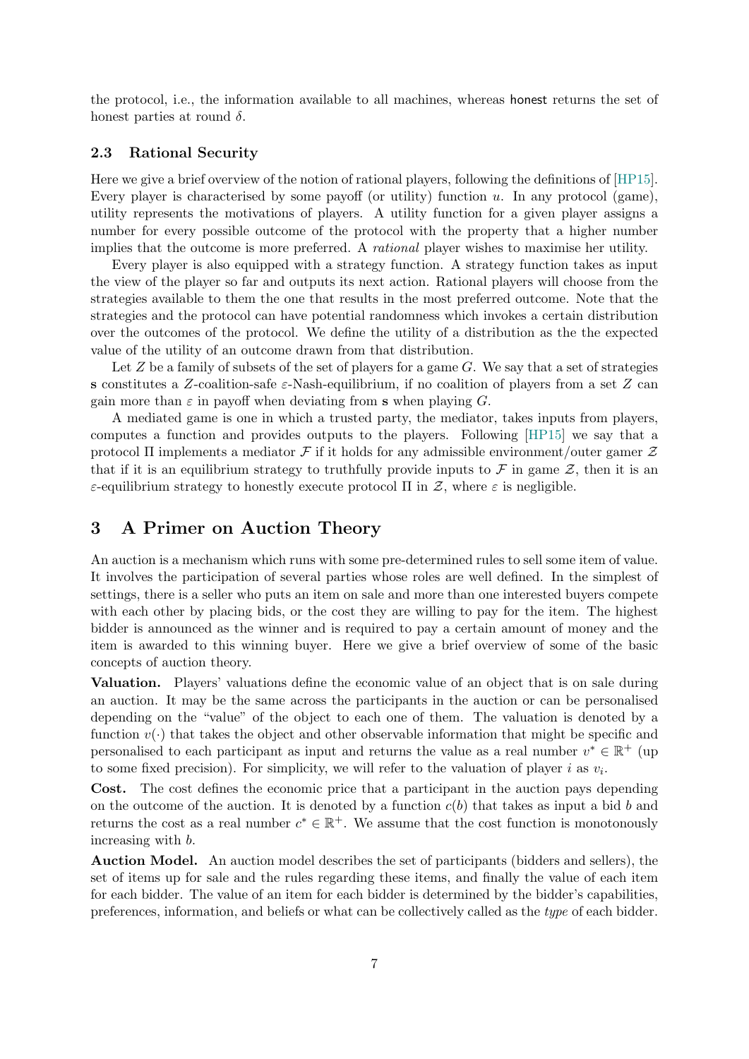the protocol, i.e., the information available to all machines, whereas honest returns the set of honest parties at round $\delta$.

### 2.3 Rational Security

Here we give a brief overview of the notion of rational players, following the definitions of [HP15]. Every player is characterised by some payoff (or utility) function $u$. In any protocol (game), utility represents the motivations of players. A utility function for a given player assigns a number for every possible outcome of the protocol with the property that a higher number implies that the outcome is more preferred. A *rational* player wishes to maximise her utility.

Every player is also equipped with a strategy function. A strategy function takes as input the view of the player so far and outputs its next action. Rational players will choose from the strategies available to them the one that results in the most preferred outcome. Note that the strategies and the protocol can have potential randomness which invokes a certain distribution over the outcomes of the protocol. We define the utility of a distribution as the the expected value of the utility of an outcome drawn from that distribution.

Let $Z$ be a family of subsets of the set of players for a game $G$. We say that a set of strategies $\mathbf{s}$ constitutes a $Z$-coalition-safe $\varepsilon$-Nash-equilibrium, if no coalition of players from a set $Z$ can gain more than $\varepsilon$ in payoff when deviating from $\mathbf{s}$ when playing $G$.

A mediated game is one in which a trusted party, the mediator, takes inputs from players, computes a function and provides outputs to the players. Following [HP15] we say that a protocol $\Pi$ implements a mediator $\mathcal{F}$ if it holds for any admissible environment/outer gamer $\mathcal{Z}$ that if it is an equilibrium strategy to truthfully provide inputs to $\mathcal{F}$ in game $\mathcal{Z}$, then it is an $\varepsilon$-equilibrium strategy to honestly execute protocol $\Pi$ in $\mathcal{Z}$, where $\varepsilon$ is negligible.

## 3 A Primer on Auction Theory

An auction is a mechanism which runs with some pre-determined rules to sell some item of value. It involves the participation of several parties whose roles are well defined. In the simplest of settings, there is a seller who puts an item on sale and more than one interested buyers compete with each other by placing bids, or the cost they are willing to pay for the item. The highest bidder is announced as the winner and is required to pay a certain amount of money and the item is awarded to this winning buyer. Here we give a brief overview of some of the basic concepts of auction theory.

**Valuation.** Players' valuations define the economic value of an object that is on sale during an auction. It may be the same across the participants in the auction or can be personalised depending on the "value" of the object to each one of them. The valuation is denoted by a function $v(\cdot)$ that takes the object and other observable information that might be specific and personalised to each participant as input and returns the value as a real number $v^* \in \mathbb{R}^+$ (up to some fixed precision). For simplicity, we will refer to the valuation of player $i$ as $v_i$.

**Cost.** The cost defines the economic price that a participant in the auction pays depending on the outcome of the auction. It is denoted by a function $c(b)$ that takes as input a bid $b$ and returns the cost as a real number $c^* \in \mathbb{R}^+$. We assume that the cost function is monotonously increasing with $b$.

**Auction Model.** An auction model describes the set of participants (bidders and sellers), the set of items up for sale and the rules regarding these items, and finally the value of each item for each bidder. The value of an item for each bidder is determined by the bidder's capabilities, preferences, information, and beliefs or what can be collectively called as the *type* of each bidder.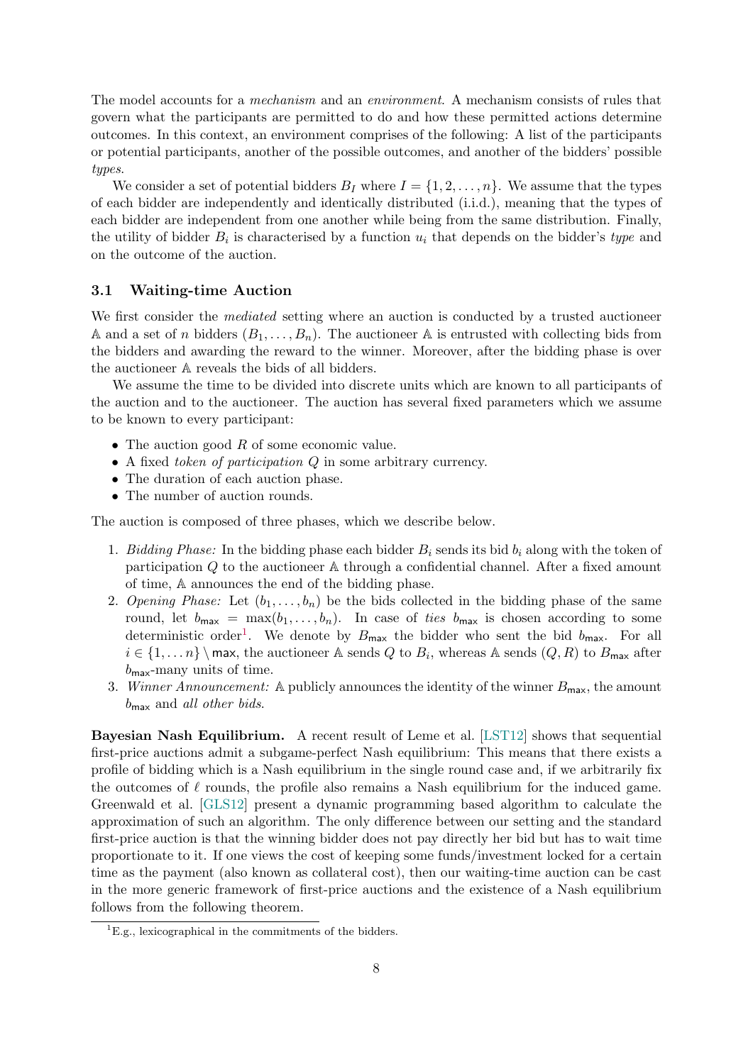The model accounts for a *mechanism* and an *environment*. A mechanism consists of rules that govern what the participants are permitted to do and how these permitted actions determine outcomes. In this context, an environment comprises of the following: A list of the participants or potential participants, another of the possible outcomes, and another of the bidders' possible *types*.

We consider a set of potential bidders $B_I$ where $I = \{1, 2, \ldots, n\}$. We assume that the types of each bidder are independently and identically distributed (i.i.d.), meaning that the types of each bidder are independent from one another while being from the same distribution. Finally, the utility of bidder $B_i$ is characterised by a function $u_i$ that depends on the bidder's *type* and on the outcome of the auction.

### 3.1 Waiting-time Auction

We first consider the *mediated* setting where an auction is conducted by a trusted auctioneer $\mathbb{A}$ and a set of $n$ bidders $(B_1, \ldots, B_n)$. The auctioneer $\mathbb{A}$ is entrusted with collecting bids from the bidders and awarding the reward to the winner. Moreover, after the bidding phase is over the auctioneer $\mathbb{A}$ reveals the bids of all bidders.

We assume the time to be divided into discrete units which are known to all participants of the auction and to the auctioneer. The auction has several fixed parameters which we assume to be known to every participant:

- The auction good $R$ of some economic value.
- A fixed *token of participation* $Q$ in some arbitrary currency.
- The duration of each auction phase.
- The number of auction rounds.

The auction is composed of three phases, which we describe below.

1. *Bidding Phase:* In the bidding phase each bidder $B_i$ sends its bid $b_i$ along with the token of participation $Q$ to the auctioneer $\mathbb{A}$ through a confidential channel. After a fixed amount of time, $\mathbb{A}$ announces the end of the bidding phase.
2. *Opening Phase:* Let $(b_1, \ldots, b_n)$ be the bids collected in the bidding phase of the same round, let $b_{\mathsf{max}} = \max(b_1, \ldots, b_n)$. In case of *ties* $b_{\mathsf{max}}$ is chosen according to some deterministic order[1]. We denote by $B_{\mathsf{max}}$ the bidder who sent the bid $b_{\mathsf{max}}$. For all $i \in \{1, \ldots n\} \setminus \mathsf{max}$, the auctioneer $\mathbb{A}$ sends $Q$ to $B_i$, whereas $\mathbb{A}$ sends $(Q, R)$ to $B_{\mathsf{max}}$ after $b_{\mathsf{max}}$-many units of time.
3. *Winner Announcement:* $\mathbb{A}$ publicly announces the identity of the winner $B_{\mathsf{max}}$, the amount $b_{\mathsf{max}}$ and *all other bids*.

**Bayesian Nash Equilibrium.** A recent result of Leme et al. [LST12] shows that sequential first-price auctions admit a subgame-perfect Nash equilibrium: This means that there exists a profile of bidding which is a Nash equilibrium in the single round case and, if we arbitrarily fix the outcomes of $\ell$ rounds, the profile also remains a Nash equilibrium for the induced game. Greenwald et al. [GLS12] present a dynamic programming based algorithm to calculate the approximation of such an algorithm. The only difference between our setting and the standard first-price auction is that the winning bidder does not pay directly her bid but has to wait time proportionate to it. If one views the cost of keeping some funds/investment locked for a certain time as the payment (also known as collateral cost), then our waiting-time auction can be cast in the more generic framework of first-price auctions and the existence of a Nash equilibrium follows from the following theorem.

[1] E.g., lexicographical in the commitments of the bidders.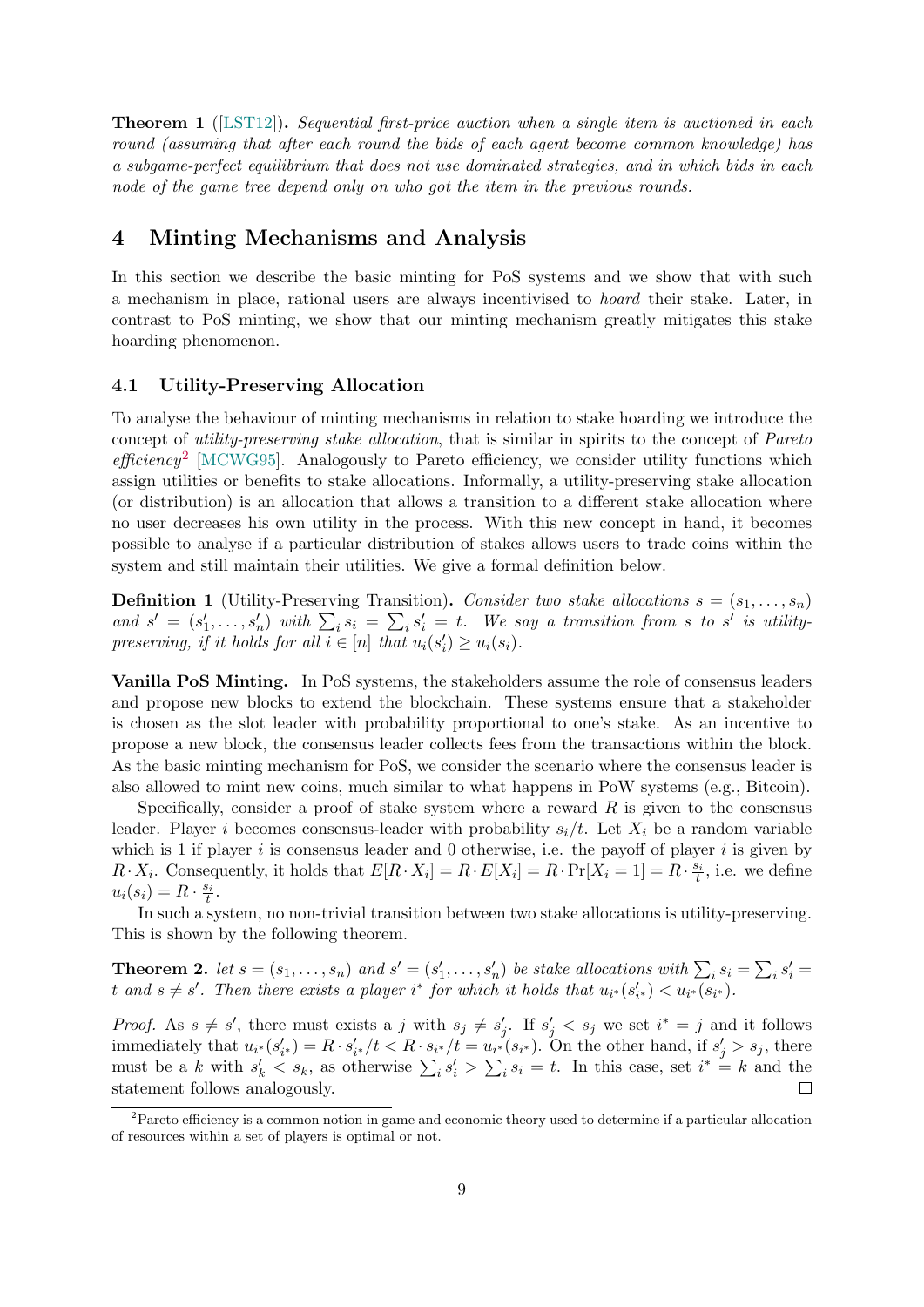**Theorem 1** ([LST12])**.** *Sequential first-price auction when a single item is auctioned in each round (assuming that after each round the bids of each agent become common knowledge) has a subgame-perfect equilibrium that does not use dominated strategies, and in which bids in each node of the game tree depend only on who got the item in the previous rounds.*

## 4 Minting Mechanisms and Analysis

In this section we describe the basic minting for PoS systems and we show that with such a mechanism in place, rational users are always incentivised to *hoard* their stake. Later, in contrast to PoS minting, we show that our minting mechanism greatly mitigates this stake hoarding phenomenon.

### 4.1 Utility-Preserving Allocation

To analyse the behaviour of minting mechanisms in relation to stake hoarding we introduce the concept of *utility-preserving stake allocation*, that is similar in spirits to the concept of *Pareto efficiency*[2] [MCWG95]. Analogously to Pareto efficiency, we consider utility functions which assign utilities or benefits to stake allocations. Informally, a utility-preserving stake allocation (or distribution) is an allocation that allows a transition to a different stake allocation where no user decreases his own utility in the process. With this new concept in hand, it becomes possible to analyse if a particular distribution of stakes allows users to trade coins within the system and still maintain their utilities. We give a formal definition below.

**Definition 1** (Utility-Preserving Transition)**.** *Consider two stake allocations $s = (s_1, \dots, s_n)$ and $s' = (s'_1, \dots, s'_n)$ with $\sum_i s_i = \sum_i s'_i = t$. We say a transition from $s$ to $s'$ is utility-preserving, if it holds for all $i \in [n]$ that $u_i(s'_i) \geq u_i(s_i)$.*

**Vanilla PoS Minting.** In PoS systems, the stakeholders assume the role of consensus leaders and propose new blocks to extend the blockchain. These systems ensure that a stakeholder is chosen as the slot leader with probability proportional to one's stake. As an incentive to propose a new block, the consensus leader collects fees from the transactions within the block. As the basic minting mechanism for PoS, we consider the scenario where the consensus leader is also allowed to mint new coins, much similar to what happens in PoW systems (e.g., Bitcoin).

Specifically, consider a proof of stake system where a reward $R$ is given to the consensus leader. Player $i$ becomes consensus-leader with probability $s_i/t$. Let $X_i$ be a random variable which is 1 if player $i$ is consensus leader and 0 otherwise, i.e. the payoff of player $i$ is given by $R \cdot X_i$. Consequently, it holds that $E[R \cdot X_i] = R \cdot E[X_i] = R \cdot \Pr[X_i = 1] = R \cdot \frac{s_i}{t}$, i.e. we define $u_i(s_i) = R \cdot \frac{s_i}{t}$.

In such a system, no non-trivial transition between two stake allocations is utility-preserving. This is shown by the following theorem.

**Theorem 2.** *let $s = (s_1, \dots, s_n)$ and $s' = (s'_1, \dots, s'_n)$ be stake allocations with $\sum_i s_i = \sum_i s'_i = t$ and $s \neq s'$. Then there exists a player $i^*$ for which it holds that $u_{i^*}(s'_{i^*}) < u_{i^*}(s_{i^*})$.*

*Proof.* As $s \neq s'$, there must exists a $j$ with $s_j \neq s'_j$. If $s'_j < s_j$ we set $i^* = j$ and it follows immediately that $u_{i^*}(s'_{i^*}) = R \cdot s'_{i^*}/t < R \cdot s_{i^*}/t = u_{i^*}(s_{i^*})$. On the other hand, if $s'_j > s_j$, there must be a $k$ with $s'_k < s_k$, as otherwise $\sum_i s'_i > \sum_i s_i = t$. In this case, set $i^* = k$ and the statement follows analogously. □

[2] Pareto efficiency is a common notion in game and economic theory used to determine if a particular allocation of resources within a set of players is optimal or not.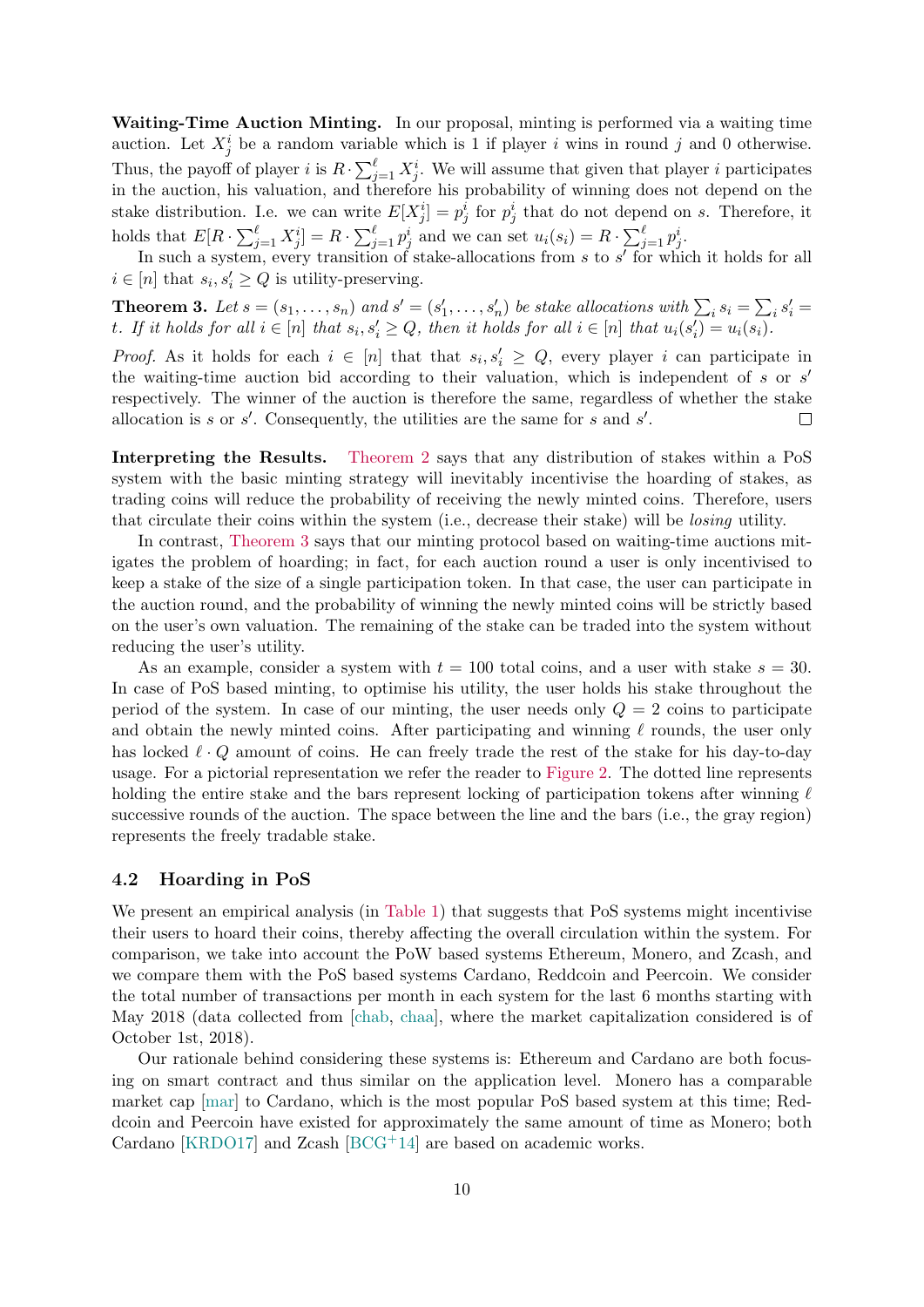**Waiting-Time Auction Minting.** In our proposal, minting is performed via a waiting time auction. Let $X_j^i$ be a random variable which is 1 if player $i$ wins in round $j$ and 0 otherwise. Thus, the payoff of player $i$ is $R \cdot \sum_{j=1}^{\ell} X_j^i$. We will assume that given that player $i$ participates in the auction, his valuation, and therefore his probability of winning does not depend on the stake distribution. I.e. we can write $E[X_j^i] = p_j^i$ for $p_j^i$ that do not depend on $s$. Therefore, it holds that $E[R \cdot \sum_{j=1}^{\ell} X_j^i] = R \cdot \sum_{j=1}^{\ell} p_j^i$ and we can set $u_i(s_i) = R \cdot \sum_{j=1}^{\ell} p_j^i$.

In such a system, every transition of stake-allocations from $s$ to $s'$ for which it holds for all $i \in [n]$ that $s_i, s'_i \geq Q$ is utility-preserving.

**Theorem 3.** *Let $s = (s_1, \ldots, s_n)$ and $s' = (s'_1, \ldots, s'_n)$ be stake allocations with $\sum_i s_i = \sum_i s'_i = t$. If it holds for all $i \in [n]$ that $s_i, s'_i \geq Q$, then it holds for all $i \in [n]$ that $u_i(s'_i) = u_i(s_i)$.*

*Proof.* As it holds for each $i \in [n]$ that that $s_i, s'_i \geq Q$, every player $i$ can participate in the waiting-time auction bid according to their valuation, which is independent of $s$ or $s'$ respectively. The winner of the auction is therefore the same, regardless of whether the stake allocation is $s$ or $s'$. Consequently, the utilities are the same for $s$ and $s'$. □

**Interpreting the Results.** Theorem 2 says that any distribution of stakes within a PoS system with the basic minting strategy will inevitably incentivise the hoarding of stakes, as trading coins will reduce the probability of receiving the newly minted coins. Therefore, users that circulate their coins within the system (i.e., decrease their stake) will be *losing* utility.

In contrast, Theorem 3 says that our minting protocol based on waiting-time auctions mitigates the problem of hoarding; in fact, for each auction round a user is only incentivised to keep a stake of the size of a single participation token. In that case, the user can participate in the auction round, and the probability of winning the newly minted coins will be strictly based on the user's own valuation. The remaining of the stake can be traded into the system without reducing the user's utility.

As an example, consider a system with $t = 100$ total coins, and a user with stake $s = 30$. In case of PoS based minting, to optimise his utility, the user holds his stake throughout the period of the system. In case of our minting, the user needs only $Q = 2$ coins to participate and obtain the newly minted coins. After participating and winning $\ell$ rounds, the user only has locked $\ell \cdot Q$ amount of coins. He can freely trade the rest of the stake for his day-to-day usage. For a pictorial representation we refer the reader to Figure 2. The dotted line represents holding the entire stake and the bars represent locking of participation tokens after winning $\ell$ successive rounds of the auction. The space between the line and the bars (i.e., the gray region) represents the freely tradable stake.

### 4.2 Hoarding in PoS

We present an empirical analysis (in Table 1) that suggests that PoS systems might incentivise their users to hoard their coins, thereby affecting the overall circulation within the system. For comparison, we take into account the PoW based systems Ethereum, Monero, and Zcash, and we compare them with the PoS based systems Cardano, Reddcoin and Peercoin. We consider the total number of transactions per month in each system for the last 6 months starting with May 2018 (data collected from [chab, chaa], where the market capitalization considered is of October 1st, 2018).

Our rationale behind considering these systems is: Ethereum and Cardano are both focusing on smart contract and thus similar on the application level. Monero has a comparable market cap [mar] to Cardano, which is the most popular PoS based system at this time; Reddcoin and Peercoin have existed for approximately the same amount of time as Monero; both Cardano [KRDO17] and Zcash [BCG+14] are based on academic works.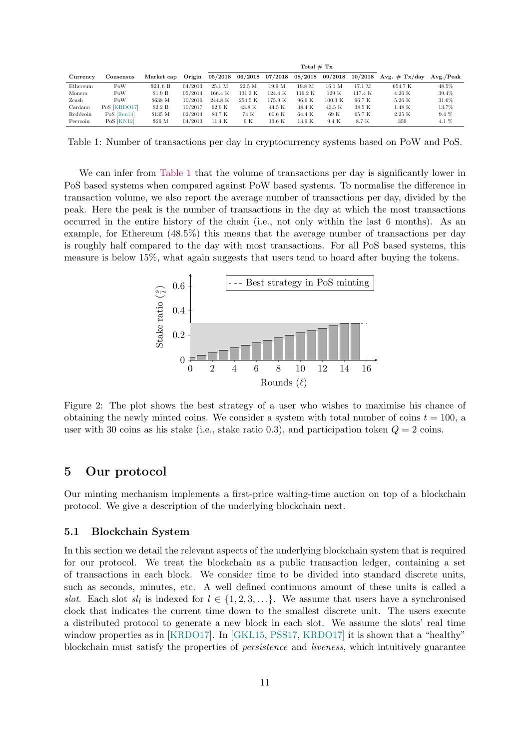| Currency | Consensus | Market cap | Origin | Total # Tx | | | | | | Avg. # Tx/day | Avg./Peak |
|---|---|---|---|---|---|---|---|---|---|---|---|
| | | | | 05/2018 | 06/2018 | 07/2018 | 08/2018 | 09/2018 | 10/2018 | | |
| Ethereum | PoW | $23,6 B | 04/2013 | 25.1 M | 22.5 M | 19.9 M | 19.8 M | 16.1 M | 17.1 M | 654.7 K | 48.5% |
| Monero | PoW | $1.9 B | 05/2014 | 166.4 K | 131.3 K | 124.4 K | 116.2 K | 129 K | 117.4 K | 4.26 K | 39.4% |
| Zcash | PoW | $638 M | 10/2016 | 244.8 K | 254.5 K | 175.9 K | 96.6 K | 100.3 K | 96.7 K | 5.26 K | 31.6% |
| Cardano | PoS [KRDO17] | $2.2 B | 10/2017 | 62.9 K | 43.8 K | 44.5 K | 38.4 K | 43.5 K | 38.5 K | 1.48 K | 13.7% |
| Reddcoin | PoS [Ren14] | $135 M | 02/2014 | 80.7 K | 74 K | 60.6 K | 64.4 K | 69 K | 65.7 K | 2.25 K | 9.4 % |
| Peercoin | PoS [KN12] | $26 M | 04/2013 | 11.4 K | 9 K | 13.6 K | 13.9 K | 9.4 K | 8.7 K | 359 | 4.1 % |

Table 1: Number of transactions per day in cryptocurrency systems based on PoW and PoS.

We can infer from Table 1 that the volume of transactions per day is significantly lower in PoS based systems when compared against PoW based systems. To normalise the difference in transaction volume, we also report the average number of transactions per day, divided by the peak. Here the peak is the number of transactions in the day at which the most transactions occurred in the entire history of the chain (i.e., not only within the last 6 months). As an example, for Ethereum (48.5%) this means that the average number of transactions per day is roughly half compared to the day with most transactions. For all PoS based systems, this measure is below 15%, what again suggests that users tend to hoard after buying the tokens.

Figure 2: The plot shows the best strategy of a user who wishes to maximise his chance of obtaining the newly minted coins. We consider a system with total number of coins $t = 100$, a user with 30 coins as his stake (i.e., stake ratio 0.3), and participation token $Q = 2$ coins.

## 5 Our protocol

Our minting mechanism implements a first-price waiting-time auction on top of a blockchain protocol. We give a description of the underlying blockchain next.

### 5.1 Blockchain System

In this section we detail the relevant aspects of the underlying blockchain system that is required for our protocol. We treat the blockchain as a public transaction ledger, containing a set of transactions in each block. We consider time to be divided into standard discrete units, such as seconds, minutes, etc. A well defined continuous amount of these units is called a *slot*. Each slot $sl_l$ is indexed for $l \in \{1, 2, 3, \ldots\}$. We assume that users have a synchronised clock that indicates the current time down to the smallest discrete unit. The users execute a distributed protocol to generate a new block in each slot. We assume the slots' real time window properties as in [KRDO17]. In [GKL15, PSS17, KRDO17] it is shown that a "healthy" blockchain must satisfy the properties of *persistence* and *liveness*, which intuitively guarantee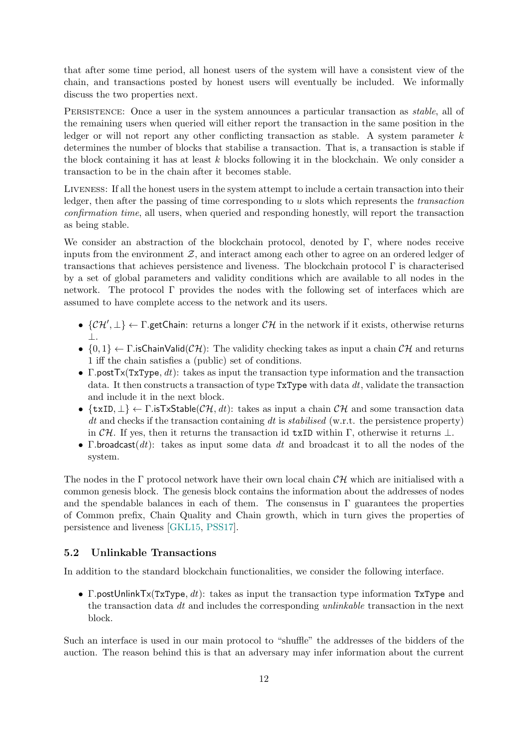that after some time period, all honest users of the system will have a consistent view of the chain, and transactions posted by honest users will eventually be included. We informally discuss the two properties next.

Persistence: Once a user in the system announces a particular transaction as *stable*, all of the remaining users when queried will either report the transaction in the same position in the ledger or will not report any other conflicting transaction as stable. A system parameter $k$ determines the number of blocks that stabilise a transaction. That is, a transaction is stable if the block containing it has at least $k$ blocks following it in the blockchain. We only consider a transaction to be in the chain after it becomes stable.

Liveness: If all the honest users in the system attempt to include a certain transaction into their ledger, then after the passing of time corresponding to $u$ slots which represents the *transaction confirmation time*, all users, when queried and responding honestly, will report the transaction as being stable.

We consider an abstraction of the blockchain protocol, denoted by $\Gamma$, where nodes receive inputs from the environment $\mathcal{Z}$, and interact among each other to agree on an ordered ledger of transactions that achieves persistence and liveness. The blockchain protocol $\Gamma$ is characterised by a set of global parameters and validity conditions which are available to all nodes in the network. The protocol $\Gamma$ provides the nodes with the following set of interfaces which are assumed to have complete access to the network and its users.

- $\{\mathcal{CH}', \perp\} \leftarrow \Gamma.\mathsf{getChain}$: returns a longer $\mathcal{CH}$ in the network if it exists, otherwise returns $\perp$.
- $\{0, 1\} \leftarrow \Gamma.\mathsf{isChainValid}(\mathcal{CH})$: The validity checking takes as input a chain $\mathcal{CH}$ and returns 1 iff the chain satisfies a (public) set of conditions.
- $\Gamma.\mathsf{postTx}(\mathtt{TxType}, dt)$: takes as input the transaction type information and the transaction data. It then constructs a transaction of type $\mathtt{TxType}$ with data $dt$, validate the transaction and include it in the next block.
- $\{\mathtt{txID}, \perp\} \leftarrow \Gamma.\mathsf{isTxStable}(\mathcal{CH}, dt)$: takes as input a chain $\mathcal{CH}$ and some transaction data $dt$ and checks if the transaction containing $dt$ is *stabilised* (w.r.t. the persistence property) in $\mathcal{CH}$. If yes, then it returns the transaction id $\mathtt{txID}$ within $\Gamma$, otherwise it returns $\perp$.
- $\Gamma.\mathsf{broadcast}(dt)$: takes as input some data $dt$ and broadcast it to all the nodes of the system.

The nodes in the $\Gamma$ protocol network have their own local chain $\mathcal{CH}$ which are initialised with a common genesis block. The genesis block contains the information about the addresses of nodes and the spendable balances in each of them. The consensus in $\Gamma$ guarantees the properties of Common prefix, Chain Quality and Chain growth, which in turn gives the properties of persistence and liveness [GKL15, PSS17].

### 5.2 Unlinkable Transactions

In addition to the standard blockchain functionalities, we consider the following interface.

- $\Gamma.\mathsf{postUnlinkTx}(\mathtt{TxType}, dt)$: takes as input the transaction type information $\mathtt{TxType}$ and the transaction data $dt$ and includes the corresponding *unlinkable* transaction in the next block.

Such an interface is used in our main protocol to "shuffle" the addresses of the bidders of the auction. The reason behind this is that an adversary may infer information about the current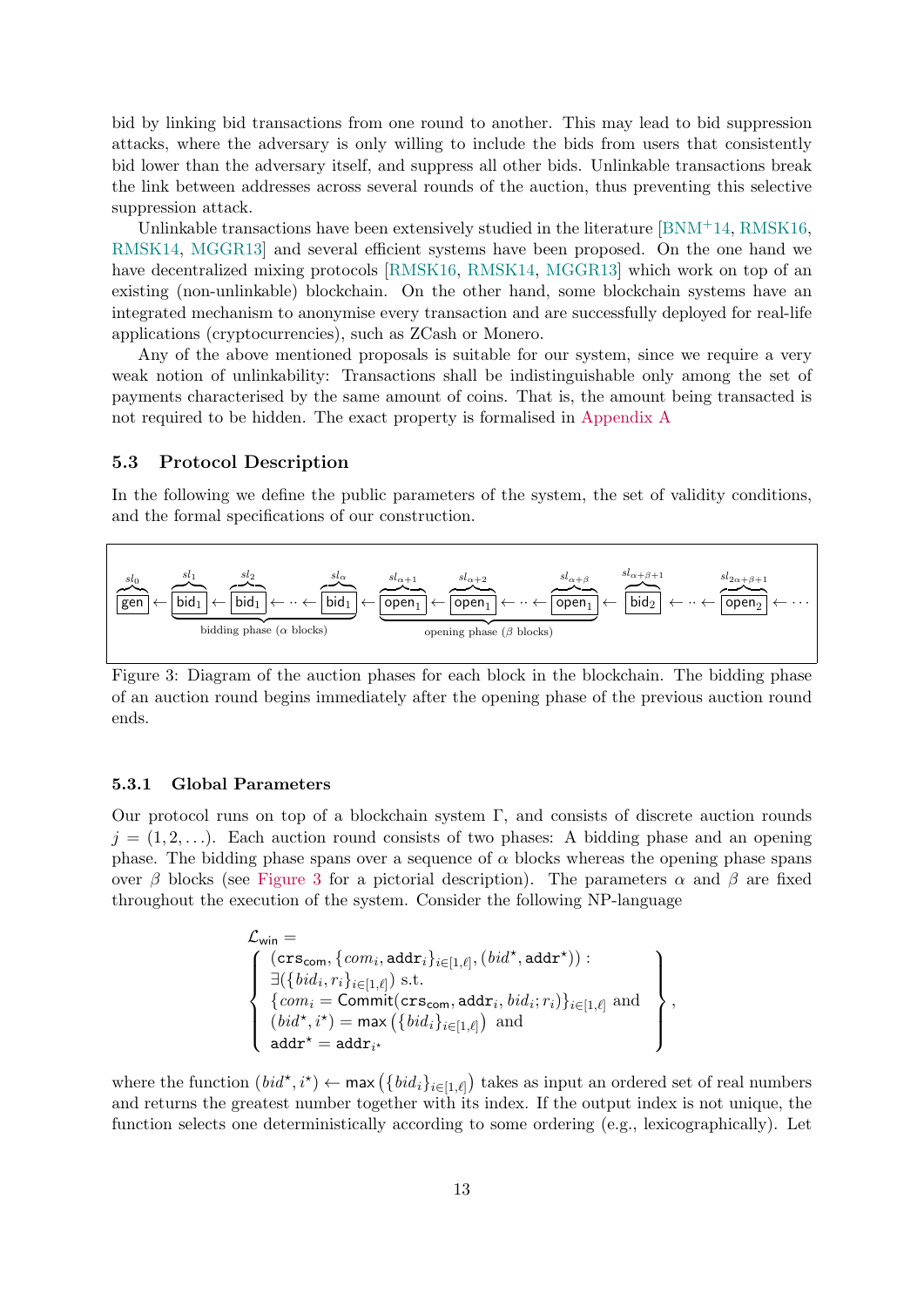bid by linking bid transactions from one round to another. This may lead to bid suppression attacks, where the adversary is only willing to include the bids from users that consistently bid lower than the adversary itself, and suppress all other bids. Unlinkable transactions break the link between addresses across several rounds of the auction, thus preventing this selective suppression attack.

Unlinkable transactions have been extensively studied in the literature [BNM+14, RMSK16, RMSK14, MGGR13] and several efficient systems have been proposed. On the one hand we have decentralized mixing protocols [RMSK16, RMSK14, MGGR13] which work on top of an existing (non-unlinkable) blockchain. On the other hand, some blockchain systems have an integrated mechanism to anonymise every transaction and are successfully deployed for real-life applications (cryptocurrencies), such as ZCash or Monero.

Any of the above mentioned proposals is suitable for our system, since we require a very weak notion of unlinkability: Transactions shall be indistinguishable only among the set of payments characterised by the same amount of coins. That is, the amount being transacted is not required to be hidden. The exact property is formalised in Appendix A

### 5.3 Protocol Description

In the following we define the public parameters of the system, the set of validity conditions, and the formal specifications of our construction.

$$\overbrace{\boxed{\mathsf{gen}}}^{sl_0} \leftarrow \underbrace{\overbrace{\boxed{\mathsf{bid}_1}}^{sl_1} \leftarrow \overbrace{\boxed{\mathsf{bid}_1}}^{sl_2} \leftarrow \cdots \leftarrow \overbrace{\boxed{\mathsf{bid}_1}}^{sl_\alpha}}_{\text{bidding phase } (\alpha \text{ blocks})} \leftarrow \underbrace{\overbrace{\boxed{\mathsf{open}_1}}^{sl_{\alpha+1}} \leftarrow \overbrace{\boxed{\mathsf{open}_1}}^{sl_{\alpha+2}} \leftarrow \cdots \leftarrow \overbrace{\boxed{\mathsf{open}_1}}^{sl_{\alpha+\beta}}}_{\text{opening phase } (\beta \text{ blocks})} \leftarrow \overbrace{\boxed{\mathsf{bid}_2}}^{sl_{\alpha+\beta+1}} \leftarrow \cdots \leftarrow \overbrace{\boxed{\mathsf{open}_2}}^{sl_{2\alpha+\beta+1}} \leftarrow \cdots$$

Figure 3: Diagram of the auction phases for each block in the blockchain. The bidding phase of an auction round begins immediately after the opening phase of the previous auction round ends.

#### 5.3.1 Global Parameters

Our protocol runs on top of a blockchain system $\Gamma$, and consists of discrete auction rounds $j = (1, 2, \ldots)$. Each auction round consists of two phases: A bidding phase and an opening phase. The bidding phase spans over a sequence of $\alpha$ blocks whereas the opening phase spans over $\beta$ blocks (see Figure 3 for a pictorial description). The parameters $\alpha$ and $\beta$ are fixed throughout the execution of the system. Consider the following NP-language

$$\mathcal{L}_{\mathsf{win}} = \left\{ \begin{array}{l} (\mathtt{crs}_{\mathsf{com}}, \{com_i, \mathtt{addr}_i\}_{i \in [1,\ell]}, (bid^\star, \mathtt{addr}^\star)) : \\ \exists (\{bid_i, r_i\}_{i \in [1,\ell]}) \text{ s.t.} \\ \{com_i = \mathsf{Commit}(\mathtt{crs}_{\mathsf{com}}, \mathtt{addr}_i, bid_i; r_i)\}_{i \in [1,\ell]} \text{ and} \\ (bid^\star, i^\star) = \mathsf{max}\left(\{bid_i\}_{i \in [1,\ell]}\right) \text{ and} \\ \mathtt{addr}^\star = \mathtt{addr}_{i^\star} \end{array} \right\},$$

where the function $(bid^\star, i^\star) \leftarrow \mathsf{max}\left(\{bid_i\}_{i \in [1,\ell]}\right)$ takes as input an ordered set of real numbers and returns the greatest number together with its index. If the output index is not unique, the function selects one deterministically according to some ordering (e.g., lexicographically). Let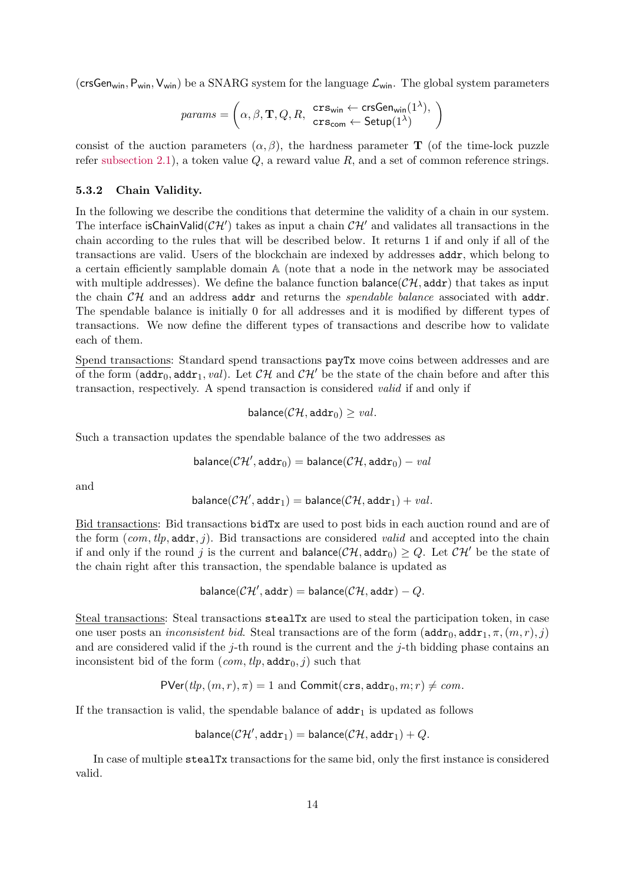$(\mathsf{crsGen}_{\mathsf{win}}, \mathsf{P}_{\mathsf{win}}, \mathsf{V}_{\mathsf{win}})$ be a SNARG system for the language $\mathcal{L}_{\mathsf{win}}$. The global system parameters

$$params = \left( \alpha, \beta, \mathbf{T}, Q, R, \begin{array}{l} \mathtt{crs}_{\mathsf{win}} \leftarrow \mathsf{crsGen}_{\mathsf{win}}(1^{\lambda}), \\ \mathtt{crs}_{\mathsf{com}} \leftarrow \mathsf{Setup}(1^{\lambda}) \end{array} \right)$$

consist of the auction parameters $(\alpha, \beta)$, the hardness parameter $\mathbf{T}$ (of the time-lock puzzle refer subsection 2.1), a token value $Q$, a reward value $R$, and a set of common reference strings.

#### 5.3.2 Chain Validity.

In the following we describe the conditions that determine the validity of a chain in our system. The interface $\mathsf{isChainValid}(\mathcal{CH}')$ takes as input a chain $\mathcal{CH}'$ and validates all transactions in the chain according to the rules that will be described below. It returns 1 if and only if all of the transactions are valid. Users of the blockchain are indexed by addresses $\mathtt{addr}$, which belong to a certain efficiently samplable domain $\mathbb{A}$ (note that a node in the network may be associated with multiple addresses). We define the balance function $\mathsf{balance}(\mathcal{CH}, \mathtt{addr})$ that takes as input the chain $\mathcal{CH}$ and an address $\mathtt{addr}$ and returns the *spendable balance* associated with $\mathtt{addr}$. The spendable balance is initially 0 for all addresses and it is modified by different types of transactions. We now define the different types of transactions and describe how to validate each of them.

Spend transactions: Standard spend transactions $\mathtt{payTx}$ move coins between addresses and are of the form $(\mathtt{addr}_0, \mathtt{addr}_1, val)$. Let $\mathcal{CH}$ and $\mathcal{CH}'$ be the state of the chain before and after this transaction, respectively. A spend transaction is considered *valid* if and only if

$$\mathsf{balance}(\mathcal{CH}, \mathtt{addr}_0) \geq val.$$

Such a transaction updates the spendable balance of the two addresses as

$$\mathsf{balance}(\mathcal{CH}', \mathtt{addr}_0) = \mathsf{balance}(\mathcal{CH}, \mathtt{addr}_0) - val$$

and

$$\mathsf{balance}(\mathcal{CH}', \mathtt{addr}_1) = \mathsf{balance}(\mathcal{CH}, \mathtt{addr}_1) + val.$$

Bid transactions: Bid transactions $\mathtt{bidTx}$ are used to post bids in each auction round and are of the form $(com, tlp, \mathtt{addr}, j)$. Bid transactions are considered *valid* and accepted into the chain if and only if the round $j$ is the current and $\mathsf{balance}(\mathcal{CH}, \mathtt{addr}_0) \geq Q$. Let $\mathcal{CH}'$ be the state of the chain right after this transaction, the spendable balance is updated as

$$\mathsf{balance}(\mathcal{CH}', \mathtt{addr}) = \mathsf{balance}(\mathcal{CH}, \mathtt{addr}) - Q.$$

Steal transactions: Steal transactions $\mathtt{stealTx}$ are used to steal the participation token, in case one user posts an *inconsistent bid*. Steal transactions are of the form $(\mathtt{addr}_0, \mathtt{addr}_1, \pi, (m, r), j)$ and are considered valid if the $j$-th round is the current and the $j$-th bidding phase contains an inconsistent bid of the form $(com, tlp, \mathtt{addr}_0, j)$ such that

$$\mathsf{PVer}(tlp, (m, r), \pi) = 1 \text{ and } \mathsf{Commit}(\mathtt{crs}, \mathtt{addr}_0, m; r) \neq com.$$

If the transaction is valid, the spendable balance of $\mathtt{addr}_1$ is updated as follows

$$\mathsf{balance}(\mathcal{CH}', \mathtt{addr}_1) = \mathsf{balance}(\mathcal{CH}, \mathtt{addr}_1) + Q.$$

In case of multiple $\mathtt{stealTx}$ transactions for the same bid, only the first instance is considered valid.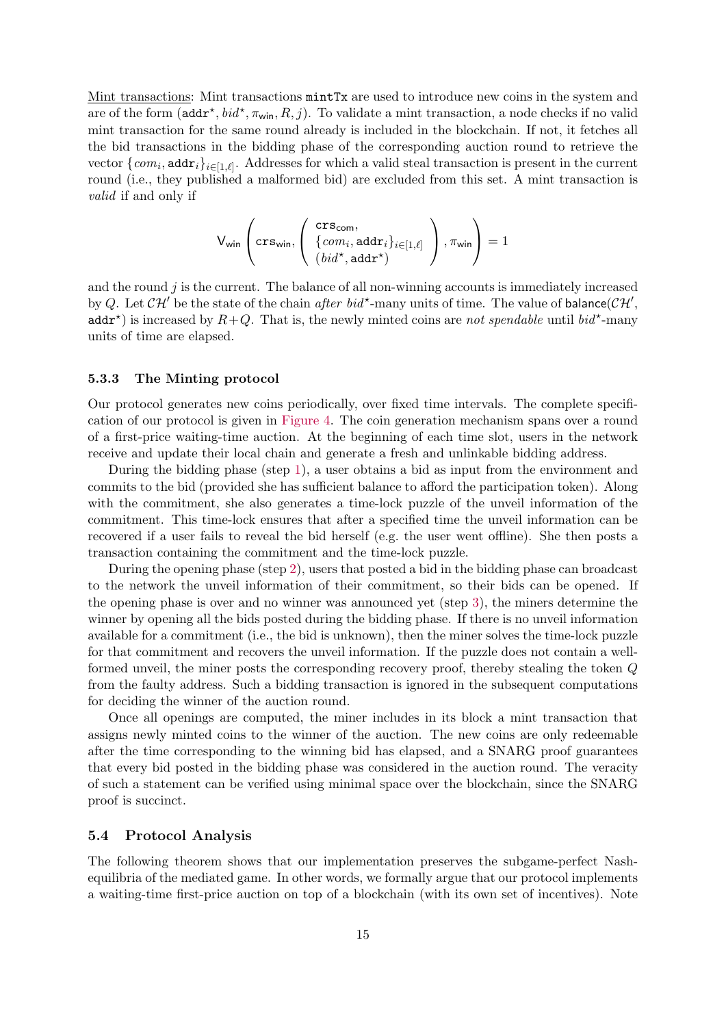Mint transactions: Mint transactions $\texttt{mintTx}$ are used to introduce new coins in the system and are of the form $(\texttt{addr}^\star, bid^\star, \pi_{\mathsf{win}}, R, j)$. To validate a mint transaction, a node checks if no valid mint transaction for the same round already is included in the blockchain. If not, it fetches all the bid transactions in the bidding phase of the corresponding auction round to retrieve the vector $\{com_i, \texttt{addr}_i\}_{i\in[1,\ell]}$. Addresses for which a valid steal transaction is present in the current round (i.e., they published a malformed bid) are excluded from this set. A mint transaction is *valid* if and only if

$$\mathsf{V}_{\mathsf{win}}\left(\texttt{crs}_{\mathsf{win}}, \left(\begin{array}{l}\texttt{crs}_{\mathsf{com}},\\ \{com_i, \texttt{addr}_i\}_{i\in[1,\ell]}\\ (bid^\star, \texttt{addr}^\star)\end{array}\right), \pi_{\mathsf{win}}\right) = 1$$

and the round $j$ is the current. The balance of all non-winning accounts is immediately increased by $Q$. Let $\mathcal{CH}'$ be the state of the chain *after* $bid^\star$-many units of time. The value of $\mathsf{balance}(\mathcal{CH}', \texttt{addr}^\star)$ is increased by $R+Q$. That is, the newly minted coins are *not spendable* until $bid^\star$-many units of time are elapsed.

### 5.3.3 The Minting protocol

Our protocol generates new coins periodically, over fixed time intervals. The complete specification of our protocol is given in Figure 4. The coin generation mechanism spans over a round of a first-price waiting-time auction. At the beginning of each time slot, users in the network receive and update their local chain and generate a fresh and unlinkable bidding address.

During the bidding phase (step 1), a user obtains a bid as input from the environment and commits to the bid (provided she has sufficient balance to afford the participation token). Along with the commitment, she also generates a time-lock puzzle of the unveil information of the commitment. This time-lock ensures that after a specified time the unveil information can be recovered if a user fails to reveal the bid herself (e.g. the user went offline). She then posts a transaction containing the commitment and the time-lock puzzle.

During the opening phase (step 2), users that posted a bid in the bidding phase can broadcast to the network the unveil information of their commitment, so their bids can be opened. If the opening phase is over and no winner was announced yet (step 3), the miners determine the winner by opening all the bids posted during the bidding phase. If there is no unveil information available for a commitment (i.e., the bid is unknown), then the miner solves the time-lock puzzle for that commitment and recovers the unveil information. If the puzzle does not contain a well-formed unveil, the miner posts the corresponding recovery proof, thereby stealing the token $Q$ from the faulty address. Such a bidding transaction is ignored in the subsequent computations for deciding the winner of the auction round.

Once all openings are computed, the miner includes in its block a mint transaction that assigns newly minted coins to the winner of the auction. The new coins are only redeemable after the time corresponding to the winning bid has elapsed, and a SNARG proof guarantees that every bid posted in the bidding phase was considered in the auction round. The veracity of such a statement can be verified using minimal space over the blockchain, since the SNARG proof is succinct.

## 5.4 Protocol Analysis

The following theorem shows that our implementation preserves the subgame-perfect Nash-equilibria of the mediated game. In other words, we formally argue that our protocol implements a waiting-time first-price auction on top of a blockchain (with its own set of incentives). Note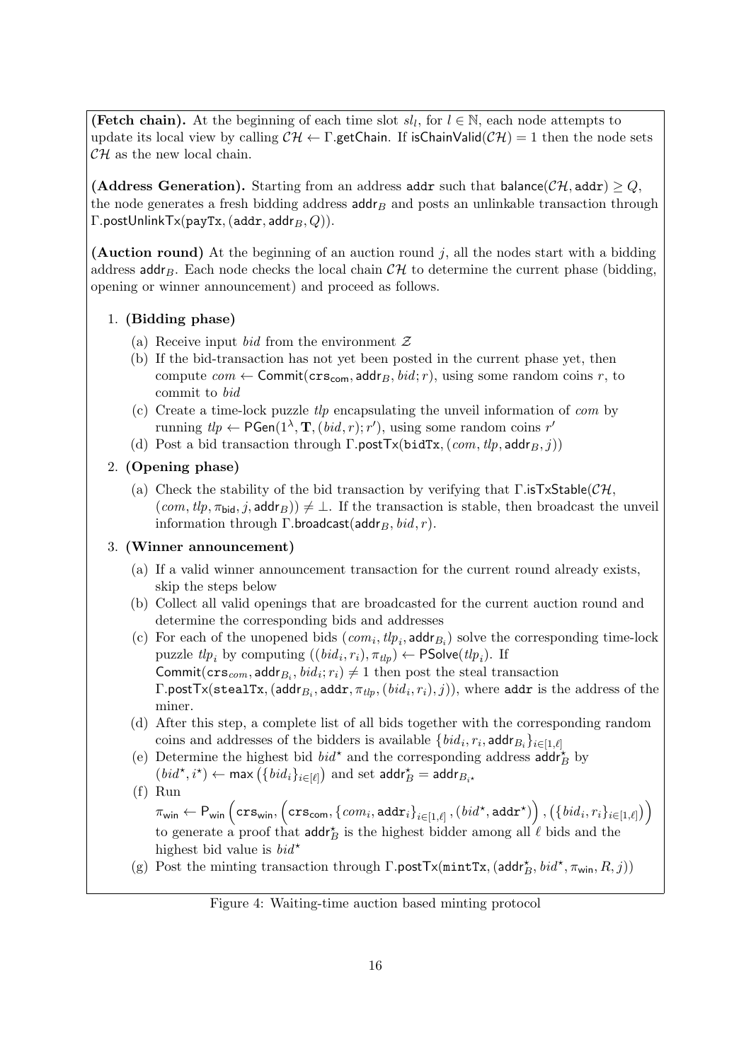**(Fetch chain).** At the beginning of each time slot $sl_l$, for $l \in \mathbb{N}$, each node attempts to update its local view by calling $\mathcal{CH} \leftarrow \Gamma.\mathsf{getChain}$. If $\mathsf{isChainValid}(\mathcal{CH}) = 1$ then the node sets $\mathcal{CH}$ as the new local chain.

**(Address Generation).** Starting from an address $\mathtt{addr}$ such that $\mathsf{balance}(\mathcal{CH}, \mathtt{addr}) \geq Q$, the node generates a fresh bidding address $\mathsf{addr}_B$ and posts an unlinkable transaction through $\Gamma.\mathsf{postUnlinkTx}(\mathtt{payTx}, (\mathtt{addr}, \mathsf{addr}_B, Q))$.

**(Auction round)** At the beginning of an auction round $j$, all the nodes start with a bidding address $\mathsf{addr}_B$. Each node checks the local chain $\mathcal{CH}$ to determine the current phase (bidding, opening or winner announcement) and proceed as follows.

1. **(Bidding phase)**
   (a) Receive input $bid$ from the environment $\mathcal{Z}$
   (b) If the bid-transaction has not yet been posted in the current phase yet, then compute $com \leftarrow \mathsf{Commit}(\mathtt{crs}_{\mathsf{com}}, \mathsf{addr}_B, bid; r)$, using some random coins $r$, to commit to $bid$
   (c) Create a time-lock puzzle $tlp$ encapsulating the unveil information of $com$ by running $tlp \leftarrow \mathsf{PGen}(1^\lambda, \mathbf{T}, (bid, r); r')$, using some random coins $r'$
   (d) Post a bid transaction through $\Gamma.\mathsf{postTx}(\mathtt{bidTx}, (com, tlp, \mathsf{addr}_B, j))$
2. **(Opening phase)**
   (a) Check the stability of the bid transaction by verifying that $\Gamma.\mathsf{isTxStable}(\mathcal{CH}, (com, tlp, \pi_{\mathsf{bid}}, j, \mathsf{addr}_B)) \neq \perp$. If the transaction is stable, then broadcast the unveil information through $\Gamma.\mathsf{broadcast}(\mathsf{addr}_B, bid, r)$.
3. **(Winner announcement)**
   (a) If a valid winner announcement transaction for the current round already exists, skip the steps below
   (b) Collect all valid openings that are broadcasted for the current auction round and determine the corresponding bids and addresses
   (c) For each of the unopened bids $(com_i, tlp_i, \mathsf{addr}_{B_i})$ solve the corresponding time-lock puzzle $tlp_i$ by computing $((bid_i, r_i), \pi_{tlp}) \leftarrow \mathsf{PSolve}(tlp_i)$. If $\mathsf{Commit}(\mathtt{crs}_{com}, \mathsf{addr}_{B_i}, bid_i; r_i) \neq 1$ then post the steal transaction $\Gamma.\mathsf{postTx}(\mathtt{stealTx}, (\mathsf{addr}_{B_i}, \mathtt{addr}, \pi_{tlp}, (bid_i, r_i), j))$, where $\mathtt{addr}$ is the address of the miner.
   (d) After this step, a complete list of all bids together with the corresponding random coins and addresses of the bidders is available $\{bid_i, r_i, \mathsf{addr}_{B_i}\}_{i \in [1,\ell]}$
   (e) Determine the highest bid $bid^\star$ and the corresponding address $\mathsf{addr}_B^\star$ by $(bid^\star, i^\star) \leftarrow \max\left(\{bid_i\}_{i \in [\ell]}\right)$ and set $\mathsf{addr}_B^\star = \mathsf{addr}_{B_{i^\star}}$
   (f) Run $\pi_{\mathsf{win}} \leftarrow \mathsf{P}_{\mathsf{win}}\left(\mathtt{crs}_{\mathsf{win}}, \left(\mathtt{crs}_{\mathsf{com}}, \{com_i, \mathtt{addr}_i\}_{i \in [1,\ell]}, (bid^\star, \mathtt{addr}^\star)\right), \left(\{bid_i, r_i\}_{i \in [1,\ell]}\right)\right)$ to generate a proof that $\mathsf{addr}_B^\star$ is the highest bidder among all $\ell$ bids and the highest bid value is $bid^\star$
   (g) Post the minting transaction through $\Gamma.\mathsf{postTx}(\mathtt{mintTx}, (\mathsf{addr}_B^\star, bid^\star, \pi_{\mathsf{win}}, R, j))$

Figure 4: Waiting-time auction based minting protocol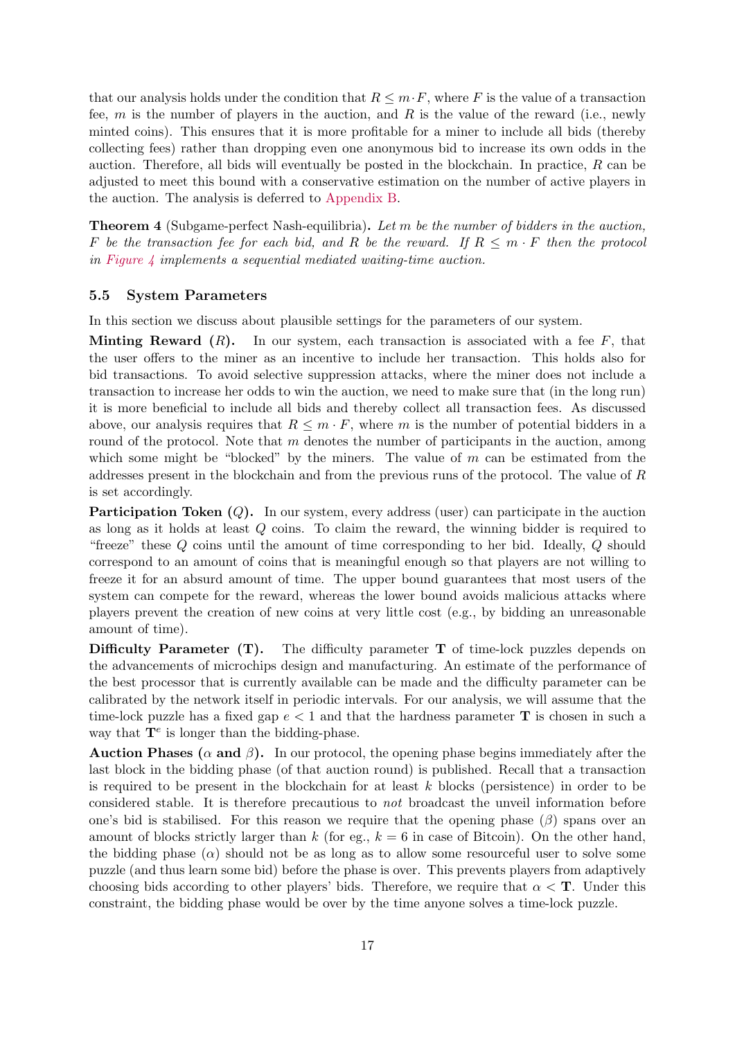that our analysis holds under the condition that $R \leq m \cdot F$, where $F$ is the value of a transaction fee, $m$ is the number of players in the auction, and $R$ is the value of the reward (i.e., newly minted coins). This ensures that it is more profitable for a miner to include all bids (thereby collecting fees) rather than dropping even one anonymous bid to increase its own odds in the auction. Therefore, all bids will eventually be posted in the blockchain. In practice, $R$ can be adjusted to meet this bound with a conservative estimation on the number of active players in the auction. The analysis is deferred to Appendix B.

**Theorem 4** (Subgame-perfect Nash-equilibria)**.** *Let $m$ be the number of bidders in the auction, $F$ be the transaction fee for each bid, and $R$ be the reward. If $R \leq m \cdot F$ then the protocol in Figure 4 implements a sequential mediated waiting-time auction.*

### 5.5 System Parameters

In this section we discuss about plausible settings for the parameters of our system.

**Minting Reward ($R$).** In our system, each transaction is associated with a fee $F$, that the user offers to the miner as an incentive to include her transaction. This holds also for bid transactions. To avoid selective suppression attacks, where the miner does not include a transaction to increase her odds to win the auction, we need to make sure that (in the long run) it is more beneficial to include all bids and thereby collect all transaction fees. As discussed above, our analysis requires that $R \leq m \cdot F$, where $m$ is the number of potential bidders in a round of the protocol. Note that $m$ denotes the number of participants in the auction, among which some might be "blocked" by the miners. The value of $m$ can be estimated from the addresses present in the blockchain and from the previous runs of the protocol. The value of $R$ is set accordingly.

**Participation Token ($Q$).** In our system, every address (user) can participate in the auction as long as it holds at least $Q$ coins. To claim the reward, the winning bidder is required to "freeze" these $Q$ coins until the amount of time corresponding to her bid. Ideally, $Q$ should correspond to an amount of coins that is meaningful enough so that players are not willing to freeze it for an absurd amount of time. The upper bound guarantees that most users of the system can compete for the reward, whereas the lower bound avoids malicious attacks where players prevent the creation of new coins at very little cost (e.g., by bidding an unreasonable amount of time).

**Difficulty Parameter ($\mathbf{T}$).** The difficulty parameter $\mathbf{T}$ of time-lock puzzles depends on the advancements of microchips design and manufacturing. An estimate of the performance of the best processor that is currently available can be made and the difficulty parameter can be calibrated by the network itself in periodic intervals. For our analysis, we will assume that the time-lock puzzle has a fixed gap $e < 1$ and that the hardness parameter $\mathbf{T}$ is chosen in such a way that $\mathbf{T}^e$ is longer than the bidding-phase.

**Auction Phases ($\alpha$ and $\beta$).** In our protocol, the opening phase begins immediately after the last block in the bidding phase (of that auction round) is published. Recall that a transaction is required to be present in the blockchain for at least $k$ blocks (persistence) in order to be considered stable. It is therefore precautious to *not* broadcast the unveil information before one's bid is stabilised. For this reason we require that the opening phase ($\beta$) spans over an amount of blocks strictly larger than $k$ (for eg., $k = 6$ in case of Bitcoin). On the other hand, the bidding phase ($\alpha$) should not be as long as to allow some resourceful user to solve some puzzle (and thus learn some bid) before the phase is over. This prevents players from adaptively choosing bids according to other players' bids. Therefore, we require that $\alpha < \mathbf{T}$. Under this constraint, the bidding phase would be over by the time anyone solves a time-lock puzzle.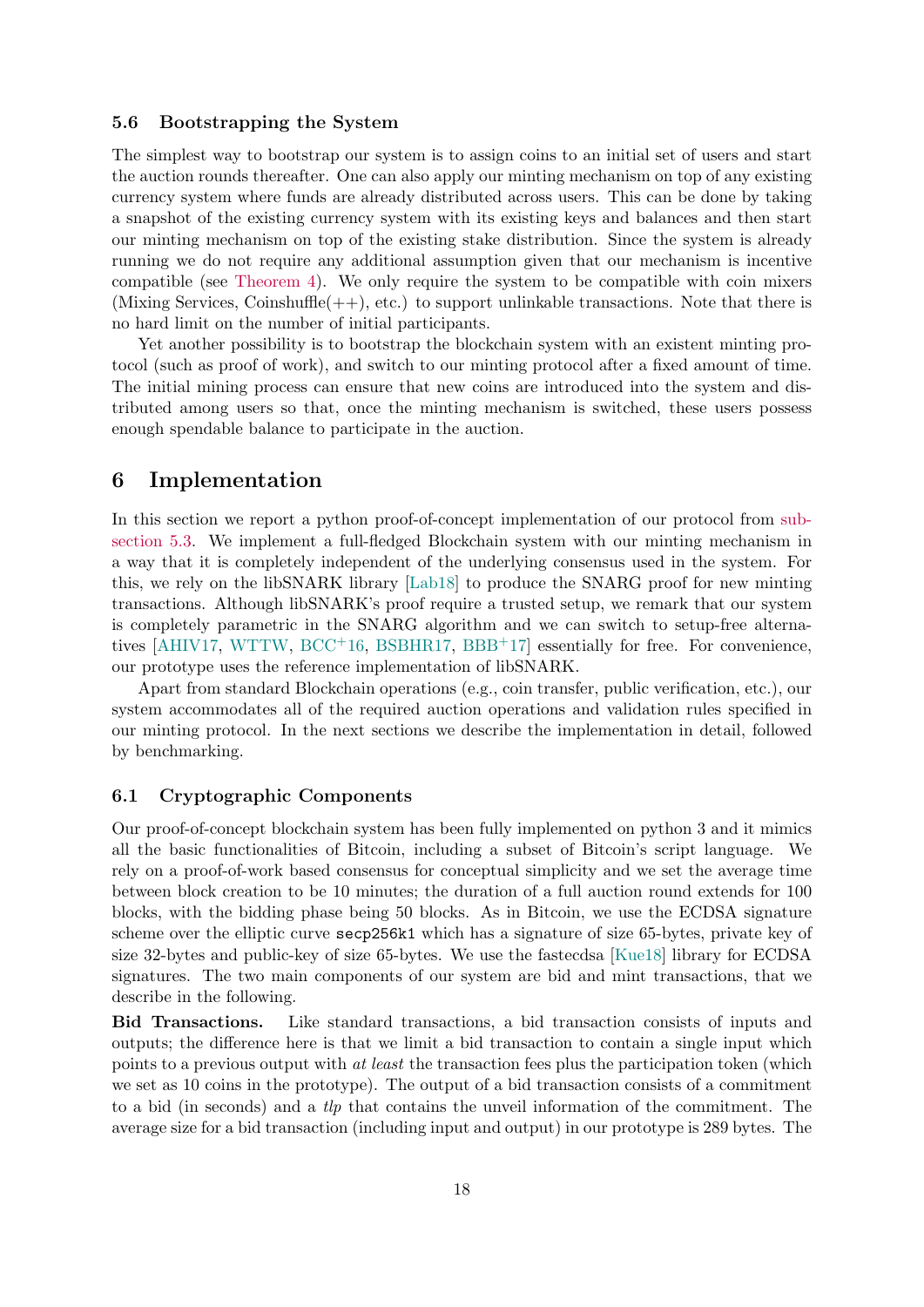### 5.6 Bootstrapping the System

The simplest way to bootstrap our system is to assign coins to an initial set of users and start the auction rounds thereafter. One can also apply our minting mechanism on top of any existing currency system where funds are already distributed across users. This can be done by taking a snapshot of the existing currency system with its existing keys and balances and then start our minting mechanism on top of the existing stake distribution. Since the system is already running we do not require any additional assumption given that our mechanism is incentive compatible (see Theorem 4). We only require the system to be compatible with coin mixers (Mixing Services, Coinshuffle(++), etc.) to support unlinkable transactions. Note that there is no hard limit on the number of initial participants.

Yet another possibility is to bootstrap the blockchain system with an existent minting protocol (such as proof of work), and switch to our minting protocol after a fixed amount of time. The initial mining process can ensure that new coins are introduced into the system and distributed among users so that, once the minting mechanism is switched, these users possess enough spendable balance to participate in the auction.

## 6 Implementation

In this section we report a python proof-of-concept implementation of our protocol from subsection 5.3. We implement a full-fledged Blockchain system with our minting mechanism in a way that it is completely independent of the underlying consensus used in the system. For this, we rely on the libSNARK library [Lab18] to produce the SNARG proof for new minting transactions. Although libSNARK's proof require a trusted setup, we remark that our system is completely parametric in the SNARG algorithm and we can switch to setup-free alternatives [AHIV17, WTTW, BCC+16, BSBHR17, BBB+17] essentially for free. For convenience, our prototype uses the reference implementation of libSNARK.

Apart from standard Blockchain operations (e.g., coin transfer, public verification, etc.), our system accommodates all of the required auction operations and validation rules specified in our minting protocol. In the next sections we describe the implementation in detail, followed by benchmarking.

### 6.1 Cryptographic Components

Our proof-of-concept blockchain system has been fully implemented on python 3 and it mimics all the basic functionalities of Bitcoin, including a subset of Bitcoin's script language. We rely on a proof-of-work based consensus for conceptual simplicity and we set the average time between block creation to be 10 minutes; the duration of a full auction round extends for 100 blocks, with the bidding phase being 50 blocks. As in Bitcoin, we use the ECDSA signature scheme over the elliptic curve `secp256k1` which has a signature of size 65-bytes, private key of size 32-bytes and public-key of size 65-bytes. We use the fastecdsa [Kue18] library for ECDSA signatures. The two main components of our system are bid and mint transactions, that we describe in the following.

**Bid Transactions.** Like standard transactions, a bid transaction consists of inputs and outputs; the difference here is that we limit a bid transaction to contain a single input which points to a previous output with *at least* the transaction fees plus the participation token (which we set as 10 coins in the prototype). The output of a bid transaction consists of a commitment to a bid (in seconds) and a *tlp* that contains the unveil information of the commitment. The average size for a bid transaction (including input and output) in our prototype is 289 bytes. The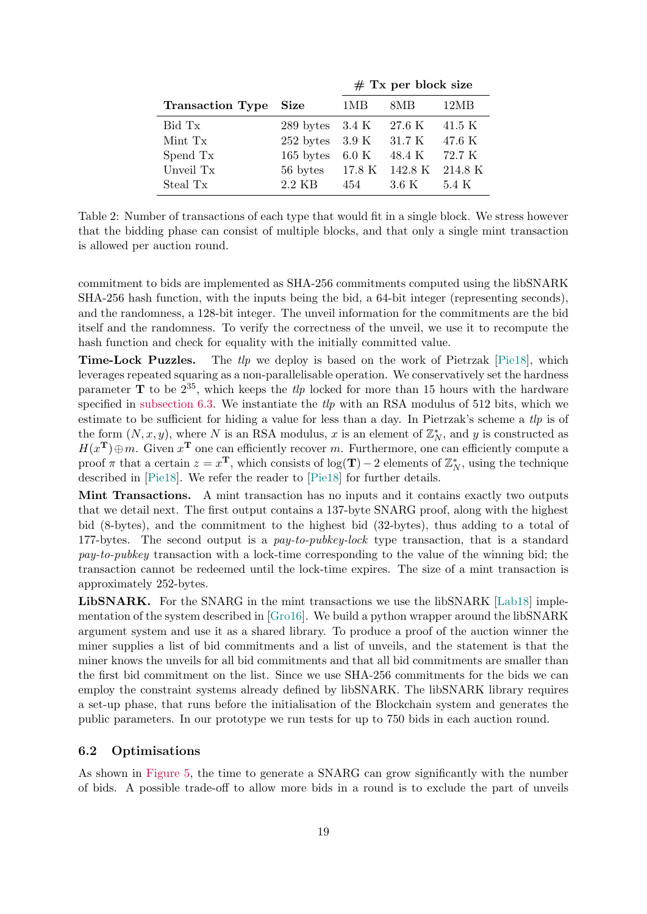| Transaction Type | Size | # Tx per block size | | |
|---|---|---|---|---|
| | | 1MB | 8MB | 12MB |
| Bid Tx | 289 bytes | 3.4 K | 27.6 K | 41.5 K |
| Mint Tx | 252 bytes | 3.9 K | 31.7 K | 47.6 K |
| Spend Tx | 165 bytes | 6.0 K | 48.4 K | 72.7 K |
| Unveil Tx | 56 bytes | 17.8 K | 142.8 K | 214.8 K |
| Steal Tx | 2.2 KB | 454 | 3.6 K | 5.4 K |

Table 2: Number of transactions of each type that would fit in a single block. We stress however that the bidding phase can consist of multiple blocks, and that only a single mint transaction is allowed per auction round.

commitment to bids are implemented as SHA-256 commitments computed using the libSNARK SHA-256 hash function, with the inputs being the bid, a 64-bit integer (representing seconds), and the randomness, a 128-bit integer. The unveil information for the commitments are the bid itself and the randomness. To verify the correctness of the unveil, we use it to recompute the hash function and check for equality with the initially committed value.

**Time-Lock Puzzles.** The *tlp* we deploy is based on the work of Pietrzak [Pie18], which leverages repeated squaring as a non-parallelisable operation. We conservatively set the hardness parameter $\mathbf{T}$ to be $2^{35}$, which keeps the *tlp* locked for more than 15 hours with the hardware specified in subsection 6.3. We instantiate the *tlp* with an RSA modulus of 512 bits, which we estimate to be sufficient for hiding a value for less than a day. In Pietrzak's scheme a *tlp* is of the form $(N, x, y)$, where $N$ is an RSA modulus, $x$ is an element of $\mathbb{Z}_N^*$, and $y$ is constructed as $H(x^{\mathbf{T}}) \oplus m$. Given $x^{\mathbf{T}}$ one can efficiently recover $m$. Furthermore, one can efficiently compute a proof $\pi$ that a certain $z = x^{\mathbf{T}}$, which consists of $\log(\mathbf{T}) - 2$ elements of $\mathbb{Z}_N^*$, using the technique described in [Pie18]. We refer the reader to [Pie18] for further details.

**Mint Transactions.** A mint transaction has no inputs and it contains exactly two outputs that we detail next. The first output contains a 137-byte SNARG proof, along with the highest bid (8-bytes), and the commitment to the highest bid (32-bytes), thus adding to a total of 177-bytes. The second output is a *pay-to-pubkey-lock* type transaction, that is a standard *pay-to-pubkey* transaction with a lock-time corresponding to the value of the winning bid; the transaction cannot be redeemed until the lock-time expires. The size of a mint transaction is approximately 252-bytes.

**LibSNARK.** For the SNARG in the mint transactions we use the libSNARK [Lab18] implementation of the system described in [Gro16]. We build a python wrapper around the libSNARK argument system and use it as a shared library. To produce a proof of the auction winner the miner supplies a list of bid commitments and a list of unveils, and the statement is that the miner knows the unveils for all bid commitments and that all bid commitments are smaller than the first bid commitment on the list. Since we use SHA-256 commitments for the bids we can employ the constraint systems already defined by libSNARK. The libSNARK library requires a set-up phase, that runs before the initialisation of the Blockchain system and generates the public parameters. In our prototype we run tests for up to 750 bids in each auction round.

### 6.2 Optimisations

As shown in Figure 5, the time to generate a SNARG can grow significantly with the number of bids. A possible trade-off to allow more bids in a round is to exclude the part of unveils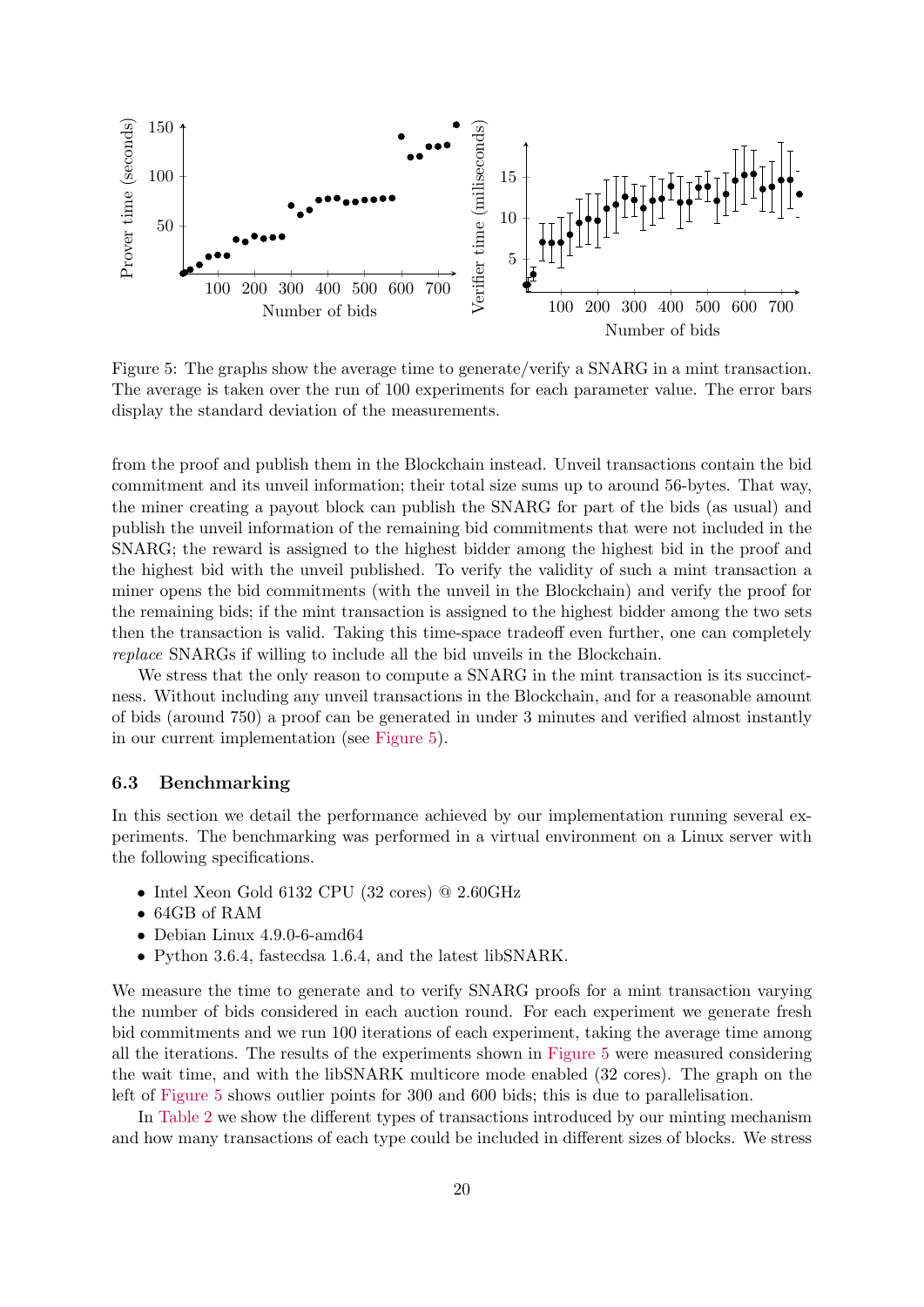Figure 5: The graphs show the average time to generate/verify a SNARG in a mint transaction. The average is taken over the run of 100 experiments for each parameter value. The error bars display the standard deviation of the measurements.

from the proof and publish them in the Blockchain instead. Unveil transactions contain the bid commitment and its unveil information; their total size sums up to around 56-bytes. That way, the miner creating a payout block can publish the SNARG for part of the bids (as usual) and publish the unveil information of the remaining bid commitments that were not included in the SNARG; the reward is assigned to the highest bidder among the highest bid in the proof and the highest bid with the unveil published. To verify the validity of such a mint transaction a miner opens the bid commitments (with the unveil in the Blockchain) and verify the proof for the remaining bids; if the mint transaction is assigned to the highest bidder among the two sets then the transaction is valid. Taking this time-space tradeoff even further, one can completely *replace* SNARGs if willing to include all the bid unveils in the Blockchain.

We stress that the only reason to compute a SNARG in the mint transaction is its succinctness. Without including any unveil transactions in the Blockchain, and for a reasonable amount of bids (around 750) a proof can be generated in under 3 minutes and verified almost instantly in our current implementation (see Figure 5).

### 6.3 Benchmarking

In this section we detail the performance achieved by our implementation running several experiments. The benchmarking was performed in a virtual environment on a Linux server with the following specifications.

- Intel Xeon Gold 6132 CPU (32 cores) @ 2.60GHz
- 64GB of RAM
- Debian Linux 4.9.0-6-amd64
- Python 3.6.4, fastecdsa 1.6.4, and the latest libSNARK.

We measure the time to generate and to verify SNARG proofs for a mint transaction varying the number of bids considered in each auction round. For each experiment we generate fresh bid commitments and we run 100 iterations of each experiment, taking the average time among all the iterations. The results of the experiments shown in Figure 5 were measured considering the wait time, and with the libSNARK multicore mode enabled (32 cores). The graph on the left of Figure 5 shows outlier points for 300 and 600 bids; this is due to parallelisation.

In Table 2 we show the different types of transactions introduced by our minting mechanism and how many transactions of each type could be included in different sizes of blocks. We stress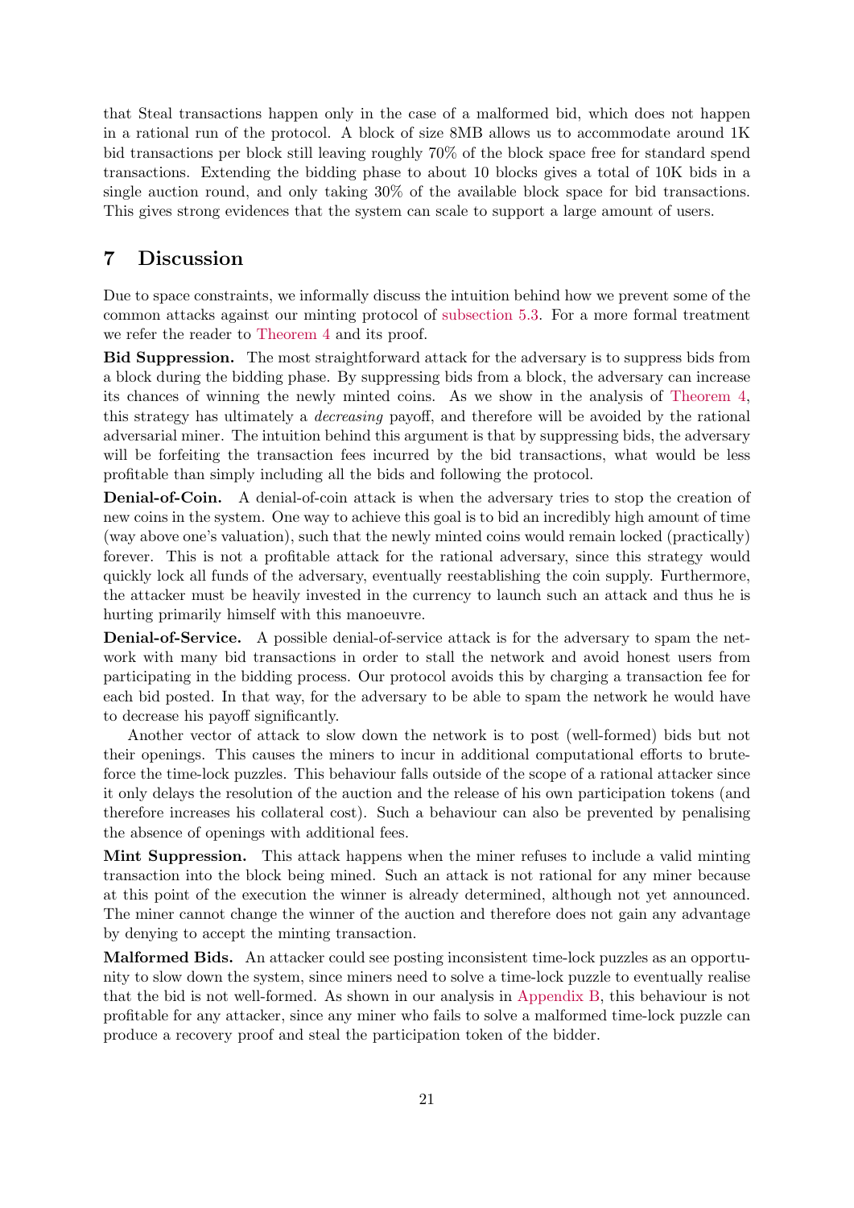that Steal transactions happen only in the case of a malformed bid, which does not happen in a rational run of the protocol. A block of size 8MB allows us to accommodate around 1K bid transactions per block still leaving roughly 70% of the block space free for standard spend transactions. Extending the bidding phase to about 10 blocks gives a total of 10K bids in a single auction round, and only taking 30% of the available block space for bid transactions. This gives strong evidences that the system can scale to support a large amount of users.

## 7 Discussion

Due to space constraints, we informally discuss the intuition behind how we prevent some of the common attacks against our minting protocol of subsection 5.3. For a more formal treatment we refer the reader to Theorem 4 and its proof.

**Bid Suppression.** The most straightforward attack for the adversary is to suppress bids from a block during the bidding phase. By suppressing bids from a block, the adversary can increase its chances of winning the newly minted coins. As we show in the analysis of Theorem 4, this strategy has ultimately a *decreasing* payoff, and therefore will be avoided by the rational adversarial miner. The intuition behind this argument is that by suppressing bids, the adversary will be forfeiting the transaction fees incurred by the bid transactions, what would be less profitable than simply including all the bids and following the protocol.

**Denial-of-Coin.** A denial-of-coin attack is when the adversary tries to stop the creation of new coins in the system. One way to achieve this goal is to bid an incredibly high amount of time (way above one's valuation), such that the newly minted coins would remain locked (practically) forever. This is not a profitable attack for the rational adversary, since this strategy would quickly lock all funds of the adversary, eventually reestablishing the coin supply. Furthermore, the attacker must be heavily invested in the currency to launch such an attack and thus he is hurting primarily himself with this manoeuvre.

**Denial-of-Service.** A possible denial-of-service attack is for the adversary to spam the network with many bid transactions in order to stall the network and avoid honest users from participating in the bidding process. Our protocol avoids this by charging a transaction fee for each bid posted. In that way, for the adversary to be able to spam the network he would have to decrease his payoff significantly.

Another vector of attack to slow down the network is to post (well-formed) bids but not their openings. This causes the miners to incur in additional computational efforts to brute-force the time-lock puzzles. This behaviour falls outside of the scope of a rational attacker since it only delays the resolution of the auction and the release of his own participation tokens (and therefore increases his collateral cost). Such a behaviour can also be prevented by penalising the absence of openings with additional fees.

**Mint Suppression.** This attack happens when the miner refuses to include a valid minting transaction into the block being mined. Such an attack is not rational for any miner because at this point of the execution the winner is already determined, although not yet announced. The miner cannot change the winner of the auction and therefore does not gain any advantage by denying to accept the minting transaction.

**Malformed Bids.** An attacker could see posting inconsistent time-lock puzzles as an opportunity to slow down the system, since miners need to solve a time-lock puzzle to eventually realise that the bid is not well-formed. As shown in our analysis in Appendix B, this behaviour is not profitable for any attacker, since any miner who fails to solve a malformed time-lock puzzle can produce a recovery proof and steal the participation token of the bidder.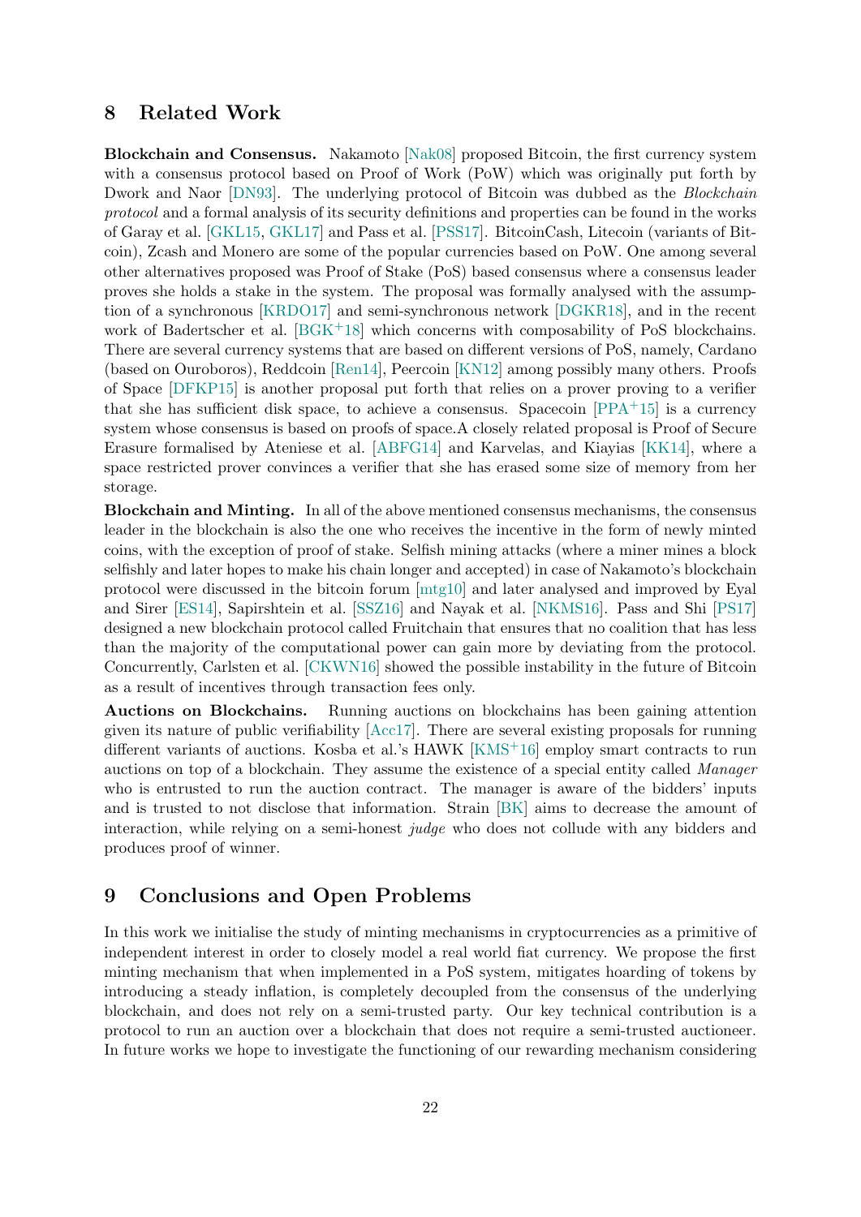## 8 Related Work

**Blockchain and Consensus.** Nakamoto [Nak08] proposed Bitcoin, the first currency system with a consensus protocol based on Proof of Work (PoW) which was originally put forth by Dwork and Naor [DN93]. The underlying protocol of Bitcoin was dubbed as the *Blockchain protocol* and a formal analysis of its security definitions and properties can be found in the works of Garay et al. [GKL15, GKL17] and Pass et al. [PSS17]. BitcoinCash, Litecoin (variants of Bitcoin), Zcash and Monero are some of the popular currencies based on PoW. One among several other alternatives proposed was Proof of Stake (PoS) based consensus where a consensus leader proves she holds a stake in the system. The proposal was formally analysed with the assumption of a synchronous [KRDO17] and semi-synchronous network [DGKR18], and in the recent work of Badertscher et al. [BGK+18] which concerns with composability of PoS blockchains. There are several currency systems that are based on different versions of PoS, namely, Cardano (based on Ouroboros), Reddcoin [Ren14], Peercoin [KN12] among possibly many others. Proofs of Space [DFKP15] is another proposal put forth that relies on a prover proving to a verifier that she has sufficient disk space, to achieve a consensus. Spacecoin [PPA+15] is a currency system whose consensus is based on proofs of space.A closely related proposal is Proof of Secure Erasure formalised by Ateniese et al. [ABFG14] and Karvelas, and Kiayias [KK14], where a space restricted prover convinces a verifier that she has erased some size of memory from her storage.

**Blockchain and Minting.** In all of the above mentioned consensus mechanisms, the consensus leader in the blockchain is also the one who receives the incentive in the form of newly minted coins, with the exception of proof of stake. Selfish mining attacks (where a miner mines a block selfishly and later hopes to make his chain longer and accepted) in case of Nakamoto's blockchain protocol were discussed in the bitcoin forum [mtg10] and later analysed and improved by Eyal and Sirer [ES14], Sapirshtein et al. [SSZ16] and Nayak et al. [NKMS16]. Pass and Shi [PS17] designed a new blockchain protocol called Fruitchain that ensures that no coalition that has less than the majority of the computational power can gain more by deviating from the protocol. Concurrently, Carlsten et al. [CKWN16] showed the possible instability in the future of Bitcoin as a result of incentives through transaction fees only.

**Auctions on Blockchains.** Running auctions on blockchains has been gaining attention given its nature of public verifiability [Acc17]. There are several existing proposals for running different variants of auctions. Kosba et al.'s HAWK [KMS+16] employ smart contracts to run auctions on top of a blockchain. They assume the existence of a special entity called *Manager* who is entrusted to run the auction contract. The manager is aware of the bidders' inputs and is trusted to not disclose that information. Strain [BK] aims to decrease the amount of interaction, while relying on a semi-honest *judge* who does not collude with any bidders and produces proof of winner.

## 9 Conclusions and Open Problems

In this work we initialise the study of minting mechanisms in cryptocurrencies as a primitive of independent interest in order to closely model a real world fiat currency. We propose the first minting mechanism that when implemented in a PoS system, mitigates hoarding of tokens by introducing a steady inflation, is completely decoupled from the consensus of the underlying blockchain, and does not rely on a semi-trusted party. Our key technical contribution is a protocol to run an auction over a blockchain that does not require a semi-trusted auctioneer. In future works we hope to investigate the functioning of our rewarding mechanism considering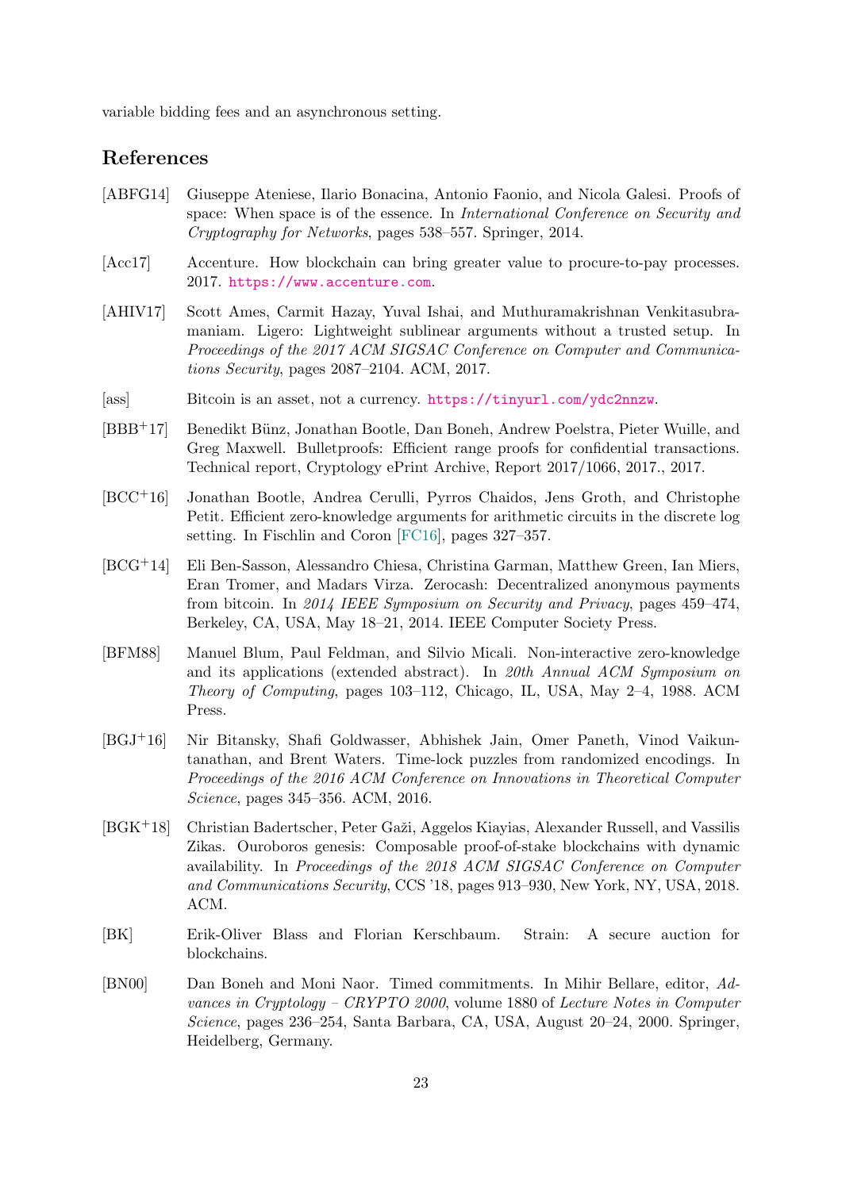variable bidding fees and an asynchronous setting.

## References

[ABFG14] Giuseppe Ateniese, Ilario Bonacina, Antonio Faonio, and Nicola Galesi. Proofs of space: When space is of the essence. In *International Conference on Security and Cryptography for Networks*, pages 538–557. Springer, 2014.

[Acc17] Accenture. How blockchain can bring greater value to procure-to-pay processes. 2017. https://www.accenture.com.

[AHIV17] Scott Ames, Carmit Hazay, Yuval Ishai, and Muthuramakrishnan Venkitasubramaniam. Ligero: Lightweight sublinear arguments without a trusted setup. In *Proceedings of the 2017 ACM SIGSAC Conference on Computer and Communications Security*, pages 2087–2104. ACM, 2017.

[ass] Bitcoin is an asset, not a currency. https://tinyurl.com/ydc2nnzw.

[BBB+17] Benedikt Bünz, Jonathan Bootle, Dan Boneh, Andrew Poelstra, Pieter Wuille, and Greg Maxwell. Bulletproofs: Efficient range proofs for confidential transactions. Technical report, Cryptology ePrint Archive, Report 2017/1066, 2017., 2017.

[BCC+16] Jonathan Bootle, Andrea Cerulli, Pyrros Chaidos, Jens Groth, and Christophe Petit. Efficient zero-knowledge arguments for arithmetic circuits in the discrete log setting. In Fischlin and Coron [FC16], pages 327–357.

[BCG+14] Eli Ben-Sasson, Alessandro Chiesa, Christina Garman, Matthew Green, Ian Miers, Eran Tromer, and Madars Virza. Zerocash: Decentralized anonymous payments from bitcoin. In *2014 IEEE Symposium on Security and Privacy*, pages 459–474, Berkeley, CA, USA, May 18–21, 2014. IEEE Computer Society Press.

[BFM88] Manuel Blum, Paul Feldman, and Silvio Micali. Non-interactive zero-knowledge and its applications (extended abstract). In *20th Annual ACM Symposium on Theory of Computing*, pages 103–112, Chicago, IL, USA, May 2–4, 1988. ACM Press.

[BGJ+16] Nir Bitansky, Shafi Goldwasser, Abhishek Jain, Omer Paneth, Vinod Vaikuntanathan, and Brent Waters. Time-lock puzzles from randomized encodings. In *Proceedings of the 2016 ACM Conference on Innovations in Theoretical Computer Science*, pages 345–356. ACM, 2016.

[BGK+18] Christian Badertscher, Peter Gaži, Aggelos Kiayias, Alexander Russell, and Vassilis Zikas. Ouroboros genesis: Composable proof-of-stake blockchains with dynamic availability. In *Proceedings of the 2018 ACM SIGSAC Conference on Computer and Communications Security*, CCS '18, pages 913–930, New York, NY, USA, 2018. ACM.

[BK] Erik-Oliver Blass and Florian Kerschbaum. Strain: A secure auction for blockchains.

[BN00] Dan Boneh and Moni Naor. Timed commitments. In Mihir Bellare, editor, *Advances in Cryptology – CRYPTO 2000*, volume 1880 of *Lecture Notes in Computer Science*, pages 236–254, Santa Barbara, CA, USA, August 20–24, 2000. Springer, Heidelberg, Germany.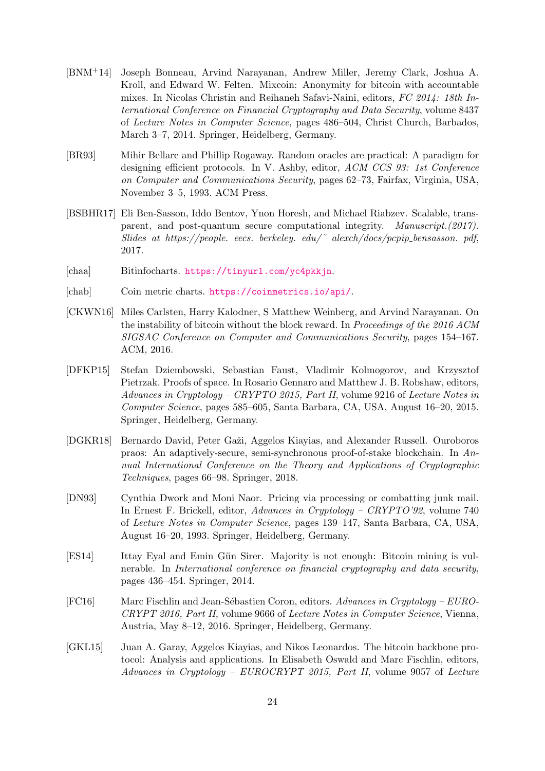[BNM+14] Joseph Bonneau, Arvind Narayanan, Andrew Miller, Jeremy Clark, Joshua A. Kroll, and Edward W. Felten. Mixcoin: Anonymity for bitcoin with accountable mixes. In Nicolas Christin and Reihaneh Safavi-Naini, editors, *FC 2014: 18th International Conference on Financial Cryptography and Data Security*, volume 8437 of *Lecture Notes in Computer Science*, pages 486–504, Christ Church, Barbados, March 3–7, 2014. Springer, Heidelberg, Germany.

[BR93] Mihir Bellare and Phillip Rogaway. Random oracles are practical: A paradigm for designing efficient protocols. In V. Ashby, editor, *ACM CCS 93: 1st Conference on Computer and Communications Security*, pages 62–73, Fairfax, Virginia, USA, November 3–5, 1993. ACM Press.

[BSBHR17] Eli Ben-Sasson, Iddo Bentov, Ynon Horesh, and Michael Riabzev. Scalable, transparent, and post-quantum secure computational integrity. *Manuscript.(2017). Slides at https://people. eecs. berkeley. edu/˜ alexch/docs/pcpip_bensasson. pdf*, 2017.

[chaa] Bitinfocharts. https://tinyurl.com/yc4pkkjn.

[chab] Coin metric charts. https://coinmetrics.io/api/.

[CKWN16] Miles Carlsten, Harry Kalodner, S Matthew Weinberg, and Arvind Narayanan. On the instability of bitcoin without the block reward. In *Proceedings of the 2016 ACM SIGSAC Conference on Computer and Communications Security*, pages 154–167. ACM, 2016.

[DFKP15] Stefan Dziembowski, Sebastian Faust, Vladimir Kolmogorov, and Krzysztof Pietrzak. Proofs of space. In Rosario Gennaro and Matthew J. B. Robshaw, editors, *Advances in Cryptology – CRYPTO 2015, Part II*, volume 9216 of *Lecture Notes in Computer Science*, pages 585–605, Santa Barbara, CA, USA, August 16–20, 2015. Springer, Heidelberg, Germany.

[DGKR18] Bernardo David, Peter Gaži, Aggelos Kiayias, and Alexander Russell. Ouroboros praos: An adaptively-secure, semi-synchronous proof-of-stake blockchain. In *Annual International Conference on the Theory and Applications of Cryptographic Techniques*, pages 66–98. Springer, 2018.

[DN93] Cynthia Dwork and Moni Naor. Pricing via processing or combatting junk mail. In Ernest F. Brickell, editor, *Advances in Cryptology – CRYPTO'92*, volume 740 of *Lecture Notes in Computer Science*, pages 139–147, Santa Barbara, CA, USA, August 16–20, 1993. Springer, Heidelberg, Germany.

[ES14] Ittay Eyal and Emin Gün Sirer. Majority is not enough: Bitcoin mining is vulnerable. In *International conference on financial cryptography and data security*, pages 436–454. Springer, 2014.

[FC16] Marc Fischlin and Jean-Sébastien Coron, editors. *Advances in Cryptology – EUROCRYPT 2016, Part II*, volume 9666 of *Lecture Notes in Computer Science*, Vienna, Austria, May 8–12, 2016. Springer, Heidelberg, Germany.

[GKL15] Juan A. Garay, Aggelos Kiayias, and Nikos Leonardos. The bitcoin backbone protocol: Analysis and applications. In Elisabeth Oswald and Marc Fischlin, editors, *Advances in Cryptology – EUROCRYPT 2015, Part II*, volume 9057 of *Lecture*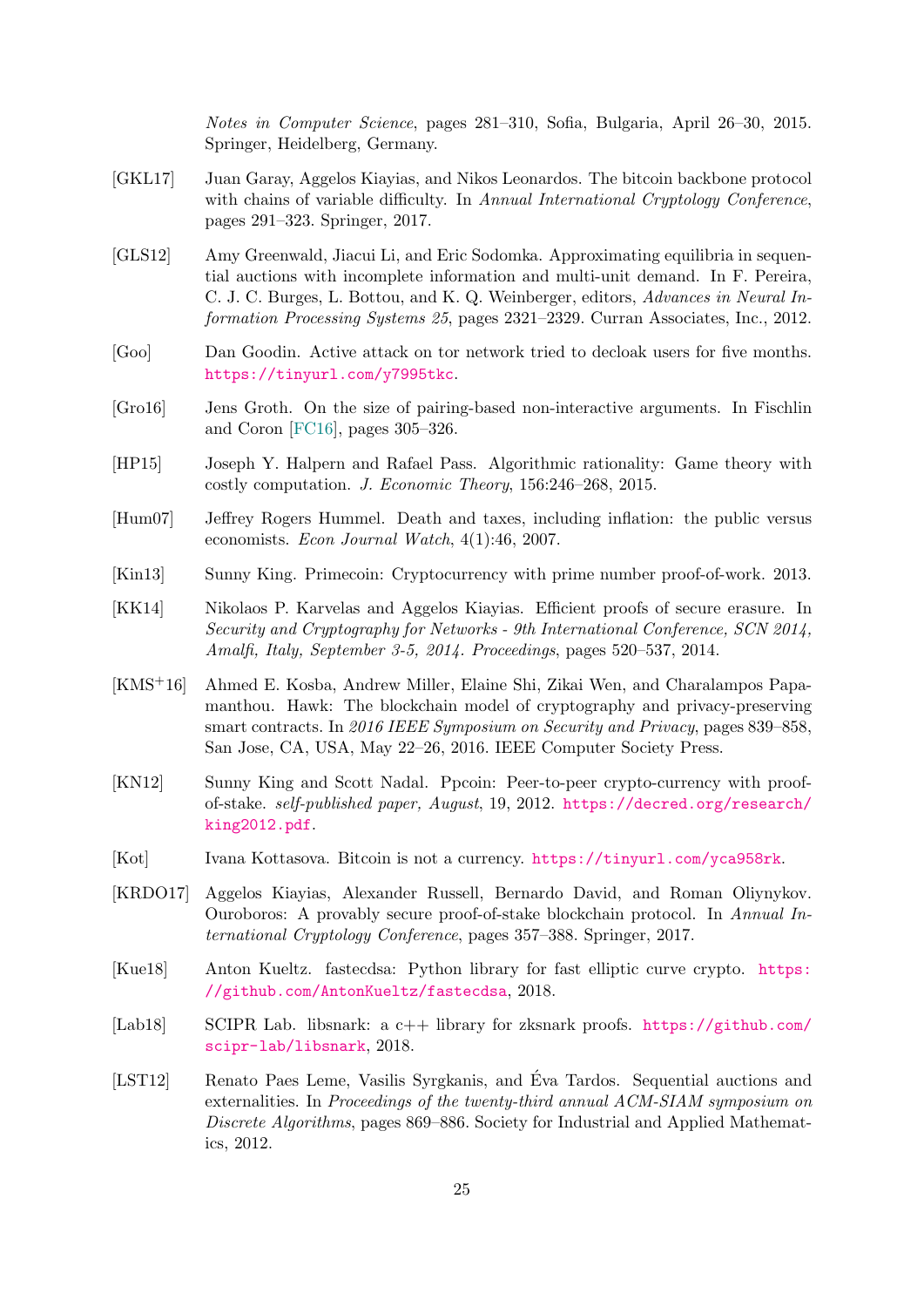*Notes in Computer Science*, pages 281–310, Sofia, Bulgaria, April 26–30, 2015. Springer, Heidelberg, Germany.

[GKL17] Juan Garay, Aggelos Kiayias, and Nikos Leonardos. The bitcoin backbone protocol with chains of variable difficulty. In *Annual International Cryptology Conference*, pages 291–323. Springer, 2017.

[GLS12] Amy Greenwald, Jiacui Li, and Eric Sodomka. Approximating equilibria in sequential auctions with incomplete information and multi-unit demand. In F. Pereira, C. J. C. Burges, L. Bottou, and K. Q. Weinberger, editors, *Advances in Neural Information Processing Systems 25*, pages 2321–2329. Curran Associates, Inc., 2012.

[Goo] Dan Goodin. Active attack on tor network tried to decloak users for five months. https://tinyurl.com/y7995tkc.

[Gro16] Jens Groth. On the size of pairing-based non-interactive arguments. In Fischlin and Coron [FC16], pages 305–326.

[HP15] Joseph Y. Halpern and Rafael Pass. Algorithmic rationality: Game theory with costly computation. *J. Economic Theory*, 156:246–268, 2015.

[Hum07] Jeffrey Rogers Hummel. Death and taxes, including inflation: the public versus economists. *Econ Journal Watch*, 4(1):46, 2007.

[Kin13] Sunny King. Primecoin: Cryptocurrency with prime number proof-of-work. 2013.

[KK14] Nikolaos P. Karvelas and Aggelos Kiayias. Efficient proofs of secure erasure. In *Security and Cryptography for Networks - 9th International Conference, SCN 2014, Amalfi, Italy, September 3-5, 2014. Proceedings*, pages 520–537, 2014.

[KMS+16] Ahmed E. Kosba, Andrew Miller, Elaine Shi, Zikai Wen, and Charalampos Papamanthou. Hawk: The blockchain model of cryptography and privacy-preserving smart contracts. In *2016 IEEE Symposium on Security and Privacy*, pages 839–858, San Jose, CA, USA, May 22–26, 2016. IEEE Computer Society Press.

[KN12] Sunny King and Scott Nadal. Ppcoin: Peer-to-peer crypto-currency with proof-of-stake. *self-published paper, August*, 19, 2012. https://decred.org/research/king2012.pdf.

[Kot] Ivana Kottasova. Bitcoin is not a currency. https://tinyurl.com/yca958rk.

[KRDO17] Aggelos Kiayias, Alexander Russell, Bernardo David, and Roman Oliynykov. Ouroboros: A provably secure proof-of-stake blockchain protocol. In *Annual International Cryptology Conference*, pages 357–388. Springer, 2017.

[Kue18] Anton Kueltz. fastecdsa: Python library for fast elliptic curve crypto. https://github.com/AntonKueltz/fastecdsa, 2018.

[Lab18] SCIPR Lab. libsnark: a c++ library for zksnark proofs. https://github.com/scipr-lab/libsnark, 2018.

[LST12] Renato Paes Leme, Vasilis Syrgkanis, and Éva Tardos. Sequential auctions and externalities. In *Proceedings of the twenty-third annual ACM-SIAM symposium on Discrete Algorithms*, pages 869–886. Society for Industrial and Applied Mathematics, 2012.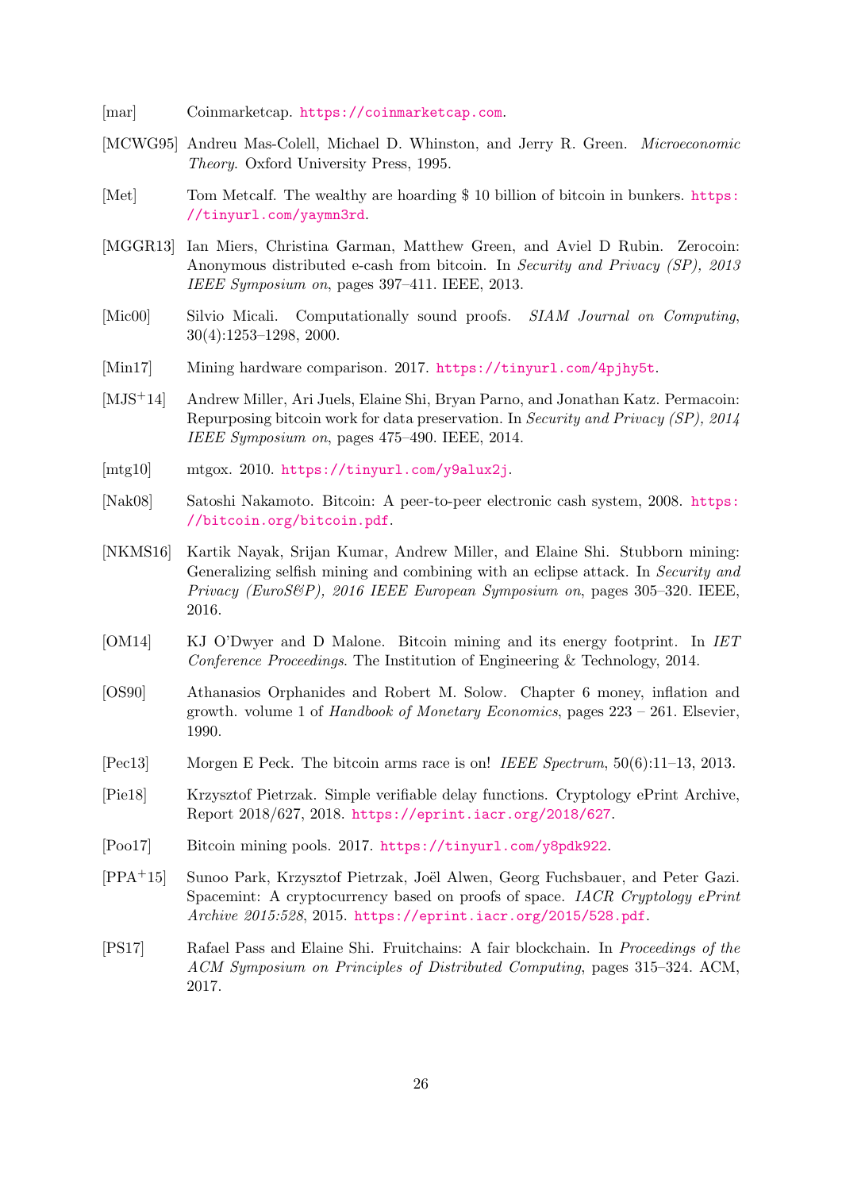[mar] Coinmarketcap. https://coinmarketcap.com.

[MCWG95] Andreu Mas-Colell, Michael D. Whinston, and Jerry R. Green. *Microeconomic Theory*. Oxford University Press, 1995.

[Met] Tom Metcalf. The wealthy are hoarding $ 10 billion of bitcoin in bunkers. https://tinyurl.com/yaymn3rd.

[MGGR13] Ian Miers, Christina Garman, Matthew Green, and Aviel D Rubin. Zerocoin: Anonymous distributed e-cash from bitcoin. In *Security and Privacy (SP), 2013 IEEE Symposium on*, pages 397–411. IEEE, 2013.

[Mic00] Silvio Micali. Computationally sound proofs. *SIAM Journal on Computing*, 30(4):1253–1298, 2000.

[Min17] Mining hardware comparison. 2017. https://tinyurl.com/4pjhy5t.

[MJS+14] Andrew Miller, Ari Juels, Elaine Shi, Bryan Parno, and Jonathan Katz. Permacoin: Repurposing bitcoin work for data preservation. In *Security and Privacy (SP), 2014 IEEE Symposium on*, pages 475–490. IEEE, 2014.

[mtg10] mtgox. 2010. https://tinyurl.com/y9alux2j.

[Nak08] Satoshi Nakamoto. Bitcoin: A peer-to-peer electronic cash system, 2008. https://bitcoin.org/bitcoin.pdf.

[NKMS16] Kartik Nayak, Srijan Kumar, Andrew Miller, and Elaine Shi. Stubborn mining: Generalizing selfish mining and combining with an eclipse attack. In *Security and Privacy (EuroS&P), 2016 IEEE European Symposium on*, pages 305–320. IEEE, 2016.

[OM14] KJ O'Dwyer and D Malone. Bitcoin mining and its energy footprint. In *IET Conference Proceedings*. The Institution of Engineering & Technology, 2014.

[OS90] Athanasios Orphanides and Robert M. Solow. Chapter 6 money, inflation and growth. volume 1 of *Handbook of Monetary Economics*, pages 223 – 261. Elsevier, 1990.

[Pec13] Morgen E Peck. The bitcoin arms race is on! *IEEE Spectrum*, 50(6):11–13, 2013.

[Pie18] Krzysztof Pietrzak. Simple verifiable delay functions. Cryptology ePrint Archive, Report 2018/627, 2018. https://eprint.iacr.org/2018/627.

[Poo17] Bitcoin mining pools. 2017. https://tinyurl.com/y8pdk922.

[PPA+15] Sunoo Park, Krzysztof Pietrzak, Joël Alwen, Georg Fuchsbauer, and Peter Gazi. Spacemint: A cryptocurrency based on proofs of space. *IACR Cryptology ePrint Archive 2015:528*, 2015. https://eprint.iacr.org/2015/528.pdf.

[PS17] Rafael Pass and Elaine Shi. Fruitchains: A fair blockchain. In *Proceedings of the ACM Symposium on Principles of Distributed Computing*, pages 315–324. ACM, 2017.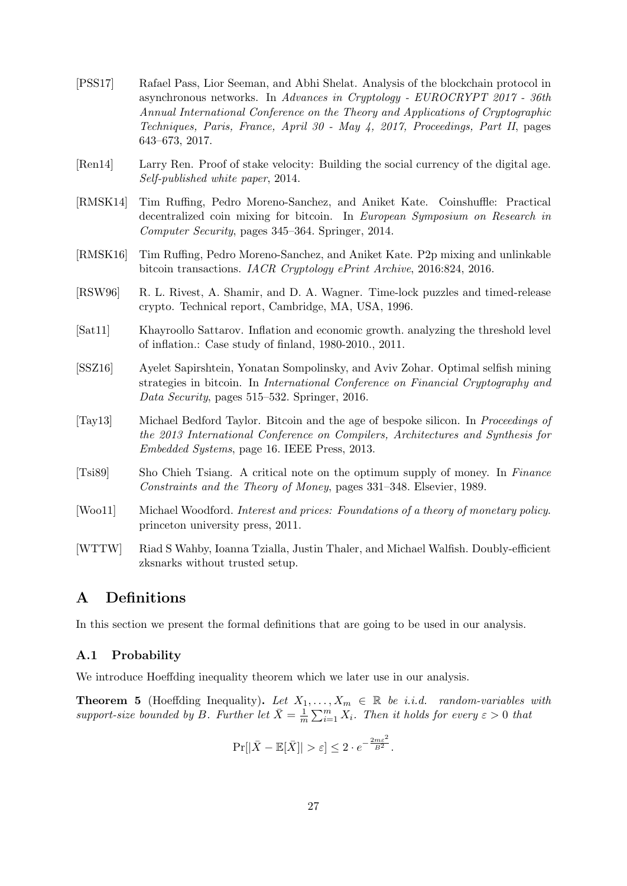[PSS17] Rafael Pass, Lior Seeman, and Abhi Shelat. Analysis of the blockchain protocol in asynchronous networks. In *Advances in Cryptology - EUROCRYPT 2017 - 36th Annual International Conference on the Theory and Applications of Cryptographic Techniques, Paris, France, April 30 - May 4, 2017, Proceedings, Part II*, pages 643–673, 2017.

[Ren14] Larry Ren. Proof of stake velocity: Building the social currency of the digital age. *Self-published white paper*, 2014.

[RMSK14] Tim Ruffing, Pedro Moreno-Sanchez, and Aniket Kate. Coinshuffle: Practical decentralized coin mixing for bitcoin. In *European Symposium on Research in Computer Security*, pages 345–364. Springer, 2014.

[RMSK16] Tim Ruffing, Pedro Moreno-Sanchez, and Aniket Kate. P2p mixing and unlinkable bitcoin transactions. *IACR Cryptology ePrint Archive*, 2016:824, 2016.

[RSW96] R. L. Rivest, A. Shamir, and D. A. Wagner. Time-lock puzzles and timed-release crypto. Technical report, Cambridge, MA, USA, 1996.

[Sat11] Khayroollo Sattarov. Inflation and economic growth. analyzing the threshold level of inflation.: Case study of finland, 1980-2010., 2011.

[SSZ16] Ayelet Sapirshtein, Yonatan Sompolinsky, and Aviv Zohar. Optimal selfish mining strategies in bitcoin. In *International Conference on Financial Cryptography and Data Security*, pages 515–532. Springer, 2016.

[Tay13] Michael Bedford Taylor. Bitcoin and the age of bespoke silicon. In *Proceedings of the 2013 International Conference on Compilers, Architectures and Synthesis for Embedded Systems*, page 16. IEEE Press, 2013.

[Tsi89] Sho Chieh Tsiang. A critical note on the optimum supply of money. In *Finance Constraints and the Theory of Money*, pages 331–348. Elsevier, 1989.

[Woo11] Michael Woodford. *Interest and prices: Foundations of a theory of monetary policy.* princeton university press, 2011.

[WTTW] Riad S Wahby, Ioanna Tzialla, Justin Thaler, and Michael Walfish. Doubly-efficient zksnarks without trusted setup.

# A Definitions

In this section we present the formal definitions that are going to be used in our analysis.

## A.1 Probability

We introduce Hoeffding inequality theorem which we later use in our analysis.

**Theorem 5** (Hoeffding Inequality)**.** *Let $X_1, \ldots, X_m \in \mathbb{R}$ be i.i.d. random-variables with support-size bounded by $B$. Further let $\bar{X} = \frac{1}{m}\sum_{i=1}^{m} X_i$. Then it holds for every $\varepsilon > 0$ that*

$$\Pr[|\bar{X} - \mathbb{E}[\bar{X}]| > \varepsilon] \leq 2 \cdot e^{-\frac{2m\varepsilon^2}{B^2}}.$$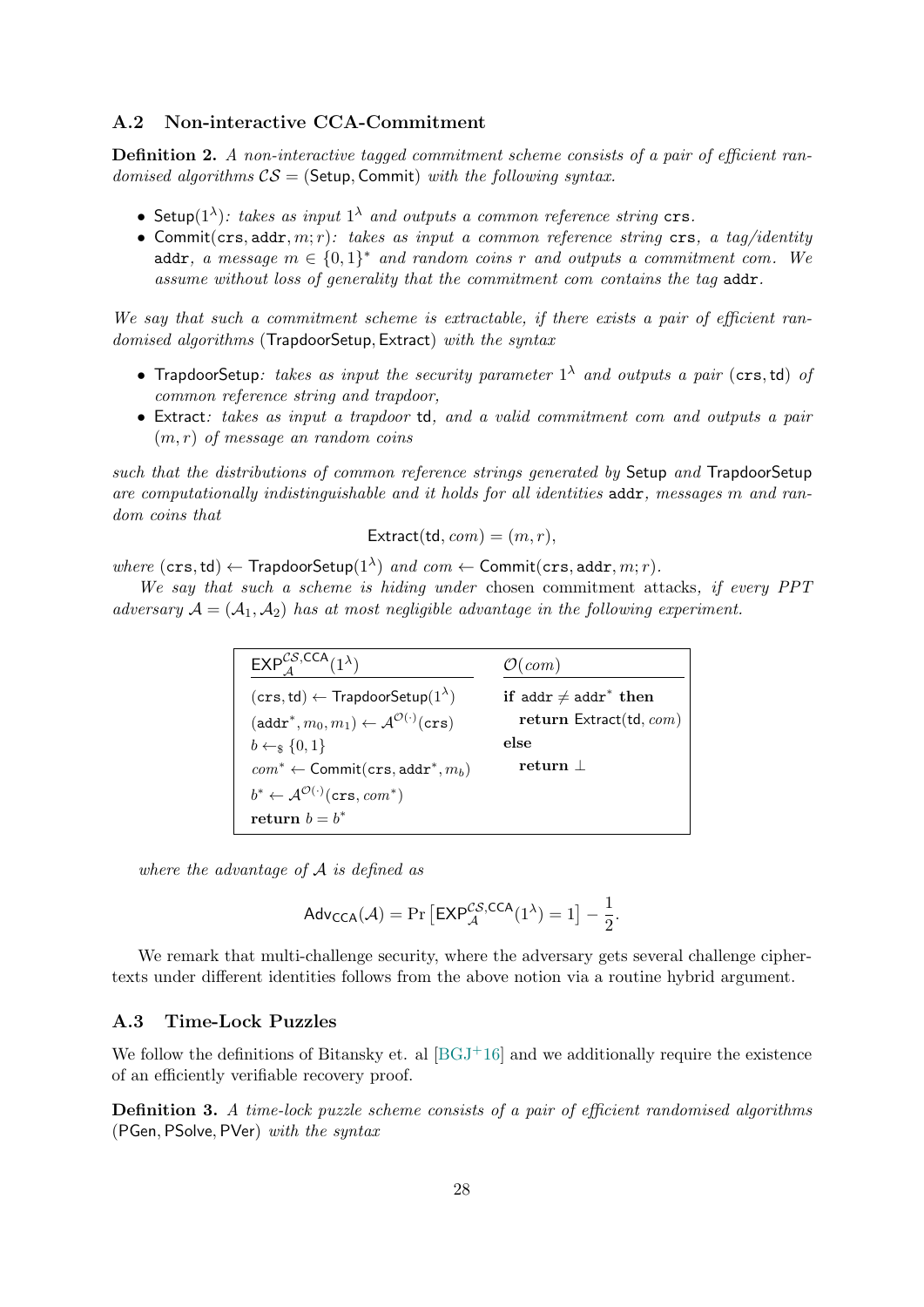### A.2 Non-interactive CCA-Commitment

**Definition 2.** *A non-interactive tagged commitment scheme consists of a pair of efficient randomised algorithms $\mathcal{CS} = (\mathsf{Setup}, \mathsf{Commit})$ with the following syntax.*

- $\mathsf{Setup}(1^\lambda)$*: takes as input $1^\lambda$ and outputs a common reference string $\mathtt{crs}$.*
- $\mathsf{Commit}(\mathtt{crs}, \mathtt{addr}, m; r)$*: takes as input a common reference string $\mathtt{crs}$, a tag/identity $\mathtt{addr}$, a message $m \in \{0,1\}^*$ and random coins $r$ and outputs a commitment $com$. We assume without loss of generality that the commitment $com$ contains the tag $\mathtt{addr}$.*

*We say that such a commitment scheme is extractable, if there exists a pair of efficient randomised algorithms $(\mathsf{TrapdoorSetup}, \mathsf{Extract})$ with the syntax*

- $\mathsf{TrapdoorSetup}$*: takes as input the security parameter $1^\lambda$ and outputs a pair $(\mathtt{crs}, \mathsf{td})$ of common reference string and trapdoor,*
- $\mathsf{Extract}$*: takes as input a trapdoor $\mathsf{td}$, and a valid commitment $com$ and outputs a pair $(m, r)$ of message an random coins*

*such that the distributions of common reference strings generated by $\mathsf{Setup}$ and $\mathsf{TrapdoorSetup}$ are computationally indistinguishable and it holds for all identities $\mathtt{addr}$, messages $m$ and random coins that*

$$\mathsf{Extract}(\mathsf{td}, com) = (m, r),$$

*where $(\mathtt{crs}, \mathsf{td}) \leftarrow \mathsf{TrapdoorSetup}(1^\lambda)$ and $com \leftarrow \mathsf{Commit}(\mathtt{crs}, \mathtt{addr}, m; r)$.*

*We say that such a scheme is hiding under* chosen commitment attacks*, if every PPT adversary $\mathcal{A} = (\mathcal{A}_1, \mathcal{A}_2)$ has at most negligible advantage in the following experiment.*

```
EXP_A^{CS,CCA}(1^λ)                              O(com)
(crs, td) ← TrapdoorSetup(1^λ)                  if addr ≠ addr* then
(addr*, m_0, m_1) ← A^{O(·)}(crs)                 return Extract(td, com)
b ←$ {0,1}                                      else
com* ← Commit(crs, addr*, m_b)                    return ⊥
b* ← A^{O(·)}(crs, com*)
return b = b*
```

*where the advantage of $\mathcal{A}$ is defined as*

$$\mathsf{Adv}_{\mathsf{CCA}}(\mathcal{A}) = \Pr\left[\mathsf{EXP}_{\mathcal{A}}^{\mathcal{CS},\mathsf{CCA}}(1^\lambda) = 1\right] - \frac{1}{2}.$$

We remark that multi-challenge security, where the adversary gets several challenge ciphertexts under different identities follows from the above notion via a routine hybrid argument.

### A.3 Time-Lock Puzzles

We follow the definitions of Bitansky et. al [BGJ+16] and we additionally require the existence of an efficiently verifiable recovery proof.

**Definition 3.** *A time-lock puzzle scheme consists of a pair of efficient randomised algorithms $(\mathsf{PGen}, \mathsf{PSolve}, \mathsf{PVer})$ with the syntax*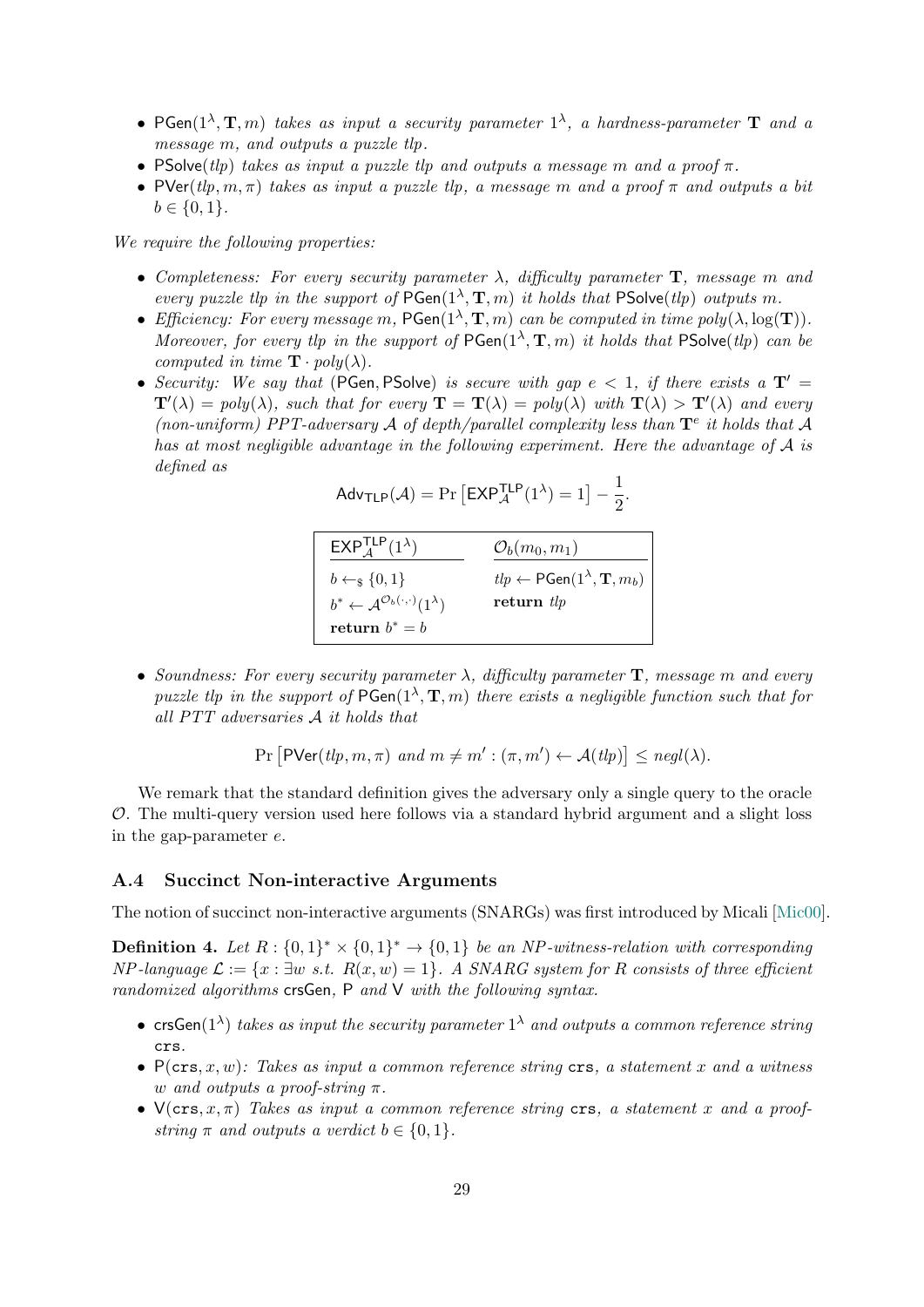- $\mathsf{PGen}(1^\lambda, \mathbf{T}, m)$ *takes as input a security parameter* $1^\lambda$*, a hardness-parameter* $\mathbf{T}$ *and a message* $m$*, and outputs a puzzle* $tlp$*.*
- $\mathsf{PSolve}(tlp)$ *takes as input a puzzle* $tlp$ *and outputs a message* $m$ *and a proof* $\pi$*.*
- $\mathsf{PVer}(tlp, m, \pi)$ *takes as input a puzzle* $tlp$*, a message* $m$ *and a proof* $\pi$ *and outputs a bit* $b \in \{0,1\}$*.*

*We require the following properties:*

- *Completeness: For every security parameter* $\lambda$*, difficulty parameter* $\mathbf{T}$*, message* $m$ *and every puzzle* $tlp$ *in the support of* $\mathsf{PGen}(1^\lambda, \mathbf{T}, m)$ *it holds that* $\mathsf{PSolve}(tlp)$ *outputs* $m$*.*
- *Efficiency: For every message* $m$*,* $\mathsf{PGen}(1^\lambda, \mathbf{T}, m)$ *can be computed in time* $poly(\lambda, \log(\mathbf{T}))$*. Moreover, for every* $tlp$ *in the support of* $\mathsf{PGen}(1^\lambda, \mathbf{T}, m)$ *it holds that* $\mathsf{PSolve}(tlp)$ *can be computed in time* $\mathbf{T} \cdot poly(\lambda)$*.*
- *Security: We say that* $(\mathsf{PGen}, \mathsf{PSolve})$ *is secure with gap* $e < 1$*, if there exists a* $\mathbf{T}' = \mathbf{T}'(\lambda) = poly(\lambda)$*, such that for every* $\mathbf{T} = \mathbf{T}(\lambda) = poly(\lambda)$ *with* $\mathbf{T}(\lambda) > \mathbf{T}'(\lambda)$ *and every (non-uniform) PPT-adversary* $\mathcal{A}$ *of depth/parallel complexity less than* $\mathbf{T}^e$ *it holds that* $\mathcal{A}$ *has at most negligible advantage in the following experiment. Here the advantage of* $\mathcal{A}$ *is defined as*

$$\mathsf{Adv}_{\mathsf{TLP}}(\mathcal{A}) = \Pr\left[\mathsf{EXP}^{\mathsf{TLP}}_{\mathcal{A}}(1^\lambda) = 1\right] - \frac{1}{2}.$$

| $\mathsf{EXP}^{\mathsf{TLP}}_{\mathcal{A}}(1^\lambda)$ | $\mathcal{O}_b(m_0, m_1)$ |
|---|---|
| $b \leftarrow_\$ \{0,1\}$ | $tlp \leftarrow \mathsf{PGen}(1^\lambda, \mathbf{T}, m_b)$ |
| $b^* \leftarrow \mathcal{A}^{\mathcal{O}_b(\cdot,\cdot)}(1^\lambda)$ | **return** $tlp$ |
| **return** $b^* = b$ | |

- *Soundness: For every security parameter* $\lambda$*, difficulty parameter* $\mathbf{T}$*, message* $m$ *and every puzzle* $tlp$ *in the support of* $\mathsf{PGen}(1^\lambda, \mathbf{T}, m)$ *there exists a negligible function such that for all PTT adversaries* $\mathcal{A}$ *it holds that*

$$\Pr\left[\mathsf{PVer}(tlp, m, \pi) \text{ and } m \neq m' : (\pi, m') \leftarrow \mathcal{A}(tlp)\right] \leq negl(\lambda).$$

We remark that the standard definition gives the adversary only a single query to the oracle $\mathcal{O}$. The multi-query version used here follows via a standard hybrid argument and a slight loss in the gap-parameter $e$.

### A.4 Succinct Non-interactive Arguments

The notion of succinct non-interactive arguments (SNARGs) was first introduced by Micali [Mic00].

**Definition 4.** *Let* $R : \{0,1\}^* \times \{0,1\}^* \to \{0,1\}$ *be an NP-witness-relation with corresponding NP-language* $\mathcal{L} := \{x : \exists w \text{ s.t. } R(x,w) = 1\}$*. A SNARG system for* $R$ *consists of three efficient randomized algorithms* $\mathsf{crsGen}$*,* $\mathsf{P}$ *and* $\mathsf{V}$ *with the following syntax.*

- $\mathsf{crsGen}(1^\lambda)$ *takes as input the security parameter* $1^\lambda$ *and outputs a common reference string* $\mathtt{crs}$*.*
- $\mathsf{P}(\mathtt{crs}, x, w)$*: Takes as input a common reference string* $\mathtt{crs}$*, a statement* $x$ *and a witness* $w$ *and outputs a proof-string* $\pi$*.*
- $\mathsf{V}(\mathtt{crs}, x, \pi)$ *Takes as input a common reference string* $\mathtt{crs}$*, a statement* $x$ *and a proof-string* $\pi$ *and outputs a verdict* $b \in \{0,1\}$*.*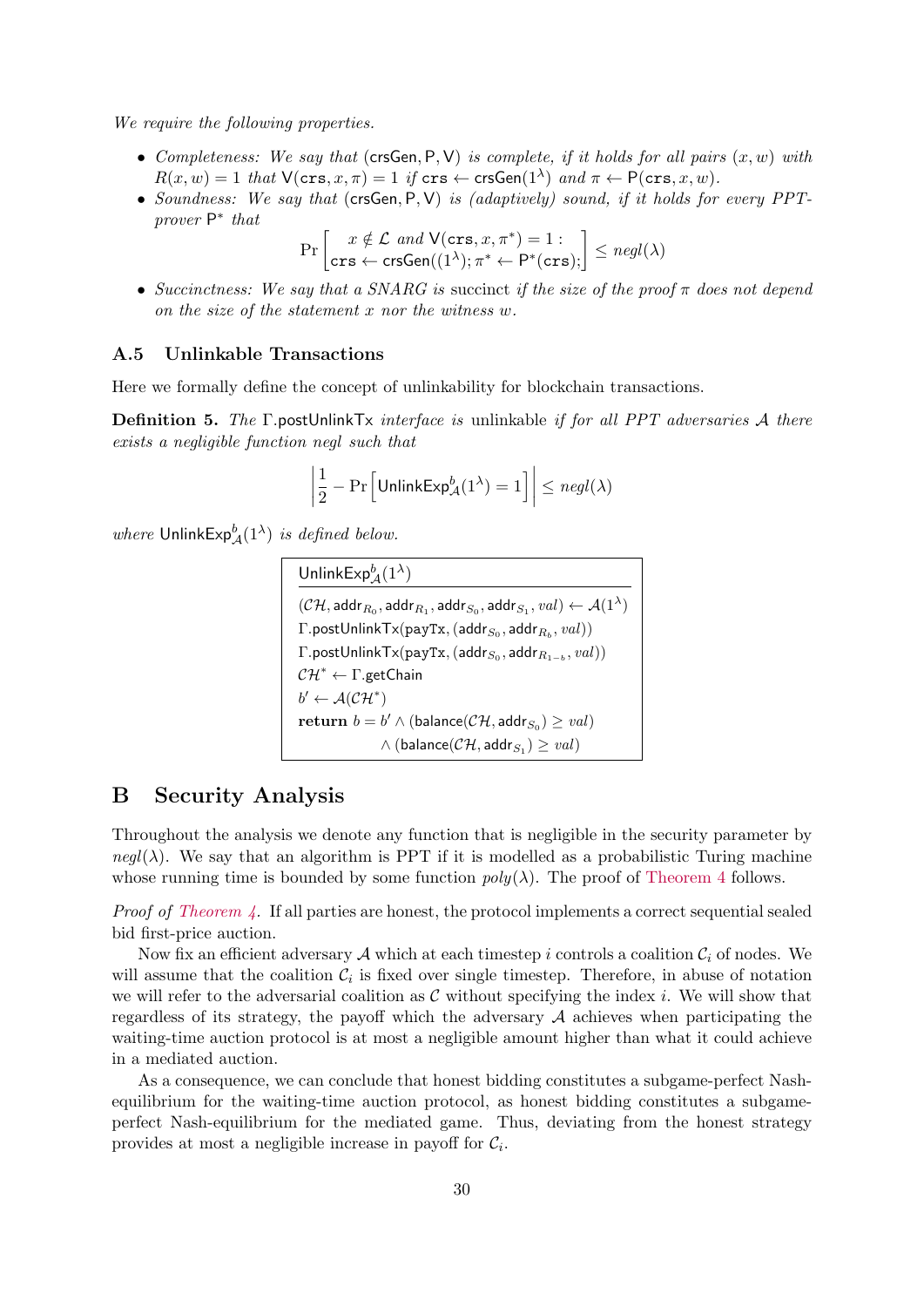*We require the following properties.*

- *Completeness: We say that* $(\mathsf{crsGen}, \mathsf{P}, \mathsf{V})$ *is complete, if it holds for all pairs* $(x, w)$ *with* $R(x, w) = 1$ *that* $\mathsf{V}(\mathtt{crs}, x, \pi) = 1$ *if* $\mathtt{crs} \leftarrow \mathsf{crsGen}(1^\lambda)$ *and* $\pi \leftarrow \mathsf{P}(\mathtt{crs}, x, w)$.
- *Soundness: We say that* $(\mathsf{crsGen}, \mathsf{P}, \mathsf{V})$ *is (adaptively) sound, if it holds for every PPT-prover* $\mathsf{P}^*$ *that*

$$\Pr\left[\begin{matrix} x \notin \mathcal{L} \text{ and } \mathsf{V}(\mathtt{crs}, x, \pi^*) = 1 : \\ \mathtt{crs} \leftarrow \mathsf{crsGen}((1^\lambda); \pi^* \leftarrow \mathsf{P}^*(\mathtt{crs}); \end{matrix}\right] \leq negl(\lambda)$$

- *Succinctness: We say that a SNARG is* succinct *if the size of the proof* $\pi$ *does not depend on the size of the statement* $x$ *nor the witness* $w$.

### A.5 Unlinkable Transactions

Here we formally define the concept of unlinkability for blockchain transactions.

**Definition 5.** *The* $\Gamma.\mathsf{postUnlinkTx}$ *interface is* unlinkable *if for all PPT adversaries* $\mathcal{A}$ *there exists a negligible function negl such that*

$$\left| \frac{1}{2} - \Pr\left[\mathsf{UnlinkExp}_{\mathcal{A}}^b(1^\lambda) = 1\right] \right| \leq negl(\lambda)$$

*where* $\mathsf{UnlinkExp}_{\mathcal{A}}^b(1^\lambda)$ *is defined below.*

$\mathsf{UnlinkExp}_{\mathcal{A}}^b(1^\lambda)$

$(\mathcal{CH}, \mathsf{addr}_{R_0}, \mathsf{addr}_{R_1}, \mathsf{addr}_{S_0}, \mathsf{addr}_{S_1}, val) \leftarrow \mathcal{A}(1^\lambda)$
$\Gamma.\mathsf{postUnlinkTx}(\mathtt{payTx}, (\mathsf{addr}_{S_0}, \mathsf{addr}_{R_b}, val))$
$\Gamma.\mathsf{postUnlinkTx}(\mathtt{payTx}, (\mathsf{addr}_{S_0}, \mathsf{addr}_{R_{1-b}}, val))$
$\mathcal{CH}^* \leftarrow \Gamma.\mathsf{getChain}$
$b' \leftarrow \mathcal{A}(\mathcal{CH}^*)$
**return** $b = b' \wedge (\mathsf{balance}(\mathcal{CH}, \mathsf{addr}_{S_0}) \geq val)$
$\wedge (\mathsf{balance}(\mathcal{CH}, \mathsf{addr}_{S_1}) \geq val)$

## B Security Analysis

Throughout the analysis we denote any function that is negligible in the security parameter by $negl(\lambda)$. We say that an algorithm is PPT if it is modelled as a probabilistic Turing machine whose running time is bounded by some function $poly(\lambda)$. The proof of Theorem 4 follows.

*Proof of Theorem 4.* If all parties are honest, the protocol implements a correct sequential sealed bid first-price auction.

Now fix an efficient adversary $\mathcal{A}$ which at each timestep $i$ controls a coalition $\mathcal{C}_i$ of nodes. We will assume that the coalition $\mathcal{C}_i$ is fixed over single timestep. Therefore, in abuse of notation we will refer to the adversarial coalition as $\mathcal{C}$ without specifying the index $i$. We will show that regardless of its strategy, the payoff which the adversary $\mathcal{A}$ achieves when participating the waiting-time auction protocol is at most a negligible amount higher than what it could achieve in a mediated auction.

As a consequence, we can conclude that honest bidding constitutes a subgame-perfect Nash-equilibrium for the waiting-time auction protocol, as honest bidding constitutes a subgame-perfect Nash-equilibrium for the mediated game. Thus, deviating from the honest strategy provides at most a negligible increase in payoff for $\mathcal{C}_i$.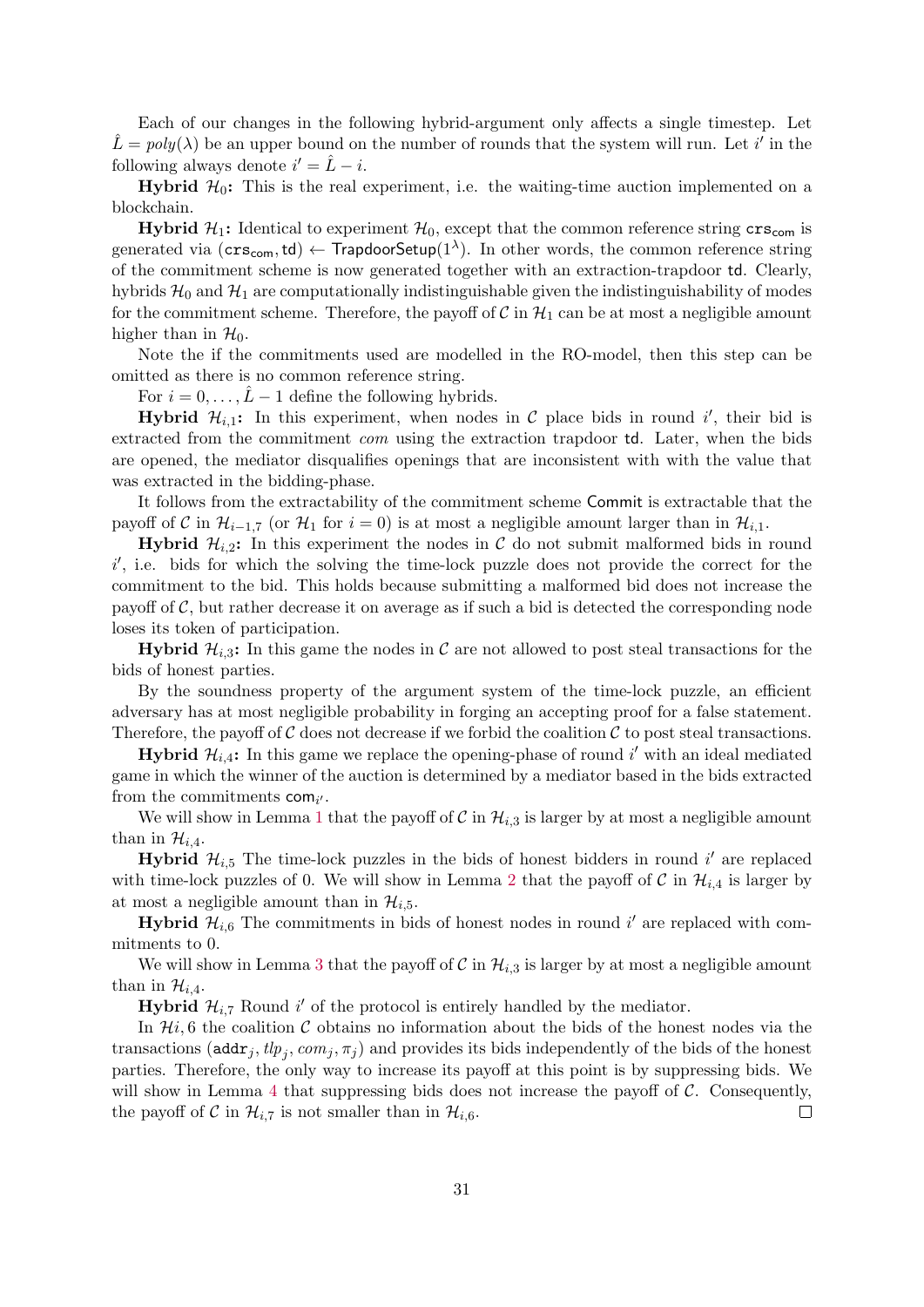Each of our changes in the following hybrid-argument only affects a single timestep. Let $\hat{L} = poly(\lambda)$ be an upper bound on the number of rounds that the system will run. Let $i'$ in the following always denote $i' = \hat{L} - i$.

**Hybrid $\mathcal{H}_0$:** This is the real experiment, i.e. the waiting-time auction implemented on a blockchain.

**Hybrid $\mathcal{H}_1$:** Identical to experiment $\mathcal{H}_0$, except that the common reference string $\mathsf{crs}_{\mathsf{com}}$ is generated via $(\mathsf{crs}_{\mathsf{com}}, \mathsf{td}) \leftarrow \mathsf{TrapdoorSetup}(1^\lambda)$. In other words, the common reference string of the commitment scheme is now generated together with an extraction-trapdoor $\mathsf{td}$. Clearly, hybrids $\mathcal{H}_0$ and $\mathcal{H}_1$ are computationally indistinguishable given the indistinguishability of modes for the commitment scheme. Therefore, the payoff of $\mathcal{C}$ in $\mathcal{H}_1$ can be at most a negligible amount higher than in $\mathcal{H}_0$.

Note the if the commitments used are modelled in the RO-model, then this step can be omitted as there is no common reference string.

For $i = 0, \ldots, \hat{L} - 1$ define the following hybrids.

**Hybrid $\mathcal{H}_{i,1}$:** In this experiment, when nodes in $\mathcal{C}$ place bids in round $i'$, their bid is extracted from the commitment *com* using the extraction trapdoor $\mathsf{td}$. Later, when the bids are opened, the mediator disqualifies openings that are inconsistent with with the value that was extracted in the bidding-phase.

It follows from the extractability of the commitment scheme $\mathsf{Commit}$ is extractable that the payoff of $\mathcal{C}$ in $\mathcal{H}_{i-1,7}$ (or $\mathcal{H}_1$ for $i = 0$) is at most a negligible amount larger than in $\mathcal{H}_{i,1}$.

**Hybrid $\mathcal{H}_{i,2}$:** In this experiment the nodes in $\mathcal{C}$ do not submit malformed bids in round $i'$, i.e. bids for which the solving the time-lock puzzle does not provide the correct for the commitment to the bid. This holds because submitting a malformed bid does not increase the payoff of $\mathcal{C}$, but rather decrease it on average as if such a bid is detected the corresponding node loses its token of participation.

**Hybrid $\mathcal{H}_{i,3}$:** In this game the nodes in $\mathcal{C}$ are not allowed to post steal transactions for the bids of honest parties.

By the soundness property of the argument system of the time-lock puzzle, an efficient adversary has at most negligible probability in forging an accepting proof for a false statement. Therefore, the payoff of $\mathcal{C}$ does not decrease if we forbid the coalition $\mathcal{C}$ to post steal transactions.

**Hybrid $\mathcal{H}_{i,4}$:** In this game we replace the opening-phase of round $i'$ with an ideal mediated game in which the winner of the auction is determined by a mediator based in the bids extracted from the commitments $\mathsf{com}_{i'}$.

We will show in Lemma 1 that the payoff of $\mathcal{C}$ in $\mathcal{H}_{i,3}$ is larger by at most a negligible amount than in $\mathcal{H}_{i,4}$.

**Hybrid $\mathcal{H}_{i,5}$** The time-lock puzzles in the bids of honest bidders in round $i'$ are replaced with time-lock puzzles of 0. We will show in Lemma 2 that the payoff of $\mathcal{C}$ in $\mathcal{H}_{i,4}$ is larger by at most a negligible amount than in $\mathcal{H}_{i,5}$.

**Hybrid $\mathcal{H}_{i,6}$** The commitments in bids of honest nodes in round $i'$ are replaced with commitments to 0.

We will show in Lemma 3 that the payoff of $\mathcal{C}$ in $\mathcal{H}_{i,3}$ is larger by at most a negligible amount than in $\mathcal{H}_{i,4}$.

**Hybrid $\mathcal{H}_{i,7}$** Round $i'$ of the protocol is entirely handled by the mediator.

In $\mathcal{H}i, 6$ the coalition $\mathcal{C}$ obtains no information about the bids of the honest nodes via the transactions $(\mathtt{addr}_j, tlp_j, com_j, \pi_j)$ and provides its bids independently of the bids of the honest parties. Therefore, the only way to increase its payoff at this point is by suppressing bids. We will show in Lemma 4 that suppressing bids does not increase the payoff of $\mathcal{C}$. Consequently, the payoff of $\mathcal{C}$ in $\mathcal{H}_{i,7}$ is not smaller than in $\mathcal{H}_{i,6}$. □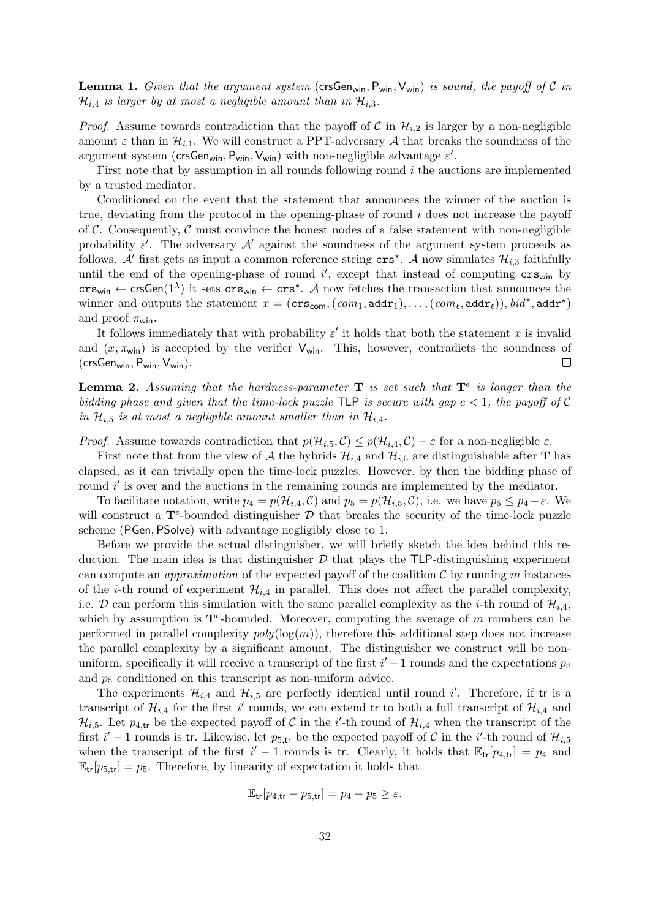**Lemma 1.** *Given that the argument system* $(\mathsf{crsGen}_{\mathsf{win}}, \mathsf{P}_{\mathsf{win}}, \mathsf{V}_{\mathsf{win}})$ *is sound, the payoff of* $\mathcal{C}$ *in* $\mathcal{H}_{i,4}$ *is larger by at most a negligible amount than in* $\mathcal{H}_{i,3}$.

*Proof.* Assume towards contradiction that the payoff of $\mathcal{C}$ in $\mathcal{H}_{i,2}$ is larger by a non-negligible amount $\varepsilon$ than in $\mathcal{H}_{i,1}$. We will construct a PPT-adversary $\mathcal{A}$ that breaks the soundness of the argument system $(\mathsf{crsGen}_{\mathsf{win}}, \mathsf{P}_{\mathsf{win}}, \mathsf{V}_{\mathsf{win}})$ with non-negligible advantage $\varepsilon'$.

First note that by assumption in all rounds following round $i$ the auctions are implemented by a trusted mediator.

Conditioned on the event that the statement that announces the winner of the auction is true, deviating from the protocol in the opening-phase of round $i$ does not increase the payoff of $\mathcal{C}$. Consequently, $\mathcal{C}$ must convince the honest nodes of a false statement with non-negligible probability $\varepsilon'$. The adversary $\mathcal{A}'$ against the soundness of the argument system proceeds as follows. $\mathcal{A}'$ first gets as input a common reference string $\mathtt{crs}^*$. $\mathcal{A}$ now simulates $\mathcal{H}_{i,3}$ faithfully until the end of the opening-phase of round $i'$, except that instead of computing $\mathtt{crs}_{\mathsf{win}}$ by $\mathtt{crs}_{\mathsf{win}} \leftarrow \mathsf{crsGen}(1^\lambda)$ it sets $\mathtt{crs}_{\mathsf{win}} \leftarrow \mathtt{crs}^*$. $\mathcal{A}$ now fetches the transaction that announces the winner and outputs the statement $x = (\mathtt{crs}_{\mathsf{com}}, (com_1, \mathtt{addr}_1), \ldots, (com_\ell, \mathtt{addr}_\ell)), bid^\star, \mathtt{addr}^\star)$ and proof $\pi_{\mathsf{win}}$.

It follows immediately that with probability $\varepsilon'$ it holds that both the statement $x$ is invalid and $(x, \pi_{\mathsf{win}})$ is accepted by the verifier $\mathsf{V}_{\mathsf{win}}$. This, however, contradicts the soundness of $(\mathsf{crsGen}_{\mathsf{win}}, \mathsf{P}_{\mathsf{win}}, \mathsf{V}_{\mathsf{win}})$. $\square$

**Lemma 2.** *Assuming that the hardness-parameter* $\mathbf{T}$ *is set such that* $\mathbf{T}^e$ *is longer than the bidding phase and given that the time-lock puzzle* $\mathsf{TLP}$ *is secure with gap* $e < 1$, *the payoff of* $\mathcal{C}$ *in* $\mathcal{H}_{i,5}$ *is at most a negligible amount smaller than in* $\mathcal{H}_{i,4}$.

*Proof.* Assume towards contradiction that $p(\mathcal{H}_{i,5}, \mathcal{C}) \leq p(\mathcal{H}_{i,4}, \mathcal{C}) - \varepsilon$ for a non-negligible $\varepsilon$.

First note that from the view of $\mathcal{A}$ the hybrids $\mathcal{H}_{i,4}$ and $\mathcal{H}_{i,5}$ are distinguishable after $\mathbf{T}$ has elapsed, as it can trivially open the time-lock puzzles. However, by then the bidding phase of round $i'$ is over and the auctions in the remaining rounds are implemented by the mediator.

To facilitate notation, write $p_4 = p(\mathcal{H}_{i,4}, \mathcal{C})$ and $p_5 = p(\mathcal{H}_{i,5}, \mathcal{C})$, i.e. we have $p_5 \leq p_4 - \varepsilon$. We will construct a $\mathbf{T}^e$-bounded distinguisher $\mathcal{D}$ that breaks the security of the time-lock puzzle scheme $(\mathsf{PGen}, \mathsf{PSolve})$ with advantage negligibly close to 1.

Before we provide the actual distinguisher, we will briefly sketch the idea behind this reduction. The main idea is that distinguisher $\mathcal{D}$ that plays the $\mathsf{TLP}$-distinguishing experiment can compute an *approximation* of the expected payoff of the coalition $\mathcal{C}$ by running $m$ instances of the $i$-th round of experiment $\mathcal{H}_{i,4}$ in parallel. This does not affect the parallel complexity, i.e. $\mathcal{D}$ can perform this simulation with the same parallel complexity as the $i$-th round of $\mathcal{H}_{i,4}$, which by assumption is $\mathbf{T}^e$-bounded. Moreover, computing the average of $m$ numbers can be performed in parallel complexity $poly(\log(m))$, therefore this additional step does not increase the parallel complexity by a significant amount. The distinguisher we construct will be non-uniform, specifically it will receive a transcript of the first $i' - 1$ rounds and the expectations $p_4$ and $p_5$ conditioned on this transcript as non-uniform advice.

The experiments $\mathcal{H}_{i,4}$ and $\mathcal{H}_{i,5}$ are perfectly identical until round $i'$. Therefore, if $\mathsf{tr}$ is a transcript of $\mathcal{H}_{i,4}$ for the first $i'$ rounds, we can extend $\mathsf{tr}$ to both a full transcript of $\mathcal{H}_{i,4}$ and $\mathcal{H}_{i,5}$. Let $p_{4,\mathsf{tr}}$ be the expected payoff of $\mathcal{C}$ in the $i'$-th round of $\mathcal{H}_{i,4}$ when the transcript of the first $i' - 1$ rounds is $\mathsf{tr}$. Likewise, let $p_{5,\mathsf{tr}}$ be the expected payoff of $\mathcal{C}$ in the $i'$-th round of $\mathcal{H}_{i,5}$ when the transcript of the first $i' - 1$ rounds is $\mathsf{tr}$. Clearly, it holds that $\mathbb{E}_{\mathsf{tr}}[p_{4,\mathsf{tr}}] = p_4$ and $\mathbb{E}_{\mathsf{tr}}[p_{5,\mathsf{tr}}] = p_5$. Therefore, by linearity of expectation it holds that

$$\mathbb{E}_{\mathsf{tr}}[p_{4,\mathsf{tr}} - p_{5,\mathsf{tr}}] = p_4 - p_5 \geq \varepsilon.$$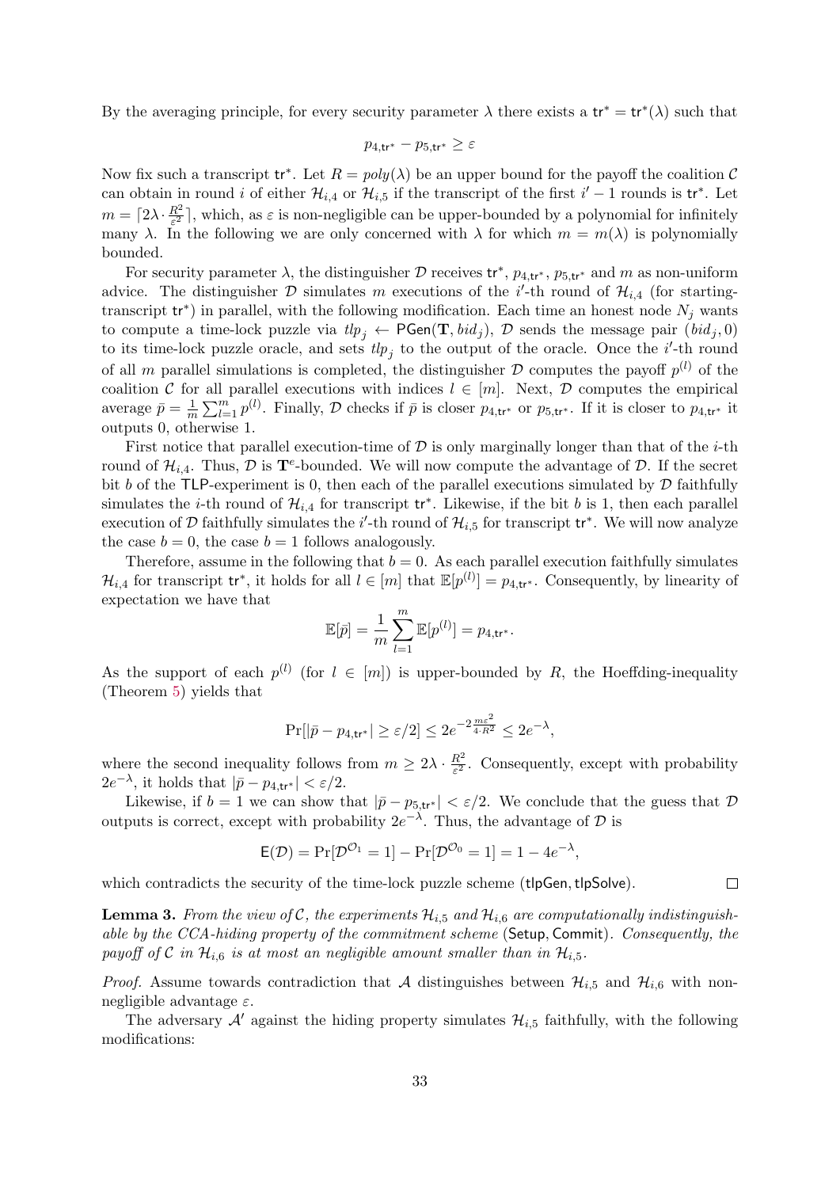By the averaging principle, for every security parameter $\lambda$ there exists a $\mathsf{tr}^* = \mathsf{tr}^*(\lambda)$ such that

$$p_{4,\mathsf{tr}^*} - p_{5,\mathsf{tr}^*} \geq \varepsilon$$

Now fix such a transcript $\mathsf{tr}^*$. Let $R = poly(\lambda)$ be an upper bound for the payoff the coalition $\mathcal{C}$ can obtain in round $i$ of either $\mathcal{H}_{i,4}$ or $\mathcal{H}_{i,5}$ if the transcript of the first $i'-1$ rounds is $\mathsf{tr}^*$. Let $m = \lceil 2\lambda \cdot \frac{R^2}{\varepsilon^2} \rceil$, which, as $\varepsilon$ is non-negligible can be upper-bounded by a polynomial for infinitely many $\lambda$. In the following we are only concerned with $\lambda$ for which $m = m(\lambda)$ is polynomially bounded.

For security parameter $\lambda$, the distinguisher $\mathcal{D}$ receives $\mathsf{tr}^*$, $p_{4,\mathsf{tr}^*}$, $p_{5,\mathsf{tr}^*}$ and $m$ as non-uniform advice. The distinguisher $\mathcal{D}$ simulates $m$ executions of the $i'$-th round of $\mathcal{H}_{i,4}$ (for starting-transcript $\mathsf{tr}^*$) in parallel, with the following modification. Each time an honest node $N_j$ wants to compute a time-lock puzzle via $tlp_j \leftarrow \mathsf{PGen}(\mathbf{T}, bid_j)$, $\mathcal{D}$ sends the message pair $(bid_j, 0)$ to its time-lock puzzle oracle, and sets $tlp_j$ to the output of the oracle. Once the $i'$-th round of all $m$ parallel simulations is completed, the distinguisher $\mathcal{D}$ computes the payoff $p^{(l)}$ of the coalition $\mathcal{C}$ for all parallel executions with indices $l \in [m]$. Next, $\mathcal{D}$ computes the empirical average $\bar{p} = \frac{1}{m}\sum_{l=1}^{m} p^{(l)}$. Finally, $\mathcal{D}$ checks if $\bar{p}$ is closer $p_{4,\mathsf{tr}^*}$ or $p_{5,\mathsf{tr}^*}$. If it is closer to $p_{4,\mathsf{tr}^*}$ it outputs 0, otherwise 1.

First notice that parallel execution-time of $\mathcal{D}$ is only marginally longer than that of the $i$-th round of $\mathcal{H}_{i,4}$. Thus, $\mathcal{D}$ is $\mathbf{T}^e$-bounded. We will now compute the advantage of $\mathcal{D}$. If the secret bit $b$ of the $\mathsf{TLP}$-experiment is 0, then each of the parallel executions simulated by $\mathcal{D}$ faithfully simulates the $i$-th round of $\mathcal{H}_{i,4}$ for transcript $\mathsf{tr}^*$. Likewise, if the bit $b$ is 1, then each parallel execution of $\mathcal{D}$ faithfully simulates the $i'$-th round of $\mathcal{H}_{i,5}$ for transcript $\mathsf{tr}^*$. We will now analyze the case $b = 0$, the case $b = 1$ follows analogously.

Therefore, assume in the following that $b = 0$. As each parallel execution faithfully simulates $\mathcal{H}_{i,4}$ for transcript $\mathsf{tr}^*$, it holds for all $l \in [m]$ that $\mathbb{E}[p^{(l)}] = p_{4,\mathsf{tr}^*}$. Consequently, by linearity of expectation we have that

$$\mathbb{E}[\bar{p}] = \frac{1}{m}\sum_{l=1}^{m} \mathbb{E}[p^{(l)}] = p_{4,\mathsf{tr}^*}.$$

As the support of each $p^{(l)}$ (for $l \in [m]$) is upper-bounded by $R$, the Hoeffding-inequality (Theorem 5) yields that

$$\Pr[|\bar{p} - p_{4,\mathsf{tr}^*}| \geq \varepsilon/2] \leq 2e^{-2\frac{m\varepsilon^2}{4 \cdot R^2}} \leq 2e^{-\lambda},$$

where the second inequality follows from $m \geq 2\lambda \cdot \frac{R^2}{\varepsilon^2}$. Consequently, except with probability $2e^{-\lambda}$, it holds that $|\bar{p} - p_{4,\mathsf{tr}^*}| < \varepsilon/2$.

Likewise, if $b = 1$ we can show that $|\bar{p} - p_{5,\mathsf{tr}^*}| < \varepsilon/2$. We conclude that the guess that $\mathcal{D}$ outputs is correct, except with probability $2e^{-\lambda}$. Thus, the advantage of $\mathcal{D}$ is

$$\mathsf{E}(\mathcal{D}) = \Pr[\mathcal{D}^{\mathcal{O}_1} = 1] - \Pr[\mathcal{D}^{\mathcal{O}_0} = 1] = 1 - 4e^{-\lambda},$$

which contradicts the security of the time-lock puzzle scheme ($\mathsf{tlpGen}, \mathsf{tlpSolve}$). □

**Lemma 3.** *From the view of $\mathcal{C}$, the experiments $\mathcal{H}_{i,5}$ and $\mathcal{H}_{i,6}$ are computationally indistinguishable by the CCA-hiding property of the commitment scheme* ($\mathsf{Setup}, \mathsf{Commit}$). *Consequently, the payoff of $\mathcal{C}$ in $\mathcal{H}_{i,6}$ is at most an negligible amount smaller than in $\mathcal{H}_{i,5}$.*

*Proof.* Assume towards contradiction that $\mathcal{A}$ distinguishes between $\mathcal{H}_{i,5}$ and $\mathcal{H}_{i,6}$ with non-negligible advantage $\varepsilon$.

The adversary $\mathcal{A}'$ against the hiding property simulates $\mathcal{H}_{i,5}$ faithfully, with the following modifications: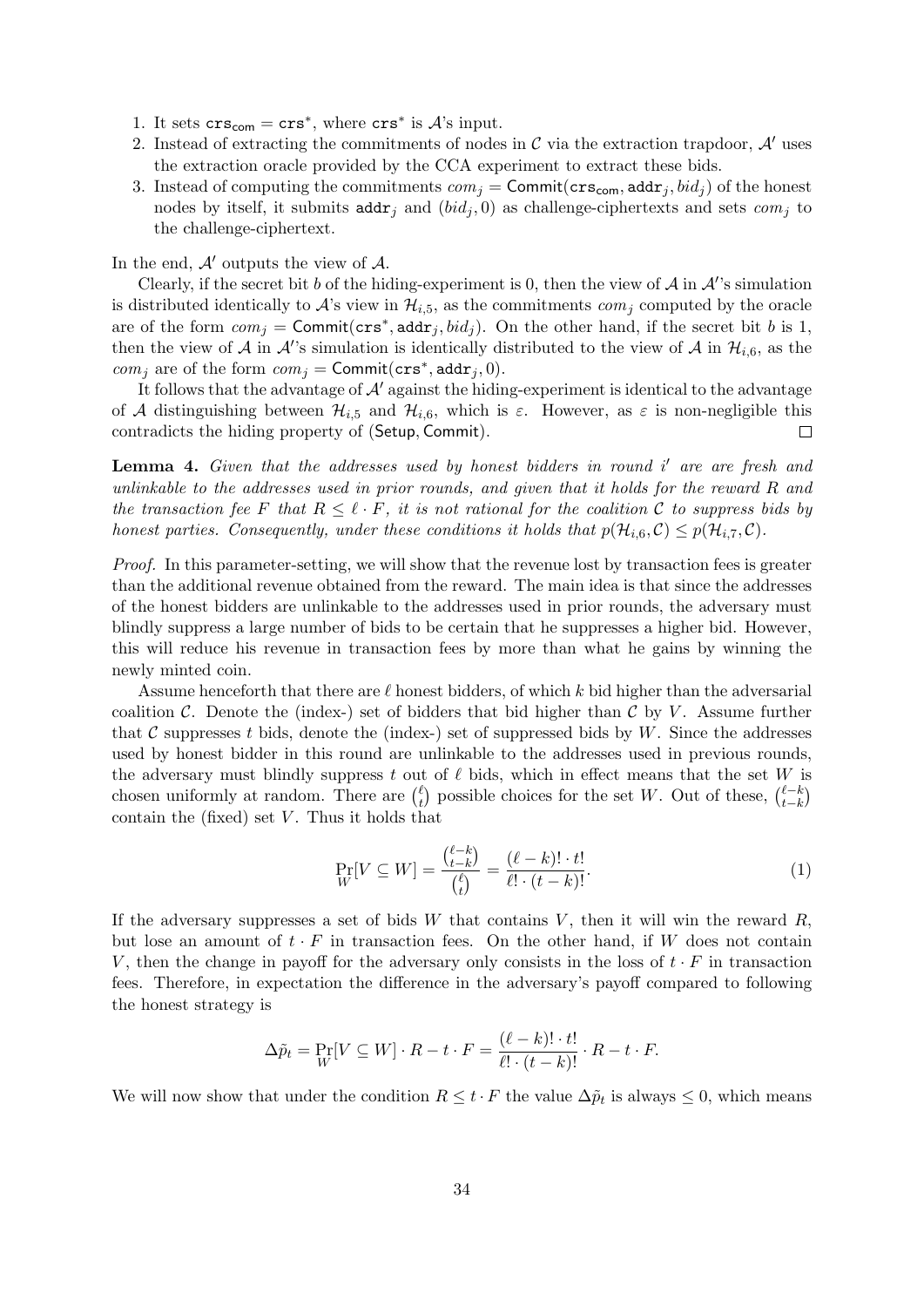1. It sets $\mathtt{crs}_{\mathsf{com}} = \mathtt{crs}^*$, where $\mathtt{crs}^*$ is $\mathcal{A}$'s input.
2. Instead of extracting the commitments of nodes in $\mathcal{C}$ via the extraction trapdoor, $\mathcal{A}'$ uses the extraction oracle provided by the CCA experiment to extract these bids.
3. Instead of computing the commitments $com_j = \mathsf{Commit}(\mathtt{crs}_{\mathsf{com}}, \mathtt{addr}_j, bid_j)$ of the honest nodes by itself, it submits $\mathtt{addr}_j$ and $(bid_j, 0)$ as challenge-ciphertexts and sets $com_j$ to the challenge-ciphertext.

In the end, $\mathcal{A}'$ outputs the view of $\mathcal{A}$.

Clearly, if the secret bit $b$ of the hiding-experiment is 0, then the view of $\mathcal{A}$ in $\mathcal{A}'$'s simulation is distributed identically to $\mathcal{A}$'s view in $\mathcal{H}_{i,5}$, as the commitments $com_j$ computed by the oracle are of the form $com_j = \mathsf{Commit}(\mathtt{crs}^*, \mathtt{addr}_j, bid_j)$. On the other hand, if the secret bit $b$ is 1, then the view of $\mathcal{A}$ in $\mathcal{A}'$'s simulation is identically distributed to the view of $\mathcal{A}$ in $\mathcal{H}_{i,6}$, as the $com_j$ are of the form $com_j = \mathsf{Commit}(\mathtt{crs}^*, \mathtt{addr}_j, 0)$.

It follows that the advantage of $\mathcal{A}'$ against the hiding-experiment is identical to the advantage of $\mathcal{A}$ distinguishing between $\mathcal{H}_{i,5}$ and $\mathcal{H}_{i,6}$, which is $\varepsilon$. However, as $\varepsilon$ is non-negligible this contradicts the hiding property of $(\mathsf{Setup}, \mathsf{Commit})$. $\square$

**Lemma 4.** *Given that the addresses used by honest bidders in round $i'$ are are fresh and unlinkable to the addresses used in prior rounds, and given that it holds for the reward $R$ and the transaction fee $F$ that $R \leq \ell \cdot F$, it is not rational for the coalition $\mathcal{C}$ to suppress bids by honest parties. Consequently, under these conditions it holds that $p(\mathcal{H}_{i,6}, \mathcal{C}) \leq p(\mathcal{H}_{i,7}, \mathcal{C})$.*

*Proof.* In this parameter-setting, we will show that the revenue lost by transaction fees is greater than the additional revenue obtained from the reward. The main idea is that since the addresses of the honest bidders are unlinkable to the addresses used in prior rounds, the adversary must blindly suppress a large number of bids to be certain that he suppresses a higher bid. However, this will reduce his revenue in transaction fees by more than what he gains by winning the newly minted coin.

Assume henceforth that there are $\ell$ honest bidders, of which $k$ bid higher than the adversarial coalition $\mathcal{C}$. Denote the (index-) set of bidders that bid higher than $\mathcal{C}$ by $V$. Assume further that $\mathcal{C}$ suppresses $t$ bids, denote the (index-) set of suppressed bids by $W$. Since the addresses used by honest bidder in this round are unlinkable to the addresses used in previous rounds, the adversary must blindly suppress $t$ out of $\ell$ bids, which in effect means that the set $W$ is chosen uniformly at random. There are $\binom{\ell}{t}$ possible choices for the set $W$. Out of these, $\binom{\ell-k}{t-k}$ contain the (fixed) set $V$. Thus it holds that

$$\Pr_W[V \subseteq W] = \frac{\binom{\ell-k}{t-k}}{\binom{\ell}{t}} = \frac{(\ell-k)! \cdot t!}{\ell! \cdot (t-k)!}. \tag{1}$$

If the adversary suppresses a set of bids $W$ that contains $V$, then it will win the reward $R$, but lose an amount of $t \cdot F$ in transaction fees. On the other hand, if $W$ does not contain $V$, then the change in payoff for the adversary only consists in the loss of $t \cdot F$ in transaction fees. Therefore, in expectation the difference in the adversary's payoff compared to following the honest strategy is

$$\Delta\tilde{p}_t = \Pr_W[V \subseteq W] \cdot R - t \cdot F = \frac{(\ell-k)! \cdot t!}{\ell! \cdot (t-k)!} \cdot R - t \cdot F.$$

We will now show that under the condition $R \leq t \cdot F$ the value $\Delta\tilde{p}_t$ is always $\leq 0$, which means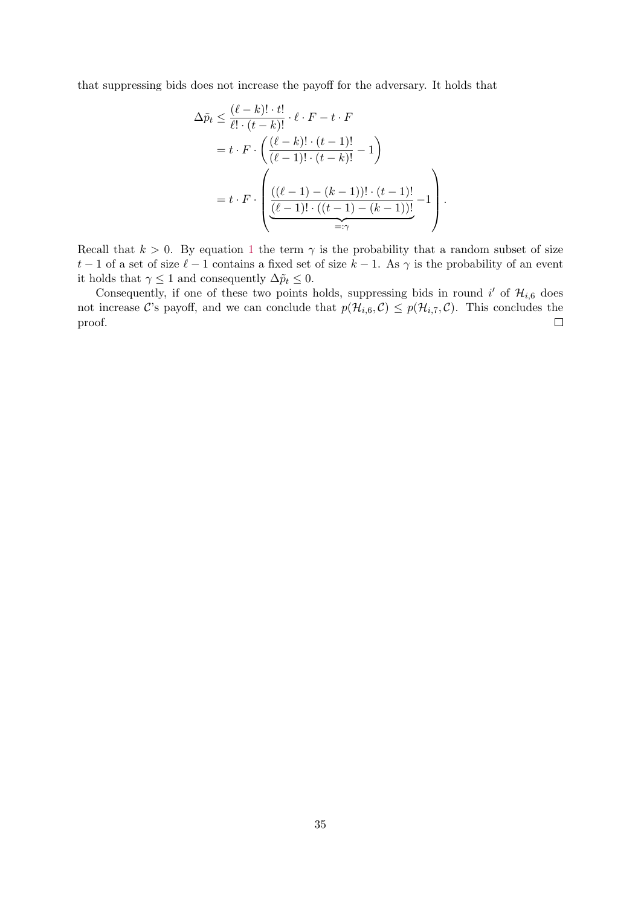that suppressing bids does not increase the payoff for the adversary. It holds that

$$
\begin{aligned}
\Delta\tilde{p}_t &\leq \frac{(\ell-k)! \cdot t!}{\ell! \cdot (t-k)!} \cdot \ell \cdot F - t \cdot F \\
&= t \cdot F \cdot \left( \frac{(\ell-k)! \cdot (t-1)!}{(\ell-1)! \cdot (t-k)!} - 1 \right) \\
&= t \cdot F \cdot \left( \underbrace{\frac{((\ell-1)-(k-1))! \cdot (t-1)!}{(\ell-1)! \cdot ((t-1)-(k-1))!}}_{=:\gamma} - 1 \right).
\end{aligned}
$$

Recall that $k > 0$. By equation 1 the term $\gamma$ is the probability that a random subset of size $t-1$ of a set of size $\ell-1$ contains a fixed set of size $k-1$. As $\gamma$ is the probability of an event it holds that $\gamma \leq 1$ and consequently $\Delta\tilde{p}_t \leq 0$.

Consequently, if one of these two points holds, suppressing bids in round $i'$ of $\mathcal{H}_{i,6}$ does not increase $\mathcal{C}$'s payoff, and we can conclude that $p(\mathcal{H}_{i,6}, \mathcal{C}) \leq p(\mathcal{H}_{i,7}, \mathcal{C})$. This concludes the proof. □